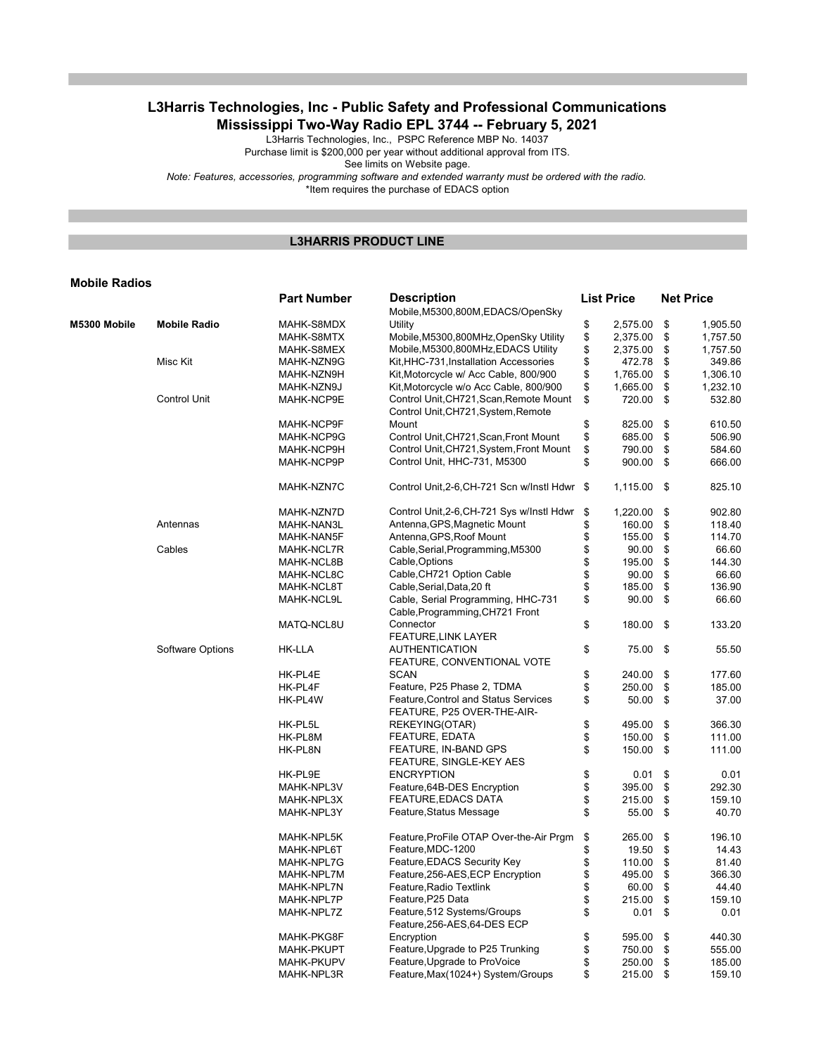# L3Harris Technologies, Inc - Public Safety and Professional Communications

## Mississippi Two-Way Radio EPL 3744 -- February 5, 2021

L3Harris Technologies, Inc., PSPC Reference MBP No. 14037

Purchase limit is $200,000 per year without additional approval from ITS.

See limits on Website page.

*Note: Features, accessories, programming software and extended warranty must be ordered with the radio.*

*Item requires the purchase of EDACS option

## L3HARRIS PRODUCT LINE

### Mobile Radios

| | | Part Number | Description | List Price | Net Price |
|---|---|---|---|---|---|
| M5300 Mobile | Mobile Radio | MAHK-S8MDX | Mobile,M5300,800M,EDACS/OpenSky Utility | $ 2,575.00 | $ 1,905.50 |
| | | MAHK-S8MTX | Mobile,M5300,800MHz,OpenSky Utility | $ 2,375.00 | $ 1,757.50 |
| | | MAHK-S8MEX | Mobile,M5300,800MHz,EDACS Utility | $ 2,375.00 | $ 1,757.50 |
| | Misc Kit | MAHK-NZN9G | Kit,HHC-731,Installation Accessories | $ 472.78 | $ 349.86 |
| | | MAHK-NZN9H | Kit,Motorcycle w/ Acc Cable, 800/900 | $ 1,765.00 | $ 1,306.10 |
| | | MAHK-NZN9J | Kit,Motorcycle w/o Acc Cable, 800/900 | $ 1,665.00 | $ 1,232.10 |
| | Control Unit | MAHK-NCP9E | Control Unit,CH721,Scan,Remote Mount | $ 720.00 | $ 532.80 |
| | | MAHK-NCP9F | Control Unit,CH721,System,Remote Mount | $ 825.00 | $ 610.50 |
| | | MAHK-NCP9G | Control Unit,CH721,Scan,Front Mount | $ 685.00 | $ 506.90 |
| | | MAHK-NCP9H | Control Unit,CH721,System,Front Mount | $ 790.00 | $ 584.60 |
| | | MAHK-NCP9P | Control Unit, HHC-731, M5300 | $ 900.00 | $ 666.00 |
| | | MAHK-NZN7C | Control Unit,2-6,CH-721 Scn w/Instl Hdwr | $ 1,115.00 | $ 825.10 |
| | | MAHK-NZN7D | Control Unit,2-6,CH-721 Sys w/Instl Hdwr | $ 1,220.00 | $ 902.80 |
| | Antennas | MAHK-NAN3L | Antenna,GPS,Magnetic Mount | $ 160.00 | $ 118.40 |
| | | MAHK-NAN5F | Antenna,GPS,Roof Mount | $ 155.00 | $ 114.70 |
| | Cables | MAHK-NCL7R | Cable,Serial,Programming,M5300 | $ 90.00 | $ 66.60 |
| | | MAHK-NCL8B | Cable,Options | $ 195.00 | $ 144.30 |
| | | MAHK-NCL8C | Cable,CH721 Option Cable | $ 90.00 | $ 66.60 |
| | | MAHK-NCL8T | Cable,Serial,Data,20 ft | $ 185.00 | $ 136.90 |
| | | MAHK-NCL9L | Cable, Serial Programming, HHC-731 | $ 90.00 | $ 66.60 |
| | | MATQ-NCL8U | Cable,Programming,CH721 Front Connector | $ 180.00 | $ 133.20 |
| | Software Options | HK-LLA | FEATURE,LINK LAYER AUTHENTICATION | $ 75.00 | $ 55.50 |
| | | HK-PL4E | FEATURE, CONVENTIONAL VOTE SCAN | $ 240.00 | $ 177.60 |
| | | HK-PL4F | Feature, P25 Phase 2, TDMA | $ 250.00 | $ 185.00 |
| | | HK-PL4W | Feature,Control and Status Services | $ 50.00 | $ 37.00 |
| | | HK-PL5L | FEATURE, P25 OVER-THE-AIR-REKEYING(OTAR) | $ 495.00 | $ 366.30 |
| | | HK-PL8M | FEATURE, EDATA | $ 150.00 | $ 111.00 |
| | | HK-PL8N | FEATURE, IN-BAND GPS | $ 150.00 | $ 111.00 |
| | | HK-PL9E | FEATURE, SINGLE-KEY AES ENCRYPTION | $ 0.01 | $ 0.01 |
| | | MAHK-NPL3V | Feature,64B-DES Encryption | $ 395.00 | $ 292.30 |
| | | MAHK-NPL3X | FEATURE,EDACS DATA | $ 215.00 | $ 159.10 |
| | | MAHK-NPL3Y | Feature,Status Message | $ 55.00 | $ 40.70 |
| | | MAHK-NPL5K | Feature,ProFile OTAP Over-the-Air Prgm | $ 265.00 | $ 196.10 |
| | | MAHK-NPL6T | Feature,MDC-1200 | $ 19.50 | $ 14.43 |
| | | MAHK-NPL7G | Feature,EDACS Security Key | $ 110.00 | $ 81.40 |
| | | MAHK-NPL7M | Feature,256-AES,ECP Encryption | $ 495.00 | $ 366.30 |
| | | MAHK-NPL7N | Feature,Radio Textlink | $ 60.00 | $ 44.40 |
| | | MAHK-NPL7P | Feature,P25 Data | $ 215.00 | $ 159.10 |
| | | MAHK-NPL7Z | Feature,512 Systems/Groups | $ 0.01 | $ 0.01 |
| | | MAHK-PKG8F | Feature,256-AES,64-DES ECP Encryption | $ 595.00 | $ 440.30 |
| | | MAHK-PKUPT | Feature,Upgrade to P25 Trunking | $ 750.00 | $ 555.00 |
| | | MAHK-PKUPV | Feature,Upgrade to ProVoice | $ 250.00 | $ 185.00 |
| | | MAHK-NPL3R | Feature,Max(1024+) System/Groups | $ 215.00 | $ 159.10 |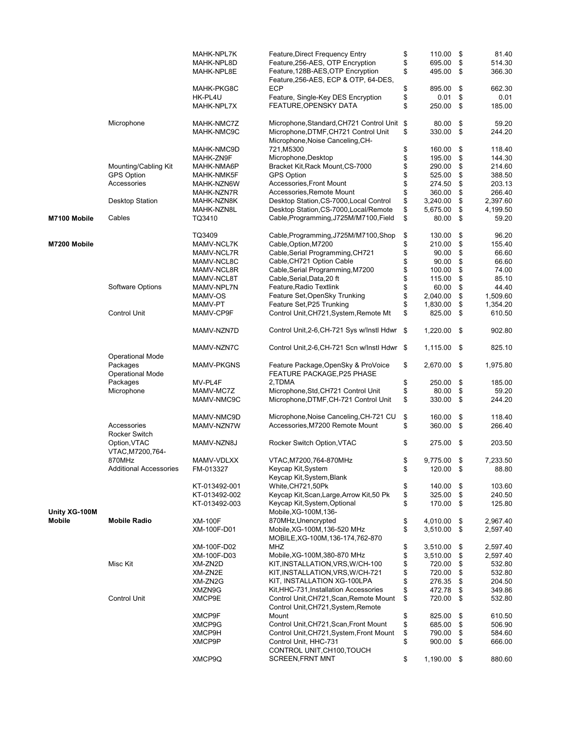| | | | | | |
|---|---|---|---|---|---|
| | | MAHK-NPL7K | Feature,Direct Frequency Entry | $ 110.00 | $ 81.40 |
| | | MAHK-NPL8D | Feature,256-AES, OTP Encryption | $ 695.00 | $ 514.30 |
| | | MAHK-NPL8E | Feature,128B-AES,OTP Encryption | $ 495.00 | $ 366.30 |
| | | MAHK-PKG8C | Feature,256-AES, ECP & OTP, 64-DES, ECP | $ 895.00 | $ 662.30 |
| | | HK-PL4U | Feature, Single-Key DES Encryption | $ 0.01 | $ 0.01 |
| | | MAHK-NPL7X | FEATURE,OPENSKY DATA | $ 250.00 | $ 185.00 |
| | Microphone | MAHK-NMC7Z | Microphone,Standard,CH721 Control Unit | $ 80.00 | $ 59.20 |
| | | MAHK-NMC9C | Microphone,DTMF,CH721 Control Unit | $ 330.00 | $ 244.20 |
| | | MAHK-NMC9D | Microphone,Noise Canceling,CH-721,M5300 | $ 160.00 | $ 118.40 |
| | | MAHK-ZN9F | Microphone,Desktop | $ 195.00 | $ 144.30 |
| | Mounting/Cabling Kit | MAHK-NMA6P | Bracket Kit,Rack Mount,CS-7000 | $ 290.00 | $ 214.60 |
| | GPS Option | MAHK-NMK5F | GPS Option | $ 525.00 | $ 388.50 |
| | Accessories | MAHK-NZN6W | Accessories,Front Mount | $ 274.50 | $ 203.13 |
| | | MAHK-NZN7R | Accessories,Remote Mount | $ 360.00 | $ 266.40 |
| | Desktop Station | MAHK-NZN8K | Desktop Station,CS-7000,Local Control | $ 3,240.00 | $ 2,397.60 |
| | | MAHK-NZN8L | Desktop Station,CS-7000,Local/Remote | $ 5,675.00 | $ 4,199.50 |
| **M7100 Mobile** | Cables | TQ3410 | Cable,Programming,J725M/M7100,Field | $ 80.00 | $ 59.20 |
| | | TQ3409 | Cable,Programming,J725M/M7100,Shop | $ 130.00 | $ 96.20 |
| **M7200 Mobile** | | MAMV-NCL7K | Cable,Option,M7200 | $ 210.00 | $ 155.40 |
| | | MAMV-NCL7R | Cable,Serial Programming,CH721 | $ 90.00 | $ 66.60 |
| | | MAMV-NCL8C | Cable,CH721 Option Cable | $ 90.00 | $ 66.60 |
| | | MAMV-NCL8R | Cable,Serial Programming,M7200 | $ 100.00 | $ 74.00 |
| | | MAMV-NCL8T | Cable,Serial,Data,20 ft | $ 115.00 | $ 85.10 |
| | Software Options | MAMV-NPL7N | Feature,Radio Textlink | $ 60.00 | $ 44.40 |
| | | MAMV-OS | Feature Set,OpenSky Trunking | $ 2,040.00 | $ 1,509.60 |
| | | MAMV-PT | Feature Set,P25 Trunking | $ 1,830.00 | $ 1,354.20 |
| | Control Unit | MAMV-CP9F | Control Unit,CH721,System,Remote Mt | $ 825.00 | $ 610.50 |
| | | MAMV-NZN7D | Control Unit,2-6,CH-721 Sys w/Instl Hdwr | $ 1,220.00 | $ 902.80 |
| | | MAMV-NZN7C | Control Unit,2-6,CH-721 Scn w/Instl Hdwr | $ 1,115.00 | $ 825.10 |
| | Operational Mode Packages | MAMV-PKGNS | Feature Package,OpenSky & ProVoice | $ 2,670.00 | $ 1,975.80 |
| | Operational Mode Packages | MV-PL4F | FEATURE PACKAGE,P25 PHASE 2,TDMA | $ 250.00 | $ 185.00 |
| | Microphone | MAMV-MC7Z | Microphone,Std,CH721 Control Unit | $ 80.00 | $ 59.20 |
| | | MAMV-NMC9C | Microphone,DTMF,CH-721 Control Unit | $ 330.00 | $ 244.20 |
| | | MAMV-NMC9D | Microphone,Noise Canceling,CH-721 CU | $ 160.00 | $ 118.40 |
| | Accessories | MAMV-NZN7W | Accessories,M7200 Remote Mount | $ 360.00 | $ 266.40 |
| | Rocker Switch Option,VTAC | MAMV-NZN8J | Rocker Switch Option,VTAC | $ 275.00 | $ 203.50 |
| | VTAC,M7200,764-870MHz | MAMV-VDLXX | VTAC,M7200,764-870MHz | $ 9,775.00 | $ 7,233.50 |
| | Additional Accessories | FM-013327 | Keycap Kit,System | $ 120.00 | $ 88.80 |
| | | KT-013492-001 | Keycap Kit,System,Blank White,CH721,50Pk | $ 140.00 | $ 103.60 |
| | | KT-013492-002 | Keycap Kit,Scan,Large,Arrow Kit,50 Pk | $ 325.00 | $ 240.50 |
| | | KT-013492-003 | Keycap Kit,System,Optional | $ 170.00 | $ 125.80 |
| **Unity XG-100M Mobile** | **Mobile Radio** | XM-100F | Mobile,XG-100M,136-870MHz,Unencrypted | $ 4,010.00 | $ 2,967.40 |
| | | XM-100F-D01 | Mobile,XG-100M,136-520 MHz | $ 3,510.00 | $ 2,597.40 |
| | | XM-100F-D02 | MOBILE,XG-100M,136-174,762-870 MHZ | $ 3,510.00 | $ 2,597.40 |
| | | XM-100F-D03 | Mobile,XG-100M,380-870 MHz | $ 3,510.00 | $ 2,597.40 |
| | Misc Kit | XM-ZN2D | KIT,INSTALLATION,VRS,W/CH-100 | $ 720.00 | $ 532.80 |
| | | XM-ZN2E | KIT,INSTALLATION,VRS,W/CH-721 | $ 720.00 | $ 532.80 |
| | | XM-ZN2G | KIT, INSTALLATION XG-100LPA | $ 276.35 | $ 204.50 |
| | | XMZN9G | Kit,HHC-731,Installation Accessories | $ 472.78 | $ 349.86 |
| | Control Unit | XMCP9E | Control Unit,CH721,Scan,Remote Mount | $ 720.00 | $ 532.80 |
| | | XMCP9F | Control Unit,CH721,System,Remote Mount | $ 825.00 | $ 610.50 |
| | | XMCP9G | Control Unit,CH721,Scan,Front Mount | $ 685.00 | $ 506.90 |
| | | XMCP9H | Control Unit,CH721,System,Front Mount | $ 790.00 | $ 584.60 |
| | | XMCP9P | Control Unit, HHC-731 | $ 900.00 | $ 666.00 |
| | | XMCP9Q | CONTROL UNIT,CH100,TOUCH SCREEN,FRNT MNT | $ 1,190.00 | $ 880.60 |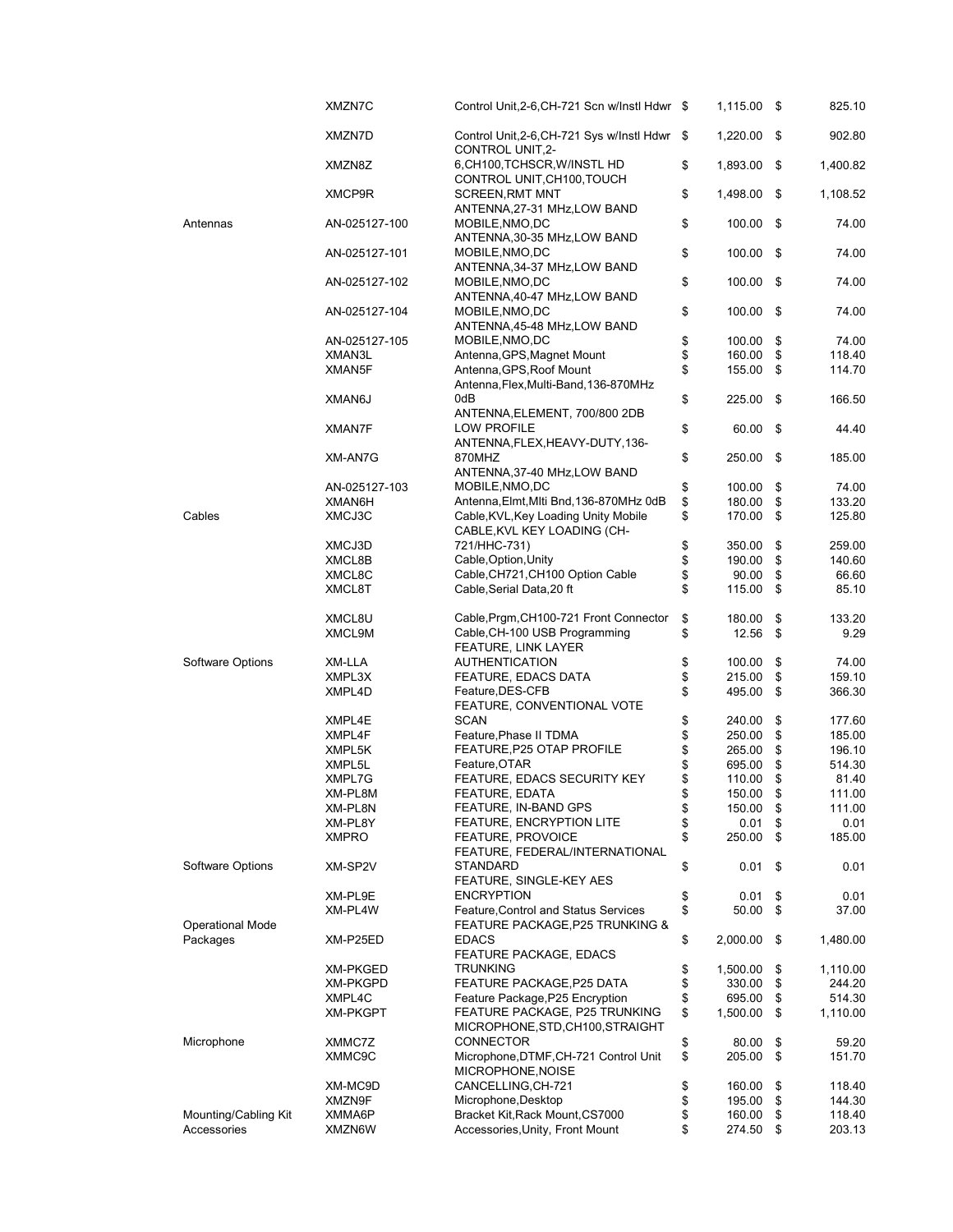| | | | | |
|---|---|---|---|---|
| | XMZN7C | Control Unit,2-6,CH-721 Scn w/Instl Hdwr | $ 1,115.00 | $ 825.10 |
| | XMZN7D | Control Unit,2-6,CH-721 Sys w/Instl Hdwr | $ 1,220.00 | $ 902.80 |
| | XMZN8Z | CONTROL UNIT,2-6,CH100,TCHSCR,W/INSTL HD | $ 1,893.00 | $ 1,400.82 |
| | XMCP9R | CONTROL UNIT,CH100,TOUCH SCREEN,RMT MNT | $ 1,498.00 | $ 1,108.52 |
| Antennas | AN-025127-100 | ANTENNA,27-31 MHz,LOW BAND MOBILE,NMO,DC | $ 100.00 | $ 74.00 |
| | AN-025127-101 | ANTENNA,30-35 MHz,LOW BAND MOBILE,NMO,DC | $ 100.00 | $ 74.00 |
| | AN-025127-102 | ANTENNA,34-37 MHz,LOW BAND MOBILE,NMO,DC | $ 100.00 | $ 74.00 |
| | AN-025127-104 | ANTENNA,40-47 MHz,LOW BAND MOBILE,NMO,DC | $ 100.00 | $ 74.00 |
| | AN-025127-105 | ANTENNA,45-48 MHz,LOW BAND MOBILE,NMO,DC | $ 100.00 | $ 74.00 |
| | XMAN3L | Antenna,GPS,Magnet Mount | $ 160.00 | $ 118.40 |
| | XMAN5F | Antenna,GPS,Roof Mount | $ 155.00 | $ 114.70 |
| | XMAN6J | Antenna,Flex,Multi-Band,136-870MHz 0dB | $ 225.00 | $ 166.50 |
| | XMAN7F | ANTENNA,ELEMENT, 700/800 2DB LOW PROFILE | $ 60.00 | $ 44.40 |
| | XM-AN7G | ANTENNA,FLEX,HEAVY-DUTY,136-870MHZ | $ 250.00 | $ 185.00 |
| | AN-025127-103 | ANTENNA,37-40 MHz,LOW BAND MOBILE,NMO,DC | $ 100.00 | $ 74.00 |
| | XMAN6H | Antenna,Elmt,Mlti Bnd,136-870MHz 0dB | $ 180.00 | $ 133.20 |
| Cables | XMCJ3C | Cable,KVL,Key Loading Unity Mobile | $ 170.00 | $ 125.80 |
| | XMCJ3D | CABLE,KVL KEY LOADING (CH-721/HHC-731) | $ 350.00 | $ 259.00 |
| | XMCL8B | Cable,Option,Unity | $ 190.00 | $ 140.60 |
| | XMCL8C | Cable,CH721,CH100 Option Cable | $ 90.00 | $ 66.60 |
| | XMCL8T | Cable,Serial Data,20 ft | $ 115.00 | $ 85.10 |
| | XMCL8U | Cable,Prgm,CH100-721 Front Connector | $ 180.00 | $ 133.20 |
| | XMCL9M | Cable,CH-100 USB Programming | $ 12.56 | $ 9.29 |
| Software Options | XM-LLA | FEATURE, LINK LAYER AUTHENTICATION | $ 100.00 | $ 74.00 |
| | XMPL3X | FEATURE, EDACS DATA | $ 215.00 | $ 159.10 |
| | XMPL4D | Feature,DES-CFB | $ 495.00 | $ 366.30 |
| | XMPL4E | FEATURE, CONVENTIONAL VOTE SCAN | $ 240.00 | $ 177.60 |
| | XMPL4F | Feature,Phase II TDMA | $ 250.00 | $ 185.00 |
| | XMPL5K | FEATURE,P25 OTAP PROFILE | $ 265.00 | $ 196.10 |
| | XMPL5L | Feature,OTAR | $ 695.00 | $ 514.30 |
| | XMPL7G | FEATURE, EDACS SECURITY KEY | $ 110.00 | $ 81.40 |
| | XM-PL8M | FEATURE, EDATA | $ 150.00 | $ 111.00 |
| | XM-PL8N | FEATURE, IN-BAND GPS | $ 150.00 | $ 111.00 |
| | XM-PL8Y | FEATURE, ENCRYPTION LITE | $ 0.01 | $ 0.01 |
| | XMPRO | FEATURE, PROVOICE | $ 250.00 | $ 185.00 |
| Software Options | XM-SP2V | FEATURE, FEDERAL/INTERNATIONAL STANDARD | $ 0.01 | $ 0.01 |
| | XM-PL9E | FEATURE, SINGLE-KEY AES ENCRYPTION | $ 0.01 | $ 0.01 |
| | XM-PL4W | Feature,Control and Status Services | $ 50.00 | $ 37.00 |
| Operational Mode Packages | XM-P25ED | FEATURE PACKAGE,P25 TRUNKING & EDACS | $ 2,000.00 | $ 1,480.00 |
| | XM-PKGED | FEATURE PACKAGE, EDACS TRUNKING | $ 1,500.00 | $ 1,110.00 |
| | XM-PKGPD | FEATURE PACKAGE,P25 DATA | $ 330.00 | $ 244.20 |
| | XMPL4C | Feature Package,P25 Encryption | $ 695.00 | $ 514.30 |
| | XM-PKGPT | FEATURE PACKAGE, P25 TRUNKING | $ 1,500.00 | $ 1,110.00 |
| Microphone | XMMC7Z | MICROPHONE,STD,CH100,STRAIGHT CONNECTOR | $ 80.00 | $ 59.20 |
| | XMMC9C | Microphone,DTMF,CH-721 Control Unit | $ 205.00 | $ 151.70 |
| | XM-MC9D | MICROPHONE,NOISE CANCELLING,CH-721 | $ 160.00 | $ 118.40 |
| | XMZN9F | Microphone,Desktop | $ 195.00 | $ 144.30 |
| Mounting/Cabling Kit | XMMA6P | Bracket Kit,Rack Mount,CS7000 | $ 160.00 | $ 118.40 |
| Accessories | XMZN6W | Accessories,Unity, Front Mount | $ 274.50 | $ 203.13 |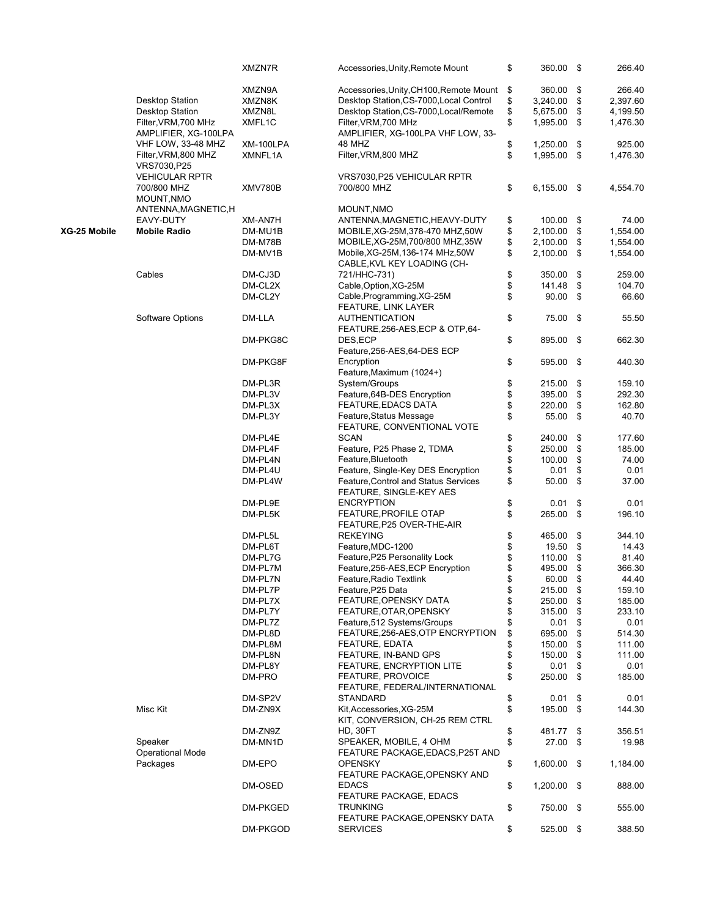| | | | | | |
|---|---|---|---|---|---|
| | | XMZN7R | Accessories,Unity,Remote Mount | $ 360.00 | $ 266.40 |
| | | XMZN9A | Accessories,Unity,CH100,Remote Mount | $ 360.00 | $ 266.40 |
| | Desktop Station | XMZN8K | Desktop Station,CS-7000,Local Control | $ 3,240.00 | $ 2,397.60 |
| | Desktop Station | XMZN8L | Desktop Station,CS-7000,Local/Remote | $ 5,675.00 | $ 4,199.50 |
| | Filter,VRM,700 MHz | XMFL1C | Filter,VRM,700 MHz | $ 1,995.00 | $ 1,476.30 |
| | AMPLIFIER, XG-100LPA VHF LOW, 33-48 MHZ | XM-100LPA | AMPLIFIER, XG-100LPA VHF LOW, 33-48 MHZ | $ 1,250.00 | $ 925.00 |
| | Filter,VRM,800 MHZ | XMNFL1A | Filter,VRM,800 MHZ | $ 1,995.00 | $ 1,476.30 |
| | VRS7030,P25 VEHICULAR RPTR 700/800 MHZ | XMV780B | VRS7030,P25 VEHICULAR RPTR 700/800 MHZ | $ 6,155.00 | $ 4,554.70 |
| | MOUNT,NMO ANTENNA,MAGNETIC,HEAVY-DUTY | XM-AN7H | MOUNT,NMO ANTENNA,MAGNETIC,HEAVY-DUTY | $ 100.00 | $ 74.00 |
| **XG-25 Mobile** | **Mobile Radio** | DM-MU1B | MOBILE,XG-25M,378-470 MHZ,50W | $ 2,100.00 | $ 1,554.00 |
| | | DM-M78B | MOBILE,XG-25M,700/800 MHZ,35W | $ 2,100.00 | $ 1,554.00 |
| | | DM-MV1B | Mobile,XG-25M,136-174 MHz,50W | $ 2,100.00 | $ 1,554.00 |
| | Cables | DM-CJ3D | CABLE,KVL KEY LOADING (CH-721/HHC-731) | $ 350.00 | $ 259.00 |
| | | DM-CL2X | Cable,Option,XG-25M | $ 141.48 | $ 104.70 |
| | | DM-CL2Y | Cable,Programming,XG-25M | $ 90.00 | $ 66.60 |
| | Software Options | DM-LLA | FEATURE, LINK LAYER AUTHENTICATION | $ 75.00 | $ 55.50 |
| | | DM-PKG8C | FEATURE,256-AES,ECP & OTP,64-DES,ECP | $ 895.00 | $ 662.30 |
| | | DM-PKG8F | Feature,256-AES,64-DES ECP Encryption | $ 595.00 | $ 440.30 |
| | | DM-PL3R | Feature,Maximum (1024+) System/Groups | $ 215.00 | $ 159.10 |
| | | DM-PL3V | Feature,64B-DES Encryption | $ 395.00 | $ 292.30 |
| | | DM-PL3X | FEATURE,EDACS DATA | $ 220.00 | $ 162.80 |
| | | DM-PL3Y | Feature,Status Message | $ 55.00 | $ 40.70 |
| | | DM-PL4E | FEATURE, CONVENTIONAL VOTE SCAN | $ 240.00 | $ 177.60 |
| | | DM-PL4F | Feature, P25 Phase 2, TDMA | $ 250.00 | $ 185.00 |
| | | DM-PL4N | Feature,Bluetooth | $ 100.00 | $ 74.00 |
| | | DM-PL4U | Feature, Single-Key DES Encryption | $ 0.01 | $ 0.01 |
| | | DM-PL4W | Feature,Control and Status Services | $ 50.00 | $ 37.00 |
| | | DM-PL9E | FEATURE, SINGLE-KEY AES ENCRYPTION | $ 0.01 | $ 0.01 |
| | | DM-PL5K | FEATURE,PROFILE OTAP | $ 265.00 | $ 196.10 |
| | | DM-PL5L | FEATURE,P25 OVER-THE-AIR REKEYING | $ 465.00 | $ 344.10 |
| | | DM-PL6T | Feature,MDC-1200 | $ 19.50 | $ 14.43 |
| | | DM-PL7G | Feature,P25 Personality Lock | $ 110.00 | $ 81.40 |
| | | DM-PL7M | Feature,256-AES,ECP Encryption | $ 495.00 | $ 366.30 |
| | | DM-PL7N | Feature,Radio Textlink | $ 60.00 | $ 44.40 |
| | | DM-PL7P | Feature,P25 Data | $ 215.00 | $ 159.10 |
| | | DM-PL7X | FEATURE,OPENSKY DATA | $ 250.00 | $ 185.00 |
| | | DM-PL7Y | FEATURE,OTAR,OPENSKY | $ 315.00 | $ 233.10 |
| | | DM-PL7Z | Feature,512 Systems/Groups | $ 0.01 | $ 0.01 |
| | | DM-PL8D | FEATURE,256-AES,OTP ENCRYPTION | $ 695.00 | $ 514.30 |
| | | DM-PL8M | FEATURE, EDATA | $ 150.00 | $ 111.00 |
| | | DM-PL8N | FEATURE, IN-BAND GPS | $ 150.00 | $ 111.00 |
| | | DM-PL8Y | FEATURE, ENCRYPTION LITE | $ 0.01 | $ 0.01 |
| | | DM-PRO | FEATURE, PROVOICE | $ 250.00 | $ 185.00 |
| | | DM-SP2V | FEATURE, FEDERAL/INTERNATIONAL STANDARD | $ 0.01 | $ 0.01 |
| | Misc Kit | DM-ZN9X | Kit,Accessories,XG-25M | $ 195.00 | $ 144.30 |
| | | DM-ZN9Z | KIT, CONVERSION, CH-25 REM CTRL HD, 30FT | $ 481.77 | $ 356.51 |
| | Speaker | DM-MN1D | SPEAKER, MOBILE, 4 OHM | $ 27.00 | $ 19.98 |
| | Operational Mode Packages | DM-EPO | FEATURE PACKAGE,EDACS,P25T AND OPENSKY | $ 1,600.00 | $ 1,184.00 |
| | | DM-OSED | FEATURE PACKAGE,OPENSKY AND EDACS | $ 1,200.00 | $ 888.00 |
| | | DM-PKGED | FEATURE PACKAGE, EDACS TRUNKING | $ 750.00 | $ 555.00 |
| | | DM-PKGOD | FEATURE PACKAGE,OPENSKY DATA SERVICES | $ 525.00 | $ 388.50 |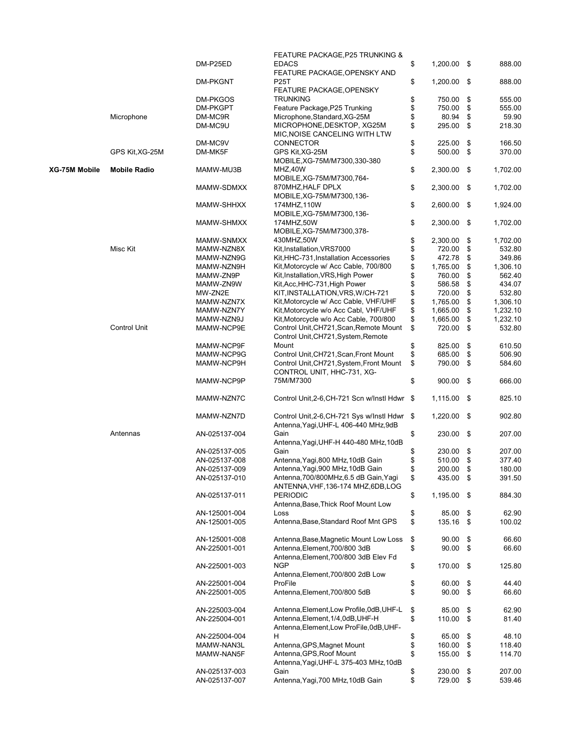| | | | | | |
|---|---|---|---|---|---|
| | | DM-P25ED | FEATURE PACKAGE,P25 TRUNKING & EDACS | $ 1,200.00 | $ 888.00 |
| | | DM-PKGNT | FEATURE PACKAGE,OPENSKY AND P25T | $ 1,200.00 | $ 888.00 |
| | | DM-PKGOS | FEATURE PACKAGE,OPENSKY TRUNKING | $ 750.00 | $ 555.00 |
| | | DM-PKGPT | Feature Package,P25 Trunking | $ 750.00 | $ 555.00 |
| | Microphone | DM-MC9R | Microphone,Standard,XG-25M | $ 80.94 | $ 59.90 |
| | | DM-MC9U | MICROPHONE,DESKTOP, XG25M | $ 295.00 | $ 218.30 |
| | | DM-MC9V | MIC,NOISE CANCELING WITH LTW CONNECTOR | $ 225.00 | $ 166.50 |
| | GPS Kit,XG-25M | DM-MK5F | GPS Kit,XG-25M | $ 500.00 | $ 370.00 |
| **XG-75M Mobile** | **Mobile Radio** | MAMW-MU3B | MOBILE,XG-75M/M7300,330-380 MHZ,40W | $ 2,300.00 | $ 1,702.00 |
| | | MAMW-SDMXX | MOBILE,XG-75M/M7300,764-870MHZ,HALF DPLX | $ 2,300.00 | $ 1,702.00 |
| | | MAMW-SHHXX | MOBILE,XG-75M/M7300,136-174MHZ,110W | $ 2,600.00 | $ 1,924.00 |
| | | MAMW-SHMXX | MOBILE,XG-75M/M7300,136-174MHZ,50W | $ 2,300.00 | $ 1,702.00 |
| | | MAMW-SNMXX | MOBILE,XG-75M/M7300,378-430MHZ,50W | $ 2,300.00 | $ 1,702.00 |
| | Misc Kit | MAMW-NZN8X | Kit,Installation,VRS7000 | $ 720.00 | $ 532.80 |
| | | MAMW-NZN9G | Kit,HHC-731,Installation Accessories | $ 472.78 | $ 349.86 |
| | | MAMW-NZN9H | Kit,Motorcycle w/ Acc Cable, 700/800 | $ 1,765.00 | $ 1,306.10 |
| | | MAMW-ZN9P | Kit,Installation,VRS,High Power | $ 760.00 | $ 562.40 |
| | | MAMW-ZN9W | Kit,Acc,HHC-731,High Power | $ 586.58 | $ 434.07 |
| | | MW-ZN2E | KIT,INSTALLATION,VRS,W/CH-721 | $ 720.00 | $ 532.80 |
| | | MAMW-NZN7X | Kit,Motorcycle w/ Acc Cable, VHF/UHF | $ 1,765.00 | $ 1,306.10 |
| | | MAMW-NZN7Y | Kit,Motorcycle w/o Acc Cabl, VHF/UHF | $ 1,665.00 | $ 1,232.10 |
| | | MAMW-NZN9J | Kit,Motorcycle w/o Acc Cable, 700/800 | $ 1,665.00 | $ 1,232.10 |
| | Control Unit | MAMW-NCP9E | Control Unit,CH721,Scan,Remote Mount | $ 720.00 | $ 532.80 |
| | | MAMW-NCP9F | Control Unit,CH721,System,Remote Mount | $ 825.00 | $ 610.50 |
| | | MAMW-NCP9G | Control Unit,CH721,Scan,Front Mount | $ 685.00 | $ 506.90 |
| | | MAMW-NCP9H | Control Unit,CH721,System,Front Mount | $ 790.00 | $ 584.60 |
| | | MAMW-NCP9P | CONTROL UNIT, HHC-731, XG-75M/M7300 | $ 900.00 | $ 666.00 |
| | | MAMW-NZN7C | Control Unit,2-6,CH-721 Scn w/Instl Hdwr | $ 1,115.00 | $ 825.10 |
| | | MAMW-NZN7D | Control Unit,2-6,CH-721 Sys w/Instl Hdwr | $ 1,220.00 | $ 902.80 |
| | Antennas | AN-025137-004 | Antenna,Yagi,UHF-L 406-440 MHz,9dB Gain | $ 230.00 | $ 207.00 |
| | | AN-025137-005 | Antenna,Yagi,UHF-H 440-480 MHz,10dB Gain | $ 230.00 | $ 207.00 |
| | | AN-025137-008 | Antenna,Yagi,800 MHz,10dB Gain | $ 510.00 | $ 377.40 |
| | | AN-025137-009 | Antenna,Yagi,900 MHz,10dB Gain | $ 200.00 | $ 180.00 |
| | | AN-025137-010 | Antenna,700/800MHz,6.5 dB Gain,Yagi | $ 435.00 | $ 391.50 |
| | | AN-025137-011 | ANTENNA,VHF,136-174 MHZ,6DB,LOG PERIODIC | $ 1,195.00 | $ 884.30 |
| | | AN-125001-004 | Antenna,Base,Thick Roof Mount Low Loss | $ 85.00 | $ 62.90 |
| | | AN-125001-005 | Antenna,Base,Standard Roof Mnt GPS | $ 135.16 | $ 100.02 |
| | | AN-125001-008 | Antenna,Base,Magnetic Mount Low Loss | $ 90.00 | $ 66.60 |
| | | AN-225001-001 | Antenna,Element,700/800 3dB | $ 90.00 | $ 66.60 |
| | | AN-225001-003 | Antenna,Element,700/800 3dB Elev Fd NGP | $ 170.00 | $ 125.80 |
| | | AN-225001-004 | Antenna,Element,700/800 2dB Low ProFile | $ 60.00 | $ 44.40 |
| | | AN-225001-005 | Antenna,Element,700/800 5dB | $ 90.00 | $ 66.60 |
| | | AN-225003-004 | Antenna,Element,Low Profile,0dB,UHF-L | $ 85.00 | $ 62.90 |
| | | AN-225004-001 | Antenna,Element,1/4,0dB,UHF-H | $ 110.00 | $ 81.40 |
| | | AN-225004-004 | Antenna,Element,Low ProFile,0dB,UHF-H | $ 65.00 | $ 48.10 |
| | | MAMW-NAN3L | Antenna,GPS,Magnet Mount | $ 160.00 | $ 118.40 |
| | | MAMW-NAN5F | Antenna,GPS,Roof Mount | $ 155.00 | $ 114.70 |
| | | AN-025137-003 | Antenna,Yagi,UHF-L 375-403 MHz,10dB Gain | $ 230.00 | $ 207.00 |
| | | AN-025137-007 | Antenna,Yagi,700 MHz,10dB Gain | $ 729.00 | $ 539.46 |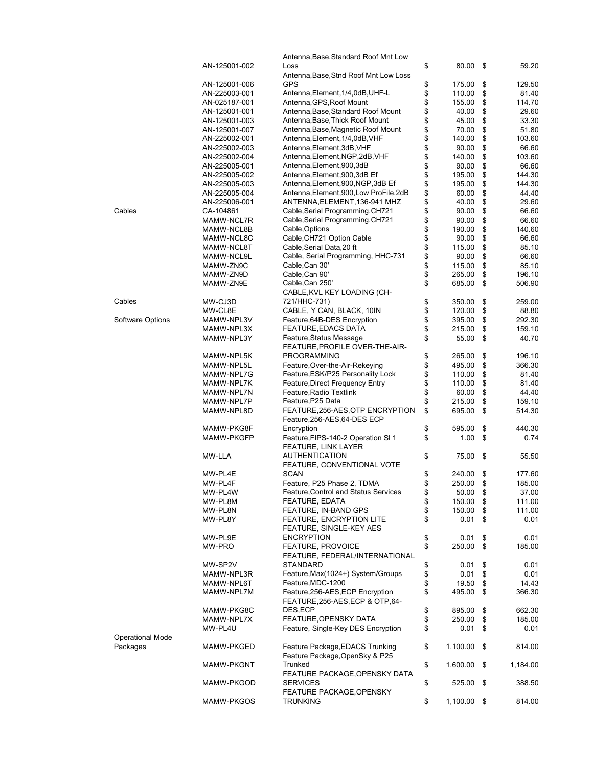| | | | | |
|---|---|---|---|---|
| | AN-125001-002 | Antenna,Base,Standard Roof Mnt Low Loss | $ 80.00 | $ 59.20 |
| | AN-125001-006 | Antenna,Base,Stnd Roof Mnt Low Loss GPS | $ 175.00 | $ 129.50 |
| | AN-225003-001 | Antenna,Element,1/4,0dB,UHF-L | $ 110.00 | $ 81.40 |
| | AN-025187-001 | Antenna,GPS,Roof Mount | $ 155.00 | $ 114.70 |
| | AN-125001-001 | Antenna,Base,Standard Roof Mount | $ 40.00 | $ 29.60 |
| | AN-125001-003 | Antenna,Base,Thick Roof Mount | $ 45.00 | $ 33.30 |
| | AN-125001-007 | Antenna,Base,Magnetic Roof Mount | $ 70.00 | $ 51.80 |
| | AN-225002-001 | Antenna,Element,1/4,0dB,VHF | $ 140.00 | $ 103.60 |
| | AN-225002-003 | Antenna,Element,3dB,VHF | $ 90.00 | $ 66.60 |
| | AN-225002-004 | Antenna,Element,NGP,2dB,VHF | $ 140.00 | $ 103.60 |
| | AN-225005-001 | Antenna,Element,900,3dB | $ 90.00 | $ 66.60 |
| | AN-225005-002 | Antenna,Element,900,3dB Ef | $ 195.00 | $ 144.30 |
| | AN-225005-003 | Antenna,Element,900,NGP,3dB Ef | $ 195.00 | $ 144.30 |
| | AN-225005-004 | Antenna,Element,900,Low ProFile,2dB | $ 60.00 | $ 44.40 |
| | AN-225006-001 | ANTENNA,ELEMENT,136-941 MHZ | $ 40.00 | $ 29.60 |
| Cables | CA-104861 | Cable,Serial Programming,CH721 | $ 90.00 | $ 66.60 |
| | MAMW-NCL7R | Cable,Serial Programming,CH721 | $ 90.00 | $ 66.60 |
| | MAMW-NCL8B | Cable,Options | $ 190.00 | $ 140.60 |
| | MAMW-NCL8C | Cable,CH721 Option Cable | $ 90.00 | $ 66.60 |
| | MAMW-NCL8T | Cable,Serial Data,20 ft | $ 115.00 | $ 85.10 |
| | MAMW-NCL9L | Cable, Serial Programming, HHC-731 | $ 90.00 | $ 66.60 |
| | MAMW-ZN9C | Cable,Can 30' | $ 115.00 | $ 85.10 |
| | MAMW-ZN9D | Cable,Can 90' | $ 265.00 | $ 196.10 |
| | MAMW-ZN9E | Cable,Can 250' | $ 685.00 | $ 506.90 |
| Cables | MW-CJ3D | CABLE,KVL KEY LOADING (CH-721/HHC-731) | $ 350.00 | $ 259.00 |
| | MW-CL8E | CABLE, Y CAN, BLACK, 10IN | $ 120.00 | $ 88.80 |
| Software Options | MAMW-NPL3V | Feature,64B-DES Encryption | $ 395.00 | $ 292.30 |
| | MAMW-NPL3X | FEATURE,EDACS DATA | $ 215.00 | $ 159.10 |
| | MAMW-NPL3Y | Feature,Status Message | $ 55.00 | $ 40.70 |
| | MAMW-NPL5K | FEATURE,PROFILE OVER-THE-AIR-PROGRAMMING | $ 265.00 | $ 196.10 |
| | MAMW-NPL5L | Feature,Over-the-Air-Rekeying | $ 495.00 | $ 366.30 |
| | MAMW-NPL7G | Feature,ESK/P25 Personality Lock | $ 110.00 | $ 81.40 |
| | MAMW-NPL7K | Feature,Direct Frequency Entry | $ 110.00 | $ 81.40 |
| | MAMW-NPL7N | Feature,Radio Textlink | $ 60.00 | $ 44.40 |
| | MAMW-NPL7P | Feature,P25 Data | $ 215.00 | $ 159.10 |
| | MAMW-NPL8D | FEATURE,256-AES,OTP ENCRYPTION | $ 695.00 | $ 514.30 |
| | MAMW-PKG8F | Feature,256-AES,64-DES ECP Encryption | $ 595.00 | $ 440.30 |
| | MAMW-PKGFP | Feature,FIPS-140-2 Operation Sl 1 | $ 1.00 | $ 0.74 |
| | MW-LLA | FEATURE, LINK LAYER AUTHENTICATION | $ 75.00 | $ 55.50 |
| | MW-PL4E | FEATURE, CONVENTIONAL VOTE SCAN | $ 240.00 | $ 177.60 |
| | MW-PL4F | Feature, P25 Phase 2, TDMA | $ 250.00 | $ 185.00 |
| | MW-PL4W | Feature,Control and Status Services | $ 50.00 | $ 37.00 |
| | MW-PL8M | FEATURE, EDATA | $ 150.00 | $ 111.00 |
| | MW-PL8N | FEATURE, IN-BAND GPS | $ 150.00 | $ 111.00 |
| | MW-PL8Y | FEATURE, ENCRYPTION LITE | $ 0.01 | $ 0.01 |
| | MW-PL9E | FEATURE, SINGLE-KEY AES ENCRYPTION | $ 0.01 | $ 0.01 |
| | MW-PRO | FEATURE, PROVOICE | $ 250.00 | $ 185.00 |
| | MW-SP2V | FEATURE, FEDERAL/INTERNATIONAL STANDARD | $ 0.01 | $ 0.01 |
| | MAMW-NPL3R | Feature,Max(1024+) System/Groups | $ 0.01 | $ 0.01 |
| | MAMW-NPL6T | Feature,MDC-1200 | $ 19.50 | $ 14.43 |
| | MAMW-NPL7M | Feature,256-AES,ECP Encryption | $ 495.00 | $ 366.30 |
| | MAMW-PKG8C | FEATURE,256-AES,ECP & OTP,64-DES,ECP | $ 895.00 | $ 662.30 |
| | MAMW-NPL7X | FEATURE,OPENSKY DATA | $ 250.00 | $ 185.00 |
| | MW-PL4U | Feature, Single-Key DES Encryption | $ 0.01 | $ 0.01 |
| Operational Mode Packages | MAMW-PKGED | Feature Package,EDACS Trunking | $ 1,100.00 | $ 814.00 |
| | MAMW-PKGNT | Feature Package,OpenSky & P25 Trunked | $ 1,600.00 | $ 1,184.00 |
| | MAMW-PKGOD | FEATURE PACKAGE,OPENSKY DATA SERVICES | $ 525.00 | $ 388.50 |
| | MAMW-PKGOS | FEATURE PACKAGE,OPENSKY TRUNKING | $ 1,100.00 | $ 814.00 |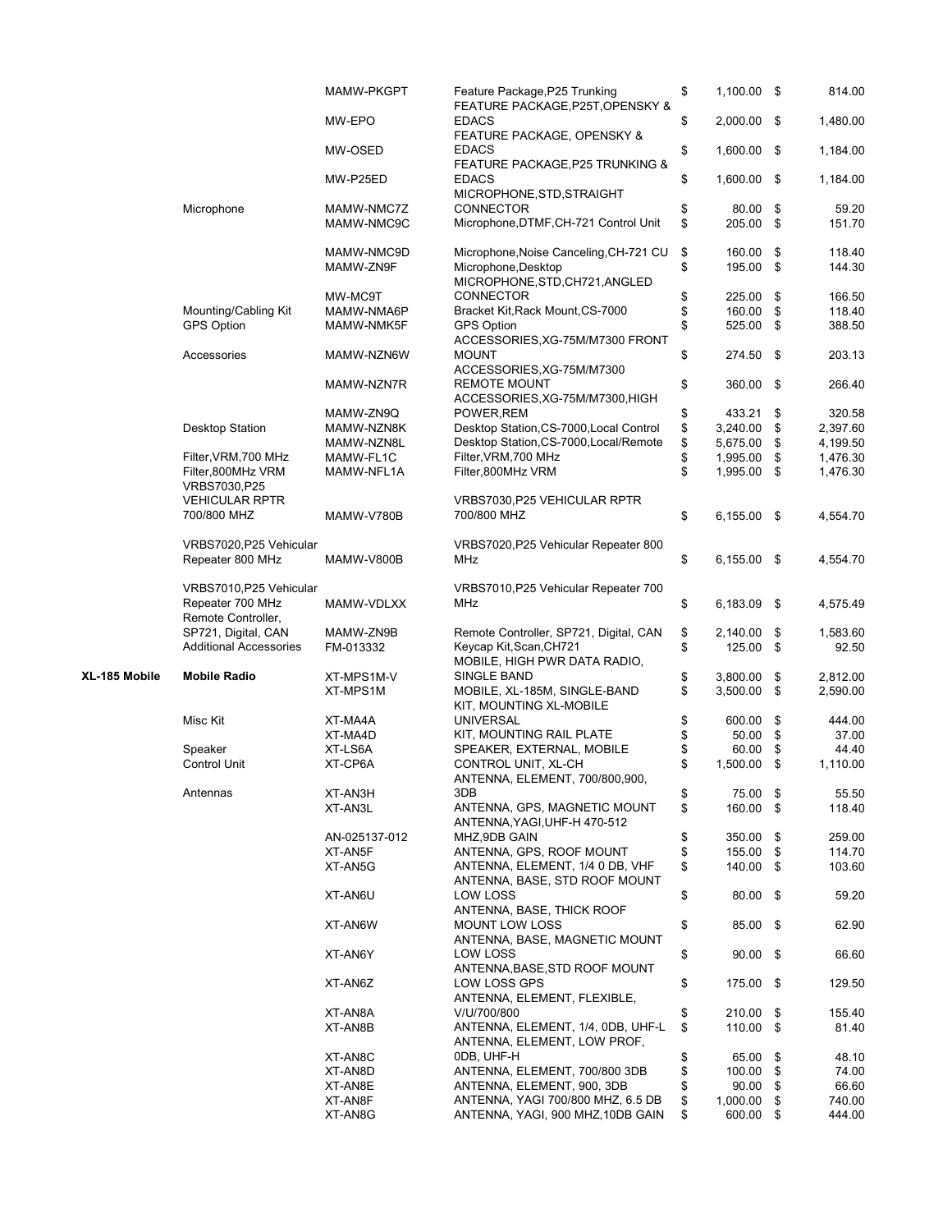| | | | | |
|---|---|---|---|---|
| | | MAMW-PKGPT | Feature Package,P25 Trunking | $ 1,100.00 | $ 814.00 |
| | | MW-EPO | FEATURE PACKAGE,P25T,OPENSKY & EDACS | $ 2,000.00 | $ 1,480.00 |
| | | MW-OSED | FEATURE PACKAGE, OPENSKY & EDACS | $ 1,600.00 | $ 1,184.00 |
| | | MW-P25ED | FEATURE PACKAGE,P25 TRUNKING & EDACS | $ 1,600.00 | $ 1,184.00 |
| | Microphone | MAMW-NMC7Z | MICROPHONE,STD,STRAIGHT CONNECTOR | $ 80.00 | $ 59.20 |
| | | MAMW-NMC9C | Microphone,DTMF,CH-721 Control Unit | $ 205.00 | $ 151.70 |
| | | MAMW-NMC9D | Microphone,Noise Canceling,CH-721 CU | $ 160.00 | $ 118.40 |
| | | MAMW-ZN9F | Microphone,Desktop | $ 195.00 | $ 144.30 |
| | | MW-MC9T | MICROPHONE,STD,CH721,ANGLED CONNECTOR | $ 225.00 | $ 166.50 |
| | Mounting/Cabling Kit | MAMW-NMA6P | Bracket Kit,Rack Mount,CS-7000 | $ 160.00 | $ 118.40 |
| | GPS Option | MAMW-NMK5F | GPS Option | $ 525.00 | $ 388.50 |
| | Accessories | MAMW-NZN6W | ACCESSORIES,XG-75M/M7300 FRONT MOUNT | $ 274.50 | $ 203.13 |
| | | MAMW-NZN7R | ACCESSORIES,XG-75M/M7300 REMOTE MOUNT | $ 360.00 | $ 266.40 |
| | | MAMW-ZN9Q | ACCESSORIES,XG-75M/M7300,HIGH POWER,REM | $ 433.21 | $ 320.58 |
| | Desktop Station | MAMW-NZN8K | Desktop Station,CS-7000,Local Control | $ 3,240.00 | $ 2,397.60 |
| | | MAMW-NZN8L | Desktop Station,CS-7000,Local/Remote | $ 5,675.00 | $ 4,199.50 |
| | Filter,VRM,700 MHz | MAMW-FL1C | Filter,VRM,700 MHz | $ 1,995.00 | $ 1,476.30 |
| | Filter,800MHz VRM | MAMW-NFL1A | Filter,800MHz VRM | $ 1,995.00 | $ 1,476.30 |
| | VRBS7030,P25 VEHICULAR RPTR 700/800 MHZ | MAMW-V780B | VRBS7030,P25 VEHICULAR RPTR 700/800 MHZ | $ 6,155.00 | $ 4,554.70 |
| | VRBS7020,P25 Vehicular Repeater 800 MHz | MAMW-V800B | VRBS7020,P25 Vehicular Repeater 800 MHz | $ 6,155.00 | $ 4,554.70 |
| | VRBS7010,P25 Vehicular Repeater 700 MHz | MAMW-VDLXX | VRBS7010,P25 Vehicular Repeater 700 MHz | $ 6,183.09 | $ 4,575.49 |
| | Remote Controller, SP721, Digital, CAN | MAMW-ZN9B | Remote Controller, SP721, Digital, CAN | $ 2,140.00 | $ 1,583.60 |
| | Additional Accessories | FM-013332 | Keycap Kit,Scan,CH721 | $ 125.00 | $ 92.50 |
| **XL-185 Mobile** | **Mobile Radio** | XT-MPS1M-V | MOBILE, HIGH PWR DATA RADIO, SINGLE BAND | $ 3,800.00 | $ 2,812.00 |
| | | XT-MPS1M | MOBILE, XL-185M, SINGLE-BAND | $ 3,500.00 | $ 2,590.00 |
| | Misc Kit | XT-MA4A | KIT, MOUNTING XL-MOBILE UNIVERSAL | $ 600.00 | $ 444.00 |
| | | XT-MA4D | KIT, MOUNTING RAIL PLATE | $ 50.00 | $ 37.00 |
| | Speaker | XT-LS6A | SPEAKER, EXTERNAL, MOBILE | $ 60.00 | $ 44.40 |
| | Control Unit | XT-CP6A | CONTROL UNIT, XL-CH | $ 1,500.00 | $ 1,110.00 |
| | Antennas | XT-AN3H | ANTENNA, ELEMENT, 700/800,900, 3DB | $ 75.00 | $ 55.50 |
| | | XT-AN3L | ANTENNA, GPS, MAGNETIC MOUNT | $ 160.00 | $ 118.40 |
| | | AN-025137-012 | ANTENNA,YAGI,UHF-H 470-512 MHZ,9DB GAIN | $ 350.00 | $ 259.00 |
| | | XT-AN5F | ANTENNA, GPS, ROOF MOUNT | $ 155.00 | $ 114.70 |
| | | XT-AN5G | ANTENNA, ELEMENT, 1/4 0 DB, VHF | $ 140.00 | $ 103.60 |
| | | XT-AN6U | ANTENNA, BASE, STD ROOF MOUNT LOW LOSS | $ 80.00 | $ 59.20 |
| | | XT-AN6W | ANTENNA, BASE, THICK ROOF MOUNT LOW LOSS | $ 85.00 | $ 62.90 |
| | | XT-AN6Y | ANTENNA, BASE, MAGNETIC MOUNT LOW LOSS | $ 90.00 | $ 66.60 |
| | | XT-AN6Z | ANTENNA,BASE,STD ROOF MOUNT LOW LOSS GPS | $ 175.00 | $ 129.50 |
| | | XT-AN8A | ANTENNA, ELEMENT, FLEXIBLE, V/U/700/800 | $ 210.00 | $ 155.40 |
| | | XT-AN8B | ANTENNA, ELEMENT, 1/4, 0DB, UHF-L | $ 110.00 | $ 81.40 |
| | | XT-AN8C | ANTENNA, ELEMENT, LOW PROF, 0DB, UHF-H | $ 65.00 | $ 48.10 |
| | | XT-AN8D | ANTENNA, ELEMENT, 700/800 3DB | $ 100.00 | $ 74.00 |
| | | XT-AN8E | ANTENNA, ELEMENT, 900, 3DB | $ 90.00 | $ 66.60 |
| | | XT-AN8F | ANTENNA, YAGI 700/800 MHZ, 6.5 DB | $ 1,000.00 | $ 740.00 |
| | | XT-AN8G | ANTENNA, YAGI, 900 MHZ,10DB GAIN | $ 600.00 | $ 444.00 |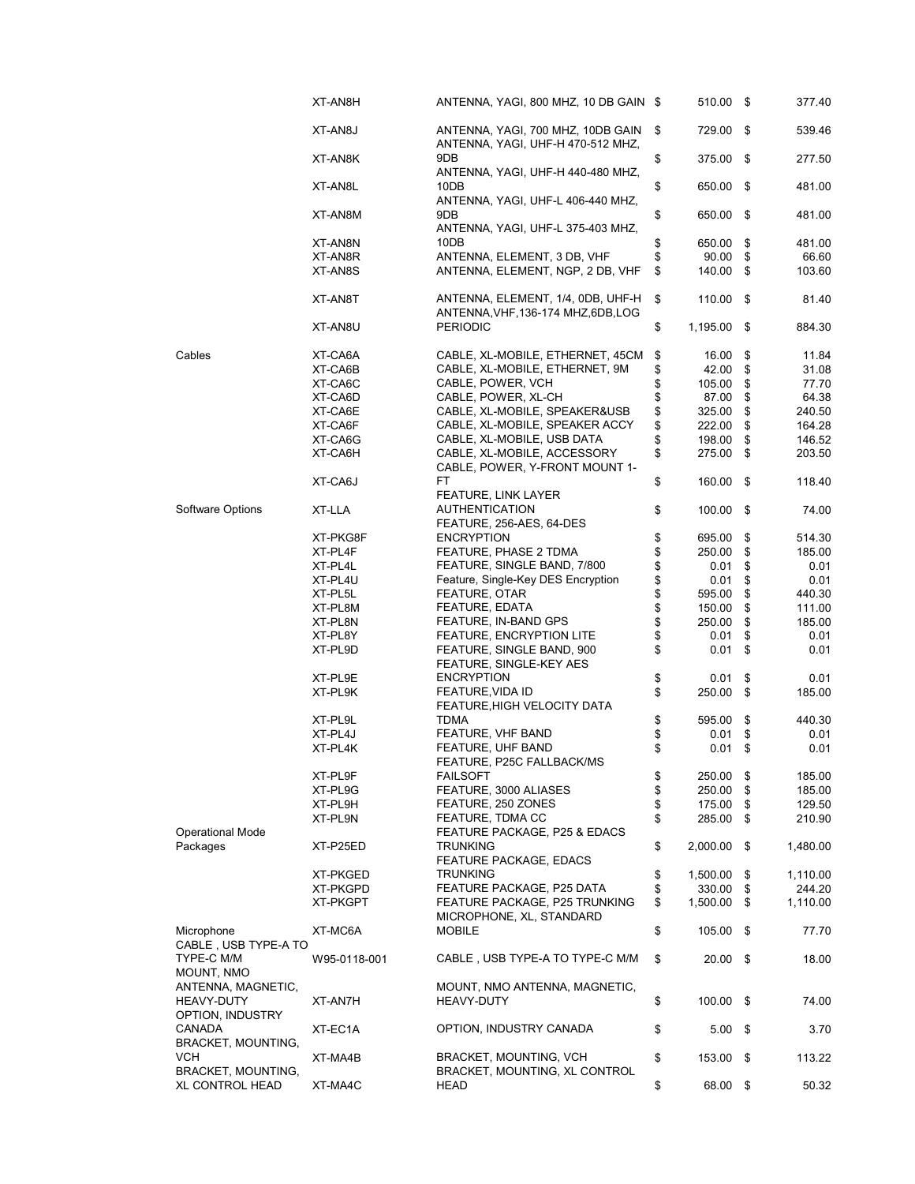| Category | Part Number | Description | List Price | Price |
|---|---|---|---|---|
| | XT-AN8H | ANTENNA, YAGI, 800 MHZ, 10 DB GAIN | $ 510.00 | $ 377.40 |
| | XT-AN8J | ANTENNA, YAGI, 700 MHZ, 10DB GAIN | $ 729.00 | $ 539.46 |
| | XT-AN8K | ANTENNA, YAGI, UHF-H 470-512 MHZ, 9DB | $ 375.00 | $ 277.50 |
| | XT-AN8L | ANTENNA, YAGI, UHF-H 440-480 MHZ, 10DB | $ 650.00 | $ 481.00 |
| | XT-AN8M | ANTENNA, YAGI, UHF-L 406-440 MHZ, 9DB | $ 650.00 | $ 481.00 |
| | XT-AN8N | ANTENNA, YAGI, UHF-L 375-403 MHZ, 10DB | $ 650.00 | $ 481.00 |
| | XT-AN8R | ANTENNA, ELEMENT, 3 DB, VHF | $ 90.00 | $ 66.60 |
| | XT-AN8S | ANTENNA, ELEMENT, NGP, 2 DB, VHF | $ 140.00 | $ 103.60 |
| | XT-AN8T | ANTENNA, ELEMENT, 1/4, 0DB, UHF-H | $ 110.00 | $ 81.40 |
| | XT-AN8U | ANTENNA,VHF,136-174 MHZ,6DB,LOG PERIODIC | $ 1,195.00 | $ 884.30 |
| Cables | XT-CA6A | CABLE, XL-MOBILE, ETHERNET, 45CM | $ 16.00 | $ 11.84 |
| | XT-CA6B | CABLE, XL-MOBILE, ETHERNET, 9M | $ 42.00 | $ 31.08 |
| | XT-CA6C | CABLE, POWER, VCH | $ 105.00 | $ 77.70 |
| | XT-CA6D | CABLE, POWER, XL-CH | $ 87.00 | $ 64.38 |
| | XT-CA6E | CABLE, XL-MOBILE, SPEAKER&USB | $ 325.00 | $ 240.50 |
| | XT-CA6F | CABLE, XL-MOBILE, SPEAKER ACCY | $ 222.00 | $ 164.28 |
| | XT-CA6G | CABLE, XL-MOBILE, USB DATA | $ 198.00 | $ 146.52 |
| | XT-CA6H | CABLE, XL-MOBILE, ACCESSORY | $ 275.00 | $ 203.50 |
| | XT-CA6J | CABLE, POWER, Y-FRONT MOUNT 1-FT | $ 160.00 | $ 118.40 |
| Software Options | XT-LLA | FEATURE, LINK LAYER AUTHENTICATION | $ 100.00 | $ 74.00 |
| | XT-PKG8F | FEATURE, 256-AES, 64-DES ENCRYPTION | $ 695.00 | $ 514.30 |
| | XT-PL4F | FEATURE, PHASE 2 TDMA | $ 250.00 | $ 185.00 |
| | XT-PL4L | FEATURE, SINGLE BAND, 7/800 | $ 0.01 | $ 0.01 |
| | XT-PL4U | Feature, Single-Key DES Encryption | $ 0.01 | $ 0.01 |
| | XT-PL5L | FEATURE, OTAR | $ 595.00 | $ 440.30 |
| | XT-PL8M | FEATURE, EDATA | $ 150.00 | $ 111.00 |
| | XT-PL8N | FEATURE, IN-BAND GPS | $ 250.00 | $ 185.00 |
| | XT-PL8Y | FEATURE, ENCRYPTION LITE | $ 0.01 | $ 0.01 |
| | XT-PL9D | FEATURE, SINGLE BAND, 900 | $ 0.01 | $ 0.01 |
| | XT-PL9E | FEATURE, SINGLE-KEY AES ENCRYPTION | $ 0.01 | $ 0.01 |
| | XT-PL9K | FEATURE,VIDA ID | $ 250.00 | $ 185.00 |
| | XT-PL9L | FEATURE,HIGH VELOCITY DATA TDMA | $ 595.00 | $ 440.30 |
| | XT-PL4J | FEATURE, VHF BAND | $ 0.01 | $ 0.01 |
| | XT-PL4K | FEATURE, UHF BAND | $ 0.01 | $ 0.01 |
| | XT-PL9F | FEATURE, P25C FALLBACK/MS FAILSOFT | $ 250.00 | $ 185.00 |
| | XT-PL9G | FEATURE, 3000 ALIASES | $ 250.00 | $ 185.00 |
| | XT-PL9H | FEATURE, 250 ZONES | $ 175.00 | $ 129.50 |
| | XT-PL9N | FEATURE, TDMA CC | $ 285.00 | $ 210.90 |
| Operational Mode Packages | XT-P25ED | FEATURE PACKAGE, P25 & EDACS TRUNKING | $ 2,000.00 | $ 1,480.00 |
| | XT-PKGED | FEATURE PACKAGE, EDACS TRUNKING | $ 1,500.00 | $ 1,110.00 |
| | XT-PKGPD | FEATURE PACKAGE, P25 DATA | $ 330.00 | $ 244.20 |
| | XT-PKGPT | FEATURE PACKAGE, P25 TRUNKING | $ 1,500.00 | $ 1,110.00 |
| Microphone | XT-MC6A | MICROPHONE, XL, STANDARD MOBILE | $ 105.00 | $ 77.70 |
| CABLE , USB TYPE-A TO TYPE-C M/M | W95-0118-001 | CABLE , USB TYPE-A TO TYPE-C M/M | $ 20.00 | $ 18.00 |
| MOUNT, NMO ANTENNA, MAGNETIC, HEAVY-DUTY | XT-AN7H | MOUNT, NMO ANTENNA, MAGNETIC, HEAVY-DUTY | $ 100.00 | $ 74.00 |
| OPTION, INDUSTRY CANADA | XT-EC1A | OPTION, INDUSTRY CANADA | $ 5.00 | $ 3.70 |
| BRACKET, MOUNTING, VCH | XT-MA4B | BRACKET, MOUNTING, VCH | $ 153.00 | $ 113.22 |
| BRACKET, MOUNTING, XL CONTROL HEAD | XT-MA4C | BRACKET, MOUNTING, XL CONTROL HEAD | $ 68.00 | $ 50.32 |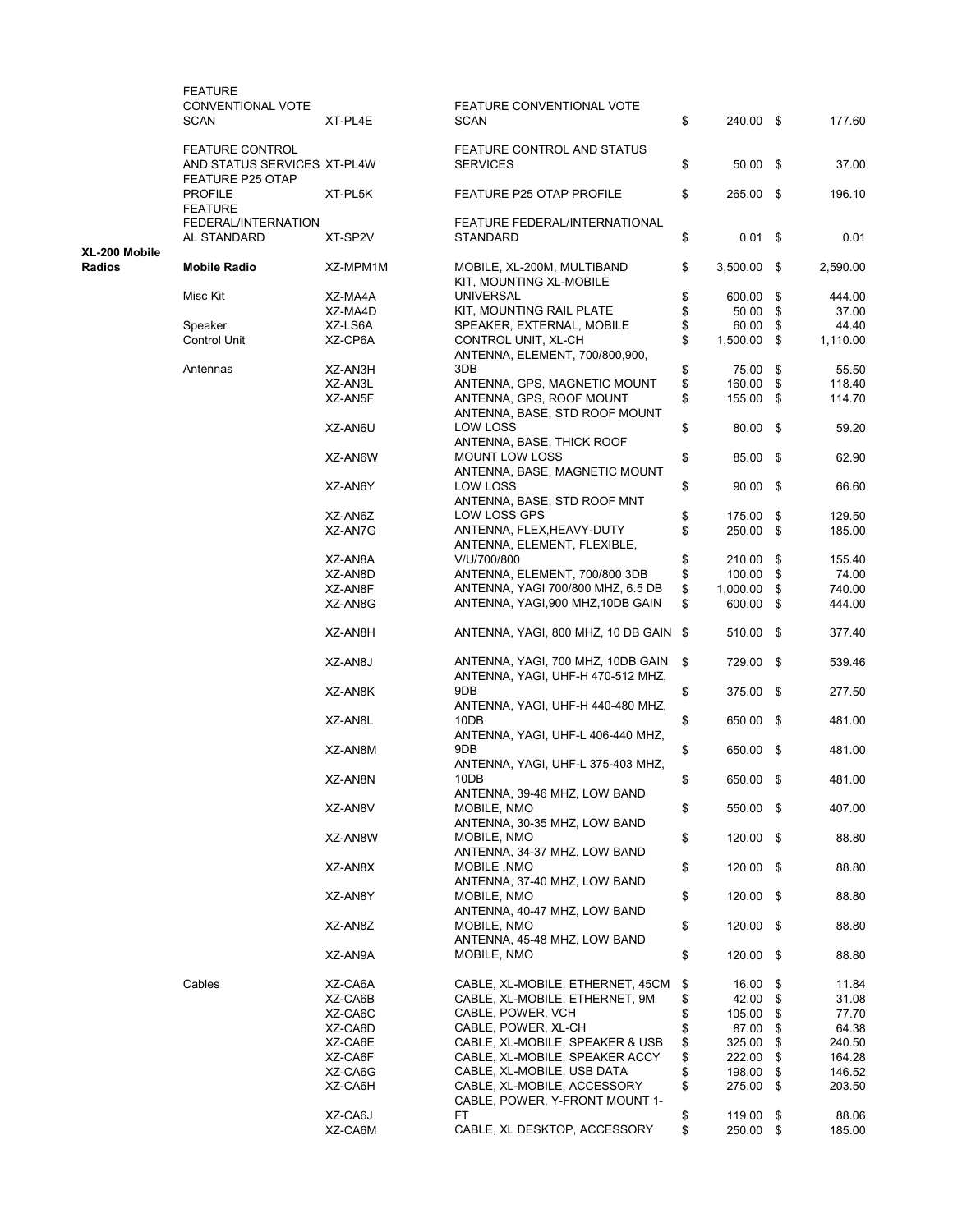| | | | | |
|---|---|---|---|---|
| | FEATURE CONVENTIONAL VOTE SCAN | XT-PL4E | FEATURE CONVENTIONAL VOTE SCAN | $ 240.00 | $ 177.60 |
| | FEATURE CONTROL AND STATUS SERVICES | XT-PL4W | FEATURE CONTROL AND STATUS SERVICES | $ 50.00 | $ 37.00 |
| | FEATURE P25 OTAP PROFILE | XT-PL5K | FEATURE P25 OTAP PROFILE | $ 265.00 | $ 196.10 |
| | FEATURE FEDERAL/INTERNATIONAL STANDARD | XT-SP2V | FEATURE FEDERAL/INTERNATIONAL STANDARD | $ 0.01 | $ 0.01 |
| **XL-200 Mobile Radios** | **Mobile Radio** | XZ-MPM1M | MOBILE, XL-200M, MULTIBAND | $ 3,500.00 | $ 2,590.00 |
| | Misc Kit | XZ-MA4A | KIT, MOUNTING XL-MOBILE UNIVERSAL | $ 600.00 | $ 444.00 |
| | | XZ-MA4D | KIT, MOUNTING RAIL PLATE | $ 50.00 | $ 37.00 |
| | Speaker | XZ-LS6A | SPEAKER, EXTERNAL, MOBILE | $ 60.00 | $ 44.40 |
| | Control Unit | XZ-CP6A | CONTROL UNIT, XL-CH | $ 1,500.00 | $ 1,110.00 |
| | Antennas | XZ-AN3H | ANTENNA, ELEMENT, 700/800,900, 3DB | $ 75.00 | $ 55.50 |
| | | XZ-AN3L | ANTENNA, GPS, MAGNETIC MOUNT | $ 160.00 | $ 118.40 |
| | | XZ-AN5F | ANTENNA, GPS, ROOF MOUNT | $ 155.00 | $ 114.70 |
| | | XZ-AN6U | ANTENNA, BASE, STD ROOF MOUNT LOW LOSS | $ 80.00 | $ 59.20 |
| | | XZ-AN6W | ANTENNA, BASE, THICK ROOF MOUNT LOW LOSS | $ 85.00 | $ 62.90 |
| | | XZ-AN6Y | ANTENNA, BASE, MAGNETIC MOUNT LOW LOSS | $ 90.00 | $ 66.60 |
| | | XZ-AN6Z | ANTENNA, BASE, STD ROOF MNT LOW LOSS GPS | $ 175.00 | $ 129.50 |
| | | XZ-AN7G | ANTENNA, FLEX,HEAVY-DUTY | $ 250.00 | $ 185.00 |
| | | XZ-AN8A | ANTENNA, ELEMENT, FLEXIBLE, V/U/700/800 | $ 210.00 | $ 155.40 |
| | | XZ-AN8D | ANTENNA, ELEMENT, 700/800 3DB | $ 100.00 | $ 74.00 |
| | | XZ-AN8F | ANTENNA, YAGI 700/800 MHZ, 6.5 DB | $ 1,000.00 | $ 740.00 |
| | | XZ-AN8G | ANTENNA, YAGI,900 MHZ,10DB GAIN | $ 600.00 | $ 444.00 |
| | | XZ-AN8H | ANTENNA, YAGI, 800 MHZ, 10 DB GAIN | $ 510.00 | $ 377.40 |
| | | XZ-AN8J | ANTENNA, YAGI, 700 MHZ, 10DB GAIN | $ 729.00 | $ 539.46 |
| | | XZ-AN8K | ANTENNA, YAGI, UHF-H 470-512 MHZ, 9DB | $ 375.00 | $ 277.50 |
| | | XZ-AN8L | ANTENNA, YAGI, UHF-H 440-480 MHZ, 10DB | $ 650.00 | $ 481.00 |
| | | XZ-AN8M | ANTENNA, YAGI, UHF-L 406-440 MHZ, 9DB | $ 650.00 | $ 481.00 |
| | | XZ-AN8N | ANTENNA, YAGI, UHF-L 375-403 MHZ, 10DB | $ 650.00 | $ 481.00 |
| | | XZ-AN8V | ANTENNA, 39-46 MHZ, LOW BAND MOBILE, NMO | $ 550.00 | $ 407.00 |
| | | XZ-AN8W | ANTENNA, 30-35 MHZ, LOW BAND MOBILE, NMO | $ 120.00 | $ 88.80 |
| | | XZ-AN8X | ANTENNA, 34-37 MHZ, LOW BAND MOBILE ,NMO | $ 120.00 | $ 88.80 |
| | | XZ-AN8Y | ANTENNA, 37-40 MHZ, LOW BAND MOBILE, NMO | $ 120.00 | $ 88.80 |
| | | XZ-AN8Z | ANTENNA, 40-47 MHZ, LOW BAND MOBILE, NMO | $ 120.00 | $ 88.80 |
| | | XZ-AN9A | ANTENNA, 45-48 MHZ, LOW BAND MOBILE, NMO | $ 120.00 | $ 88.80 |
| | Cables | XZ-CA6A | CABLE, XL-MOBILE, ETHERNET, 45CM | $ 16.00 | $ 11.84 |
| | | XZ-CA6B | CABLE, XL-MOBILE, ETHERNET, 9M | $ 42.00 | $ 31.08 |
| | | XZ-CA6C | CABLE, POWER, VCH | $ 105.00 | $ 77.70 |
| | | XZ-CA6D | CABLE, POWER, XL-CH | $ 87.00 | $ 64.38 |
| | | XZ-CA6E | CABLE, XL-MOBILE, SPEAKER & USB | $ 325.00 | $ 240.50 |
| | | XZ-CA6F | CABLE, XL-MOBILE, SPEAKER ACCY | $ 222.00 | $ 164.28 |
| | | XZ-CA6G | CABLE, XL-MOBILE, USB DATA | $ 198.00 | $ 146.52 |
| | | XZ-CA6H | CABLE, XL-MOBILE, ACCESSORY | $ 275.00 | $ 203.50 |
| | | XZ-CA6J | CABLE, POWER, Y-FRONT MOUNT 1-FT | $ 119.00 | $ 88.06 |
| | | XZ-CA6M | CABLE, XL DESKTOP, ACCESSORY | $ 250.00 | $ 185.00 |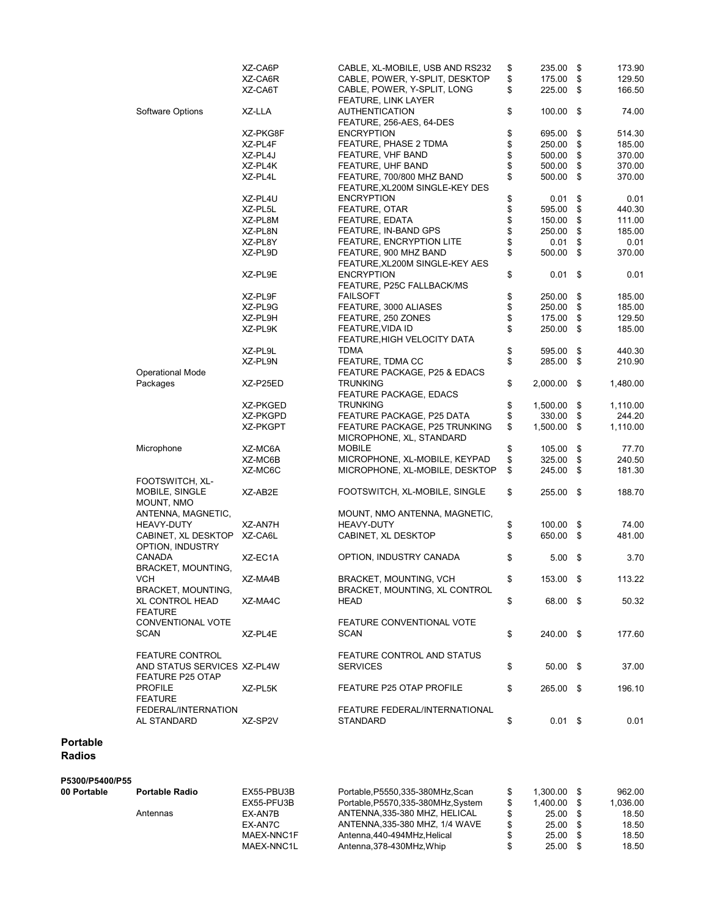| | | | | |
|---|---|---|---|---|
| | XZ-CA6P | CABLE, XL-MOBILE, USB AND RS232 | $ 235.00 | $ 173.90 |
| | XZ-CA6R | CABLE, POWER, Y-SPLIT, DESKTOP | $ 175.00 | $ 129.50 |
| | XZ-CA6T | CABLE, POWER, Y-SPLIT, LONG | $ 225.00 | $ 166.50 |
| Software Options | XZ-LLA | FEATURE, LINK LAYER AUTHENTICATION | $ 100.00 | $ 74.00 |
| | XZ-PKG8F | FEATURE, 256-AES, 64-DES ENCRYPTION | $ 695.00 | $ 514.30 |
| | XZ-PL4F | FEATURE, PHASE 2 TDMA | $ 250.00 | $ 185.00 |
| | XZ-PL4J | FEATURE, VHF BAND | $ 500.00 | $ 370.00 |
| | XZ-PL4K | FEATURE, UHF BAND | $ 500.00 | $ 370.00 |
| | XZ-PL4L | FEATURE, 700/800 MHZ BAND | $ 500.00 | $ 370.00 |
| | XZ-PL4U | FEATURE,XL200M SINGLE-KEY DES ENCRYPTION | $ 0.01 | $ 0.01 |
| | XZ-PL5L | FEATURE, OTAR | $ 595.00 | $ 440.30 |
| | XZ-PL8M | FEATURE, EDATA | $ 150.00 | $ 111.00 |
| | XZ-PL8N | FEATURE, IN-BAND GPS | $ 250.00 | $ 185.00 |
| | XZ-PL8Y | FEATURE, ENCRYPTION LITE | $ 0.01 | $ 0.01 |
| | XZ-PL9D | FEATURE, 900 MHZ BAND | $ 500.00 | $ 370.00 |
| | XZ-PL9E | FEATURE,XL200M SINGLE-KEY AES ENCRYPTION | $ 0.01 | $ 0.01 |
| | XZ-PL9F | FEATURE, P25C FALLBACK/MS FAILSOFT | $ 250.00 | $ 185.00 |
| | XZ-PL9G | FEATURE, 3000 ALIASES | $ 250.00 | $ 185.00 |
| | XZ-PL9H | FEATURE, 250 ZONES | $ 175.00 | $ 129.50 |
| | XZ-PL9K | FEATURE,VIDA ID | $ 250.00 | $ 185.00 |
| | XZ-PL9L | FEATURE,HIGH VELOCITY DATA TDMA | $ 595.00 | $ 440.30 |
| | XZ-PL9N | FEATURE, TDMA CC | $ 285.00 | $ 210.90 |
| Operational Mode Packages | XZ-P25ED | FEATURE PACKAGE, P25 & EDACS TRUNKING | $ 2,000.00 | $ 1,480.00 |
| | XZ-PKGED | FEATURE PACKAGE, EDACS TRUNKING | $ 1,500.00 | $ 1,110.00 |
| | XZ-PKGPD | FEATURE PACKAGE, P25 DATA | $ 330.00 | $ 244.20 |
| | XZ-PKGPT | FEATURE PACKAGE, P25 TRUNKING | $ 1,500.00 | $ 1,110.00 |
| Microphone | XZ-MC6A | MICROPHONE, XL, STANDARD MOBILE | $ 105.00 | $ 77.70 |
| | XZ-MC6B | MICROPHONE, XL-MOBILE, KEYPAD | $ 325.00 | $ 240.50 |
| | XZ-MC6C | MICROPHONE, XL-MOBILE, DESKTOP | $ 245.00 | $ 181.30 |
| FOOTSWITCH, XL-MOBILE, SINGLE | XZ-AB2E | FOOTSWITCH, XL-MOBILE, SINGLE | $ 255.00 | $ 188.70 |
| MOUNT, NMO ANTENNA, MAGNETIC, HEAVY-DUTY | XZ-AN7H | MOUNT, NMO ANTENNA, MAGNETIC, HEAVY-DUTY | $ 100.00 | $ 74.00 |
| CABINET, XL DESKTOP | XZ-CA6L | CABINET, XL DESKTOP | $ 650.00 | $ 481.00 |
| OPTION, INDUSTRY CANADA | XZ-EC1A | OPTION, INDUSTRY CANADA | $ 5.00 | $ 3.70 |
| BRACKET, MOUNTING, VCH | XZ-MA4B | BRACKET, MOUNTING, VCH | $ 153.00 | $ 113.22 |
| BRACKET, MOUNTING, XL CONTROL HEAD | XZ-MA4C | BRACKET, MOUNTING, XL CONTROL HEAD | $ 68.00 | $ 50.32 |
| FEATURE CONVENTIONAL VOTE SCAN | XZ-PL4E | FEATURE CONVENTIONAL VOTE SCAN | $ 240.00 | $ 177.60 |
| FEATURE CONTROL AND STATUS SERVICES | XZ-PL4W | FEATURE CONTROL AND STATUS SERVICES | $ 50.00 | $ 37.00 |
| FEATURE P25 OTAP PROFILE | XZ-PL5K | FEATURE P25 OTAP PROFILE | $ 265.00 | $ 196.10 |
| FEATURE FEDERAL/INTERNATIONAL STANDARD | XZ-SP2V | FEATURE FEDERAL/INTERNATIONAL STANDARD | $ 0.01 | $ 0.01 |

## Portable Radios

| | | | | | |
|---|---|---|---|---|---|
| **P5300/P5400/P5500 Portable** | **Portable Radio** | EX55-PBU3B | Portable,P5550,335-380MHz,Scan | $ 1,300.00 | $ 962.00 |
| | | EX55-PFU3B | Portable,P5570,335-380MHz,System | $ 1,400.00 | $ 1,036.00 |
| | Antennas | EX-AN7B | ANTENNA,335-380 MHZ, HELICAL | $ 25.00 | $ 18.50 |
| | | EX-AN7C | ANTENNA,335-380 MHZ, 1/4 WAVE | $ 25.00 | $ 18.50 |
| | | MAEX-NNC1F | Antenna,440-494MHz,Helical | $ 25.00 | $ 18.50 |
| | | MAEX-NNC1L | Antenna,378-430MHz,Whip | $ 25.00 | $ 18.50 |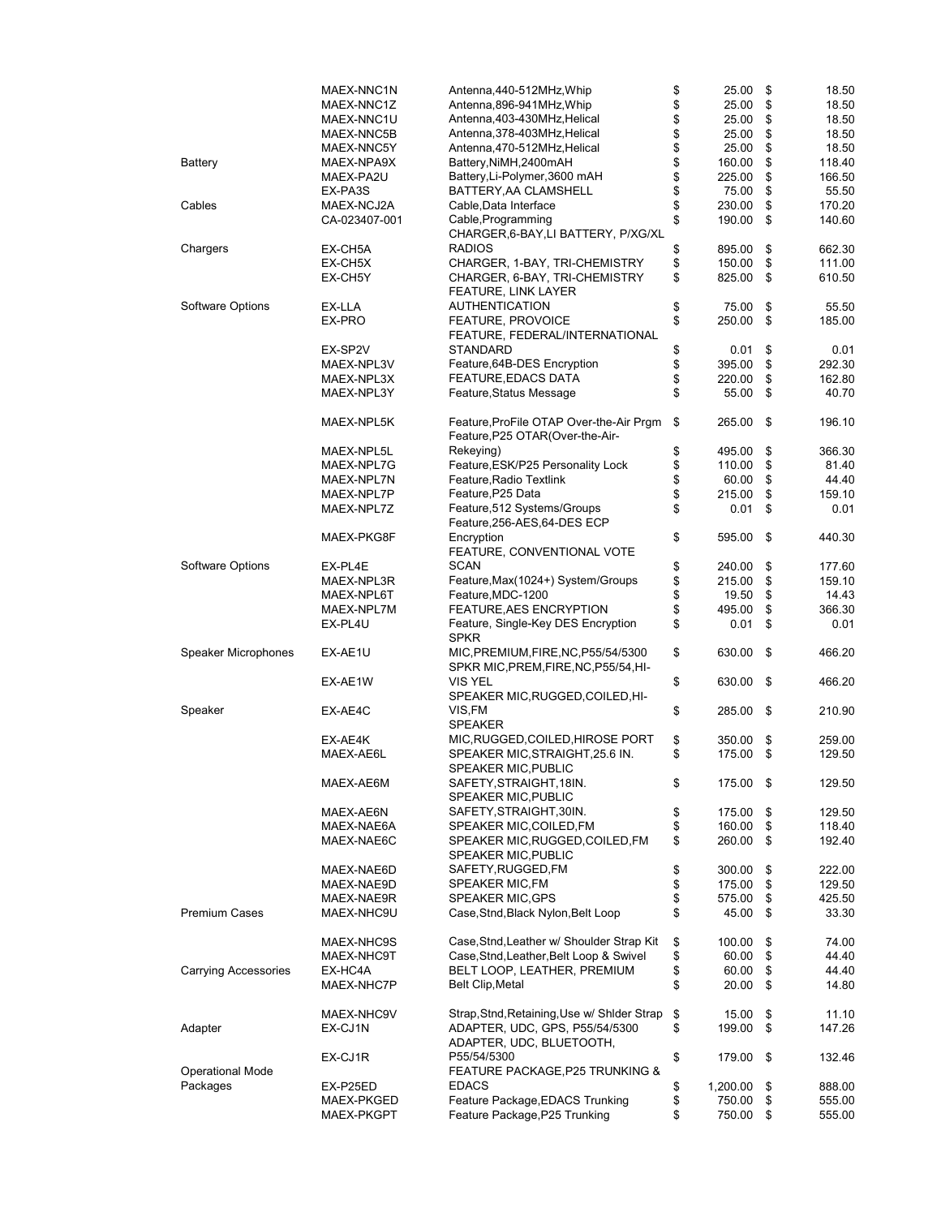| | | | | |
|---|---|---|---|---|
| | MAEX-NNC1N | Antenna,440-512MHz,Whip | $ 25.00 | $ 18.50 |
| | MAEX-NNC1Z | Antenna,896-941MHz,Whip | $ 25.00 | $ 18.50 |
| | MAEX-NNC1U | Antenna,403-430MHz,Helical | $ 25.00 | $ 18.50 |
| | MAEX-NNC5B | Antenna,378-403MHz,Helical | $ 25.00 | $ 18.50 |
| | MAEX-NNC5Y | Antenna,470-512MHz,Helical | $ 25.00 | $ 18.50 |
| Battery | MAEX-NPA9X | Battery,NiMH,2400mAH | $ 160.00 | $ 118.40 |
| | MAEX-PA2U | Battery,Li-Polymer,3600 mAH | $ 225.00 | $ 166.50 |
| | EX-PA3S | BATTERY,AA CLAMSHELL | $ 75.00 | $ 55.50 |
| Cables | MAEX-NCJ2A | Cable,Data Interface | $ 230.00 | $ 170.20 |
| | CA-023407-001 | Cable,Programming | $ 190.00 | $ 140.60 |
| Chargers | EX-CH5A | CHARGER,6-BAY,LI BATTERY, P/XG/XL RADIOS | $ 895.00 | $ 662.30 |
| | EX-CH5X | CHARGER, 1-BAY, TRI-CHEMISTRY | $ 150.00 | $ 111.00 |
| | EX-CH5Y | CHARGER, 6-BAY, TRI-CHEMISTRY | $ 825.00 | $ 610.50 |
| Software Options | EX-LLA | FEATURE, LINK LAYER AUTHENTICATION | $ 75.00 | $ 55.50 |
| | EX-PRO | FEATURE, PROVOICE | $ 250.00 | $ 185.00 |
| | EX-SP2V | FEATURE, FEDERAL/INTERNATIONAL STANDARD | $ 0.01 | $ 0.01 |
| | MAEX-NPL3V | Feature,64B-DES Encryption | $ 395.00 | $ 292.30 |
| | MAEX-NPL3X | FEATURE,EDACS DATA | $ 220.00 | $ 162.80 |
| | MAEX-NPL3Y | Feature,Status Message | $ 55.00 | $ 40.70 |
| | MAEX-NPL5K | Feature,ProFile OTAP Over-the-Air Prgm | $ 265.00 | $ 196.10 |
| | MAEX-NPL5L | Feature,P25 OTAR(Over-the-Air-Rekeying) | $ 495.00 | $ 366.30 |
| | MAEX-NPL7G | Feature,ESK/P25 Personality Lock | $ 110.00 | $ 81.40 |
| | MAEX-NPL7N | Feature,Radio Textlink | $ 60.00 | $ 44.40 |
| | MAEX-NPL7P | Feature,P25 Data | $ 215.00 | $ 159.10 |
| | MAEX-NPL7Z | Feature,512 Systems/Groups | $ 0.01 | $ 0.01 |
| | MAEX-PKG8F | Feature,256-AES,64-DES ECP Encryption | $ 595.00 | $ 440.30 |
| Software Options | EX-PL4E | FEATURE, CONVENTIONAL VOTE SCAN | $ 240.00 | $ 177.60 |
| | MAEX-NPL3R | Feature,Max(1024+) System/Groups | $ 215.00 | $ 159.10 |
| | MAEX-NPL6T | Feature,MDC-1200 | $ 19.50 | $ 14.43 |
| | MAEX-NPL7M | FEATURE,AES ENCRYPTION | $ 495.00 | $ 366.30 |
| | EX-PL4U | Feature, Single-Key DES Encryption | $ 0.01 | $ 0.01 |
| Speaker Microphones | EX-AE1U | SPKR MIC,PREMIUM,FIRE,NC,P55/54/5300 | $ 630.00 | $ 466.20 |
| | EX-AE1W | SPKR MIC,PREM,FIRE,NC,P55/54,HI-VIS YEL | $ 630.00 | $ 466.20 |
| Speaker | EX-AE4C | SPEAKER MIC,RUGGED,COILED,HI-VIS,FM | $ 285.00 | $ 210.90 |
| | EX-AE4K | SPEAKER MIC,RUGGED,COILED,HIROSE PORT | $ 350.00 | $ 259.00 |
| | MAEX-AE6L | SPEAKER MIC,STRAIGHT,25.6 IN. | $ 175.00 | $ 129.50 |
| | MAEX-AE6M | SPEAKER MIC,PUBLIC SAFETY,STRAIGHT,18IN. | $ 175.00 | $ 129.50 |
| | MAEX-AE6N | SPEAKER MIC,PUBLIC SAFETY,STRAIGHT,30IN. | $ 175.00 | $ 129.50 |
| | MAEX-NAE6A | SPEAKER MIC,COILED,FM | $ 160.00 | $ 118.40 |
| | MAEX-NAE6C | SPEAKER MIC,RUGGED,COILED,FM | $ 260.00 | $ 192.40 |
| | MAEX-NAE6D | SPEAKER MIC,PUBLIC SAFETY,RUGGED,FM | $ 300.00 | $ 222.00 |
| | MAEX-NAE9D | SPEAKER MIC,FM | $ 175.00 | $ 129.50 |
| | MAEX-NAE9R | SPEAKER MIC,GPS | $ 575.00 | $ 425.50 |
| Premium Cases | MAEX-NHC9U | Case,Stnd,Black Nylon,Belt Loop | $ 45.00 | $ 33.30 |
| | MAEX-NHC9S | Case,Stnd,Leather w/ Shoulder Strap Kit | $ 100.00 | $ 74.00 |
| | MAEX-NHC9T | Case,Stnd,Leather,Belt Loop & Swivel | $ 60.00 | $ 44.40 |
| Carrying Accessories | EX-HC4A | BELT LOOP, LEATHER, PREMIUM | $ 60.00 | $ 44.40 |
| | MAEX-NHC7P | Belt Clip,Metal | $ 20.00 | $ 14.80 |
| | MAEX-NHC9V | Strap,Stnd,Retaining,Use w/ Shlder Strap | $ 15.00 | $ 11.10 |
| Adapter | EX-CJ1N | ADAPTER, UDC, GPS, P55/54/5300 | $ 199.00 | $ 147.26 |
| | EX-CJ1R | ADAPTER, UDC, BLUETOOTH, P55/54/5300 | $ 179.00 | $ 132.46 |
| Operational Mode Packages | EX-P25ED | FEATURE PACKAGE,P25 TRUNKING & EDACS | $ 1,200.00 | $ 888.00 |
| | MAEX-PKGED | Feature Package,EDACS Trunking | $ 750.00 | $ 555.00 |
| | MAEX-PKGPT | Feature Package,P25 Trunking | $ 750.00 | $ 555.00 |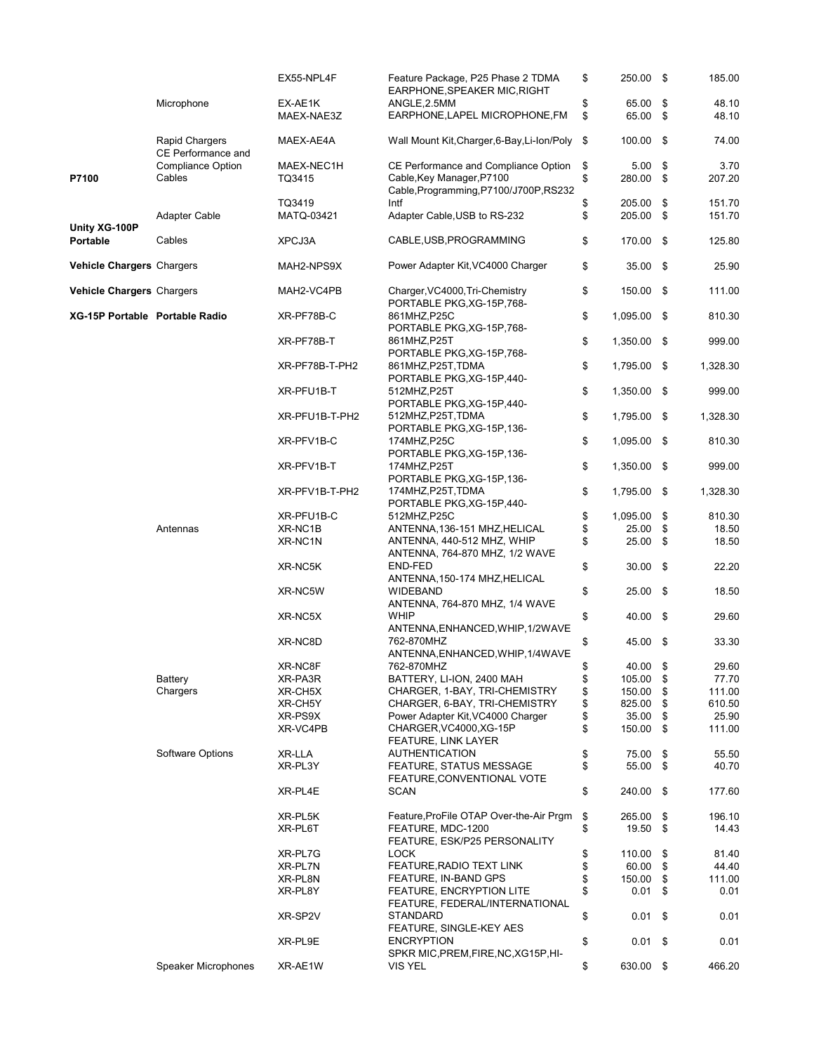| | | | | | |
|---|---|---|---|---|---|
| | | EX55-NPL4F | Feature Package, P25 Phase 2 TDMA | $ 250.00 | $ 185.00 |
| | Microphone | EX-AE1K | EARPHONE,SPEAKER MIC,RIGHT ANGLE,2.5MM | $ 65.00 | $ 48.10 |
| | | MAEX-NAE3Z | EARPHONE,LAPEL MICROPHONE,FM | $ 65.00 | $ 48.10 |
| | Rapid Chargers | MAEX-AE4A | Wall Mount Kit,Charger,6-Bay,Li-Ion/Poly | $ 100.00 | $ 74.00 |
| | CE Performance and Compliance Option | MAEX-NEC1H | CE Performance and Compliance Option | $ 5.00 | $ 3.70 |
| **P7100** | Cables | TQ3415 | Cable,Key Manager,P7100 | $ 280.00 | $ 207.20 |
| | | TQ3419 | Cable,Programming,P7100/J700P,RS232 Intf | $ 205.00 | $ 151.70 |
| | Adapter Cable | MATQ-03421 | Adapter Cable,USB to RS-232 | $ 205.00 | $ 151.70 |
| **Unity XG-100P Portable** | Cables | XPCJ3A | CABLE,USB,PROGRAMMING | $ 170.00 | $ 125.80 |
| **Vehicle Chargers** | Chargers | MAH2-NPS9X | Power Adapter Kit,VC4000 Charger | $ 35.00 | $ 25.90 |
| **Vehicle Chargers** | Chargers | MAH2-VC4PB | Charger,VC4000,Tri-Chemistry | $ 150.00 | $ 111.00 |
| **XG-15P Portable** | Portable Radio | XR-PF78B-C | PORTABLE PKG,XG-15P,768-861MHZ,P25C | $ 1,095.00 | $ 810.30 |
| | | XR-PF78B-T | PORTABLE PKG,XG-15P,768-861MHZ,P25T | $ 1,350.00 | $ 999.00 |
| | | XR-PF78B-T-PH2 | PORTABLE PKG,XG-15P,768-861MHZ,P25T,TDMA | $ 1,795.00 | $ 1,328.30 |
| | | XR-PFU1B-T | PORTABLE PKG,XG-15P,440-512MHZ,P25T | $ 1,350.00 | $ 999.00 |
| | | XR-PFU1B-T-PH2 | PORTABLE PKG,XG-15P,440-512MHZ,P25T,TDMA | $ 1,795.00 | $ 1,328.30 |
| | | XR-PFV1B-C | PORTABLE PKG,XG-15P,136-174MHZ,P25C | $ 1,095.00 | $ 810.30 |
| | | XR-PFV1B-T | PORTABLE PKG,XG-15P,136-174MHZ,P25T | $ 1,350.00 | $ 999.00 |
| | | XR-PFV1B-T-PH2 | PORTABLE PKG,XG-15P,136-174MHZ,P25T,TDMA | $ 1,795.00 | $ 1,328.30 |
| | | XR-PFU1B-C | PORTABLE PKG,XG-15P,440-512MHZ,P25C | $ 1,095.00 | $ 810.30 |
| | Antennas | XR-NC1B | ANTENNA,136-151 MHZ,HELICAL | $ 25.00 | $ 18.50 |
| | | XR-NC1N | ANTENNA, 440-512 MHZ, WHIP | $ 25.00 | $ 18.50 |
| | | XR-NC5K | ANTENNA, 764-870 MHZ, 1/2 WAVE END-FED | $ 30.00 | $ 22.20 |
| | | XR-NC5W | ANTENNA,150-174 MHZ,HELICAL WIDEBAND | $ 25.00 | $ 18.50 |
| | | XR-NC5X | ANTENNA, 764-870 MHZ, 1/4 WAVE WHIP | $ 40.00 | $ 29.60 |
| | | XR-NC8D | ANTENNA,ENHANCED,WHIP,1/2WAVE 762-870MHZ | $ 45.00 | $ 33.30 |
| | | XR-NC8F | ANTENNA,ENHANCED,WHIP,1/4WAVE 762-870MHZ | $ 40.00 | $ 29.60 |
| | Battery | XR-PA3R | BATTERY, LI-ION, 2400 MAH | $ 105.00 | $ 77.70 |
| | Chargers | XR-CH5X | CHARGER, 1-BAY, TRI-CHEMISTRY | $ 150.00 | $ 111.00 |
| | | XR-CH5Y | CHARGER, 6-BAY, TRI-CHEMISTRY | $ 825.00 | $ 610.50 |
| | | XR-PS9X | Power Adapter Kit,VC4000 Charger | $ 35.00 | $ 25.90 |
| | | XR-VC4PB | CHARGER,VC4000,XG-15P | $ 150.00 | $ 111.00 |
| | Software Options | XR-LLA | FEATURE, LINK LAYER AUTHENTICATION | $ 75.00 | $ 55.50 |
| | | XR-PL3Y | FEATURE, STATUS MESSAGE | $ 55.00 | $ 40.70 |
| | | XR-PL4E | FEATURE,CONVENTIONAL VOTE SCAN | $ 240.00 | $ 177.60 |
| | | XR-PL5K | Feature,ProFile OTAP Over-the-Air Prgm | $ 265.00 | $ 196.10 |
| | | XR-PL6T | FEATURE, MDC-1200 | $ 19.50 | $ 14.43 |
| | | XR-PL7G | FEATURE, ESK/P25 PERSONALITY LOCK | $ 110.00 | $ 81.40 |
| | | XR-PL7N | FEATURE,RADIO TEXT LINK | $ 60.00 | $ 44.40 |
| | | XR-PL8N | FEATURE, IN-BAND GPS | $ 150.00 | $ 111.00 |
| | | XR-PL8Y | FEATURE, ENCRYPTION LITE | $ 0.01 | $ 0.01 |
| | | XR-SP2V | FEATURE, FEDERAL/INTERNATIONAL STANDARD | $ 0.01 | $ 0.01 |
| | | XR-PL9E | FEATURE, SINGLE-KEY AES ENCRYPTION | $ 0.01 | $ 0.01 |
| | Speaker Microphones | XR-AE1W | SPKR MIC,PREM,FIRE,NC,XG15P,HI-VIS YEL | $ 630.00 | $ 466.20 |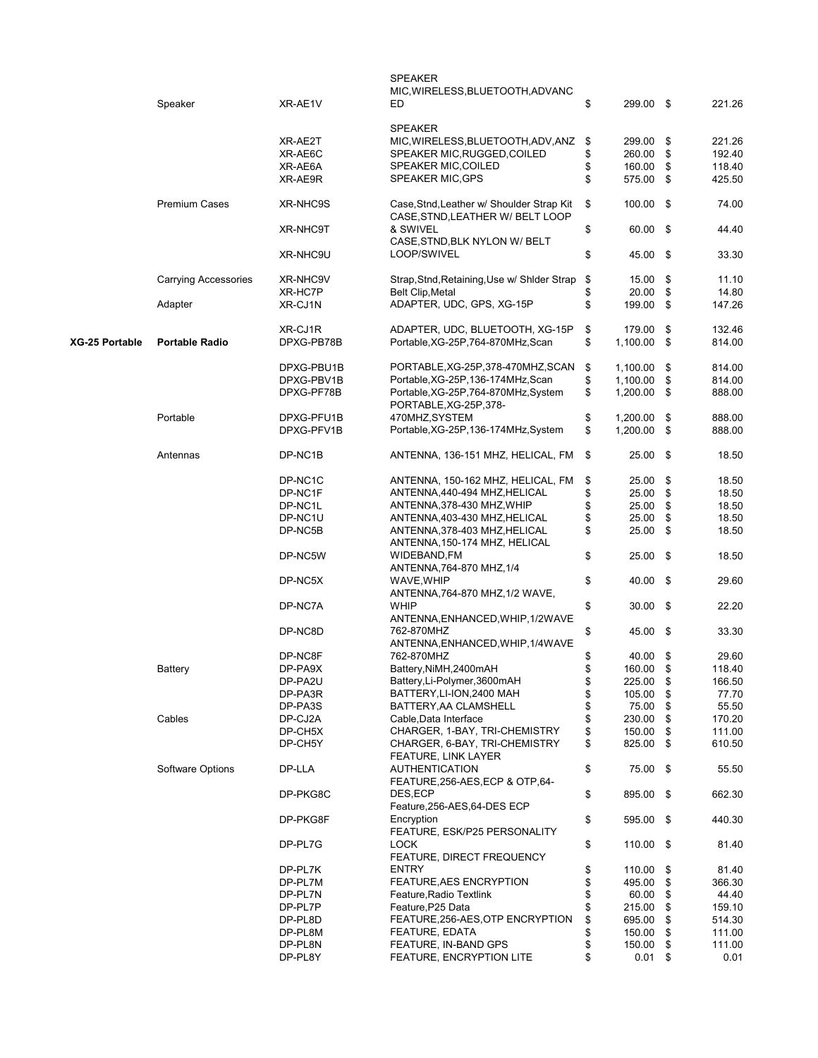| | | | | |
|---|---|---|---|---|
| | Speaker | XR-AE1V | SPEAKER MIC,WIRELESS,BLUETOOTH,ADVANCED | $ 299.00 | $ 221.26 |
| | | XR-AE2T | SPEAKER MIC,WIRELESS,BLUETOOTH,ADV,ANZ | $ 299.00 | $ 221.26 |
| | | XR-AE6C | SPEAKER MIC,RUGGED,COILED | $ 260.00 | $ 192.40 |
| | | XR-AE6A | SPEAKER MIC,COILED | $ 160.00 | $ 118.40 |
| | | XR-AE9R | SPEAKER MIC,GPS | $ 575.00 | $ 425.50 |
| | Premium Cases | XR-NHC9S | Case,Stnd,Leather w/ Shoulder Strap Kit | $ 100.00 | $ 74.00 |
| | | XR-NHC9T | CASE,STND,LEATHER W/ BELT LOOP & SWIVEL | $ 60.00 | $ 44.40 |
| | | XR-NHC9U | CASE,STND,BLK NYLON W/ BELT LOOP/SWIVEL | $ 45.00 | $ 33.30 |
| | Carrying Accessories | XR-NHC9V | Strap,Stnd,Retaining,Use w/ Shlder Strap | $ 15.00 | $ 11.10 |
| | | XR-HC7P | Belt Clip,Metal | $ 20.00 | $ 14.80 |
| | Adapter | XR-CJ1N | ADAPTER, UDC, GPS, XG-15P | $ 199.00 | $ 147.26 |
| | | XR-CJ1R | ADAPTER, UDC, BLUETOOTH, XG-15P | $ 179.00 | $ 132.46 |
| **XG-25 Portable** | **Portable Radio** | DPXG-PB78B | Portable,XG-25P,764-870MHz,Scan | $ 1,100.00 | $ 814.00 |
| | | DPXG-PBU1B | PORTABLE,XG-25P,378-470MHZ,SCAN | $ 1,100.00 | $ 814.00 |
| | | DPXG-PBV1B | Portable,XG-25P,136-174MHz,Scan | $ 1,100.00 | $ 814.00 |
| | | DPXG-PF78B | Portable,XG-25P,764-870MHz,System | $ 1,200.00 | $ 888.00 |
| | Portable | DPXG-PFU1B | PORTABLE,XG-25P,378-470MHZ,SYSTEM | $ 1,200.00 | $ 888.00 |
| | | DPXG-PFV1B | Portable,XG-25P,136-174MHz,System | $ 1,200.00 | $ 888.00 |
| | Antennas | DP-NC1B | ANTENNA, 136-151 MHZ, HELICAL, FM | $ 25.00 | $ 18.50 |
| | | DP-NC1C | ANTENNA, 150-162 MHZ, HELICAL, FM | $ 25.00 | $ 18.50 |
| | | DP-NC1F | ANTENNA,440-494 MHZ,HELICAL | $ 25.00 | $ 18.50 |
| | | DP-NC1L | ANTENNA,378-430 MHZ,WHIP | $ 25.00 | $ 18.50 |
| | | DP-NC1U | ANTENNA,403-430 MHZ,HELICAL | $ 25.00 | $ 18.50 |
| | | DP-NC5B | ANTENNA,378-403 MHZ,HELICAL | $ 25.00 | $ 18.50 |
| | | DP-NC5W | ANTENNA,150-174 MHZ, HELICAL WIDEBAND,FM | $ 25.00 | $ 18.50 |
| | | DP-NC5X | ANTENNA,764-870 MHZ,1/4 WAVE,WHIP | $ 40.00 | $ 29.60 |
| | | DP-NC7A | ANTENNA,764-870 MHZ,1/2 WAVE, WHIP | $ 30.00 | $ 22.20 |
| | | DP-NC8D | ANTENNA,ENHANCED,WHIP,1/2WAVE 762-870MHZ | $ 45.00 | $ 33.30 |
| | | DP-NC8F | ANTENNA,ENHANCED,WHIP,1/4WAVE 762-870MHZ | $ 40.00 | $ 29.60 |
| | Battery | DP-PA9X | Battery,NiMH,2400mAH | $ 160.00 | $ 118.40 |
| | | DP-PA2U | Battery,Li-Polymer,3600mAH | $ 225.00 | $ 166.50 |
| | | DP-PA3R | BATTERY,LI-ION,2400 MAH | $ 105.00 | $ 77.70 |
| | | DP-PA3S | BATTERY,AA CLAMSHELL | $ 75.00 | $ 55.50 |
| | Cables | DP-CJ2A | Cable,Data Interface | $ 230.00 | $ 170.20 |
| | | DP-CH5X | CHARGER, 1-BAY, TRI-CHEMISTRY | $ 150.00 | $ 111.00 |
| | | DP-CH5Y | CHARGER, 6-BAY, TRI-CHEMISTRY | $ 825.00 | $ 610.50 |
| | Software Options | DP-LLA | FEATURE, LINK LAYER AUTHENTICATION | $ 75.00 | $ 55.50 |
| | | DP-PKG8C | FEATURE,256-AES,ECP & OTP,64-DES,ECP | $ 895.00 | $ 662.30 |
| | | DP-PKG8F | Feature,256-AES,64-DES ECP Encryption | $ 595.00 | $ 440.30 |
| | | DP-PL7G | FEATURE, ESK/P25 PERSONALITY LOCK | $ 110.00 | $ 81.40 |
| | | DP-PL7K | FEATURE, DIRECT FREQUENCY ENTRY | $ 110.00 | $ 81.40 |
| | | DP-PL7M | FEATURE,AES ENCRYPTION | $ 495.00 | $ 366.30 |
| | | DP-PL7N | Feature,Radio Textlink | $ 60.00 | $ 44.40 |
| | | DP-PL7P | Feature,P25 Data | $ 215.00 | $ 159.10 |
| | | DP-PL8D | FEATURE,256-AES,OTP ENCRYPTION | $ 695.00 | $ 514.30 |
| | | DP-PL8M | FEATURE, EDATA | $ 150.00 | $ 111.00 |
| | | DP-PL8N | FEATURE, IN-BAND GPS | $ 150.00 | $ 111.00 |
| | | DP-PL8Y | FEATURE, ENCRYPTION LITE | $ 0.01 | $ 0.01 |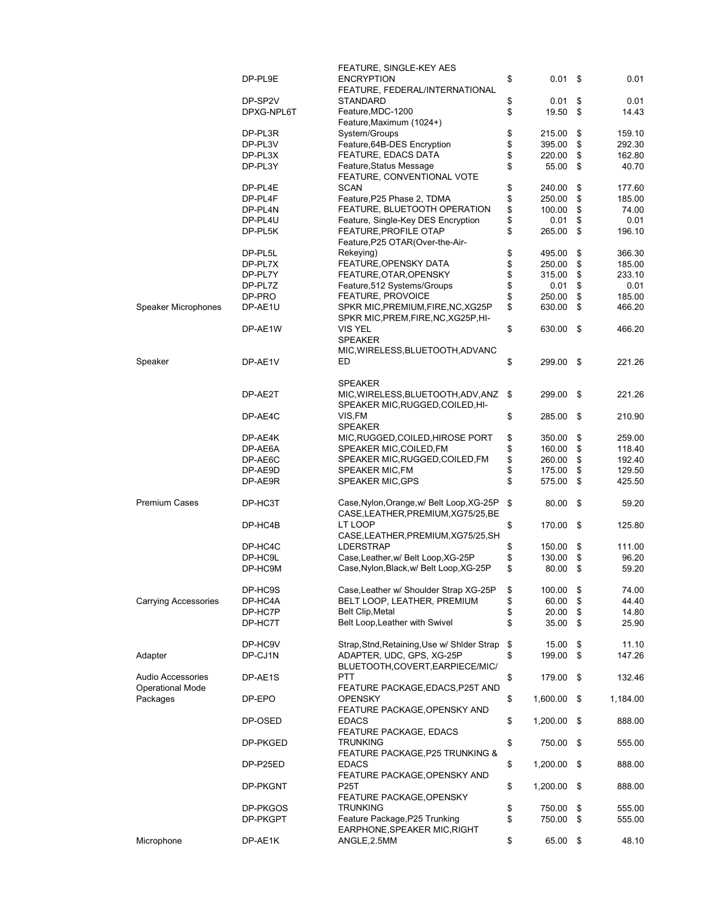| | | | | |
|---|---|---|---|---|
| | DP-PL9E | FEATURE, SINGLE-KEY AES ENCRYPTION | $ 0.01 | $ 0.01 |
| | DP-SP2V | FEATURE, FEDERAL/INTERNATIONAL STANDARD | $ 0.01 | $ 0.01 |
| | DPXG-NPL6T | Feature,MDC-1200 | $ 19.50 | $ 14.43 |
| | DP-PL3R | Feature,Maximum (1024+) System/Groups | $ 215.00 | $ 159.10 |
| | DP-PL3V | Feature,64B-DES Encryption | $ 395.00 | $ 292.30 |
| | DP-PL3X | FEATURE, EDACS DATA | $ 220.00 | $ 162.80 |
| | DP-PL3Y | Feature,Status Message | $ 55.00 | $ 40.70 |
| | DP-PL4E | FEATURE, CONVENTIONAL VOTE SCAN | $ 240.00 | $ 177.60 |
| | DP-PL4F | Feature,P25 Phase 2, TDMA | $ 250.00 | $ 185.00 |
| | DP-PL4N | FEATURE, BLUETOOTH OPERATION | $ 100.00 | $ 74.00 |
| | DP-PL4U | Feature, Single-Key DES Encryption | $ 0.01 | $ 0.01 |
| | DP-PL5K | FEATURE,PROFILE OTAP | $ 265.00 | $ 196.10 |
| | DP-PL5L | Feature,P25 OTAR(Over-the-Air-Rekeying) | $ 495.00 | $ 366.30 |
| | DP-PL7X | FEATURE,OPENSKY DATA | $ 250.00 | $ 185.00 |
| | DP-PL7Y | FEATURE,OTAR,OPENSKY | $ 315.00 | $ 233.10 |
| | DP-PL7Z | Feature,512 Systems/Groups | $ 0.01 | $ 0.01 |
| | DP-PRO | FEATURE, PROVOICE | $ 250.00 | $ 185.00 |
| Speaker Microphones | DP-AE1U | SPKR MIC,PREMIUM,FIRE,NC,XG25P | $ 630.00 | $ 466.20 |
| | DP-AE1W | SPKR MIC,PREM,FIRE,NC,XG25P,HI-VIS YEL | $ 630.00 | $ 466.20 |
| Speaker | DP-AE1V | SPEAKER MIC,WIRELESS,BLUETOOTH,ADVANCED | $ 299.00 | $ 221.26 |
| | DP-AE2T | SPEAKER MIC,WIRELESS,BLUETOOTH,ADV,ANZ | $ 299.00 | $ 221.26 |
| | DP-AE4C | SPEAKER MIC,RUGGED,COILED,HI-VIS,FM | $ 285.00 | $ 210.90 |
| | DP-AE4K | SPEAKER MIC,RUGGED,COILED,HIROSE PORT | $ 350.00 | $ 259.00 |
| | DP-AE6A | SPEAKER MIC,COILED,FM | $ 160.00 | $ 118.40 |
| | DP-AE6C | SPEAKER MIC,RUGGED,COILED,FM | $ 260.00 | $ 192.40 |
| | DP-AE9D | SPEAKER MIC,FM | $ 175.00 | $ 129.50 |
| | DP-AE9R | SPEAKER MIC,GPS | $ 575.00 | $ 425.50 |
| Premium Cases | DP-HC3T | Case,Nylon,Orange,w/ Belt Loop,XG-25P | $ 80.00 | $ 59.20 |
| | DP-HC4B | CASE,LEATHER,PREMIUM,XG75/25,BELT LOOP | $ 170.00 | $ 125.80 |
| | DP-HC4C | CASE,LEATHER,PREMIUM,XG75/25,SHLDERSTRAP | $ 150.00 | $ 111.00 |
| | DP-HC9L | Case,Leather,w/ Belt Loop,XG-25P | $ 130.00 | $ 96.20 |
| | DP-HC9M | Case,Nylon,Black,w/ Belt Loop,XG-25P | $ 80.00 | $ 59.20 |
| | DP-HC9S | Case,Leather w/ Shoulder Strap XG-25P | $ 100.00 | $ 74.00 |
| Carrying Accessories | DP-HC4A | BELT LOOP, LEATHER, PREMIUM | $ 60.00 | $ 44.40 |
| | DP-HC7P | Belt Clip,Metal | $ 20.00 | $ 14.80 |
| | DP-HC7T | Belt Loop,Leather with Swivel | $ 35.00 | $ 25.90 |
| | DP-HC9V | Strap,Stnd,Retaining,Use w/ Shlder Strap | $ 15.00 | $ 11.10 |
| Adapter | DP-CJ1N | ADAPTER, UDC, GPS, XG-25P | $ 199.00 | $ 147.26 |
| Audio Accessories | DP-AE1S | BLUETOOTH,COVERT,EARPIECE/MIC/PTT | $ 179.00 | $ 132.46 |
| Operational Mode Packages | DP-EPO | FEATURE PACKAGE,EDACS,P25T AND OPENSKY | $ 1,600.00 | $ 1,184.00 |
| | DP-OSED | FEATURE PACKAGE,OPENSKY AND EDACS | $ 1,200.00 | $ 888.00 |
| | DP-PKGED | FEATURE PACKAGE, EDACS TRUNKING | $ 750.00 | $ 555.00 |
| | DP-P25ED | FEATURE PACKAGE,P25 TRUNKING & EDACS | $ 1,200.00 | $ 888.00 |
| | DP-PKGNT | FEATURE PACKAGE,OPENSKY AND P25T | $ 1,200.00 | $ 888.00 |
| | DP-PKGOS | FEATURE PACKAGE,OPENSKY TRUNKING | $ 750.00 | $ 555.00 |
| | DP-PKGPT | Feature Package,P25 Trunking | $ 750.00 | $ 555.00 |
| Microphone | DP-AE1K | EARPHONE,SPEAKER MIC,RIGHT ANGLE,2.5MM | $ 65.00 | $ 48.10 |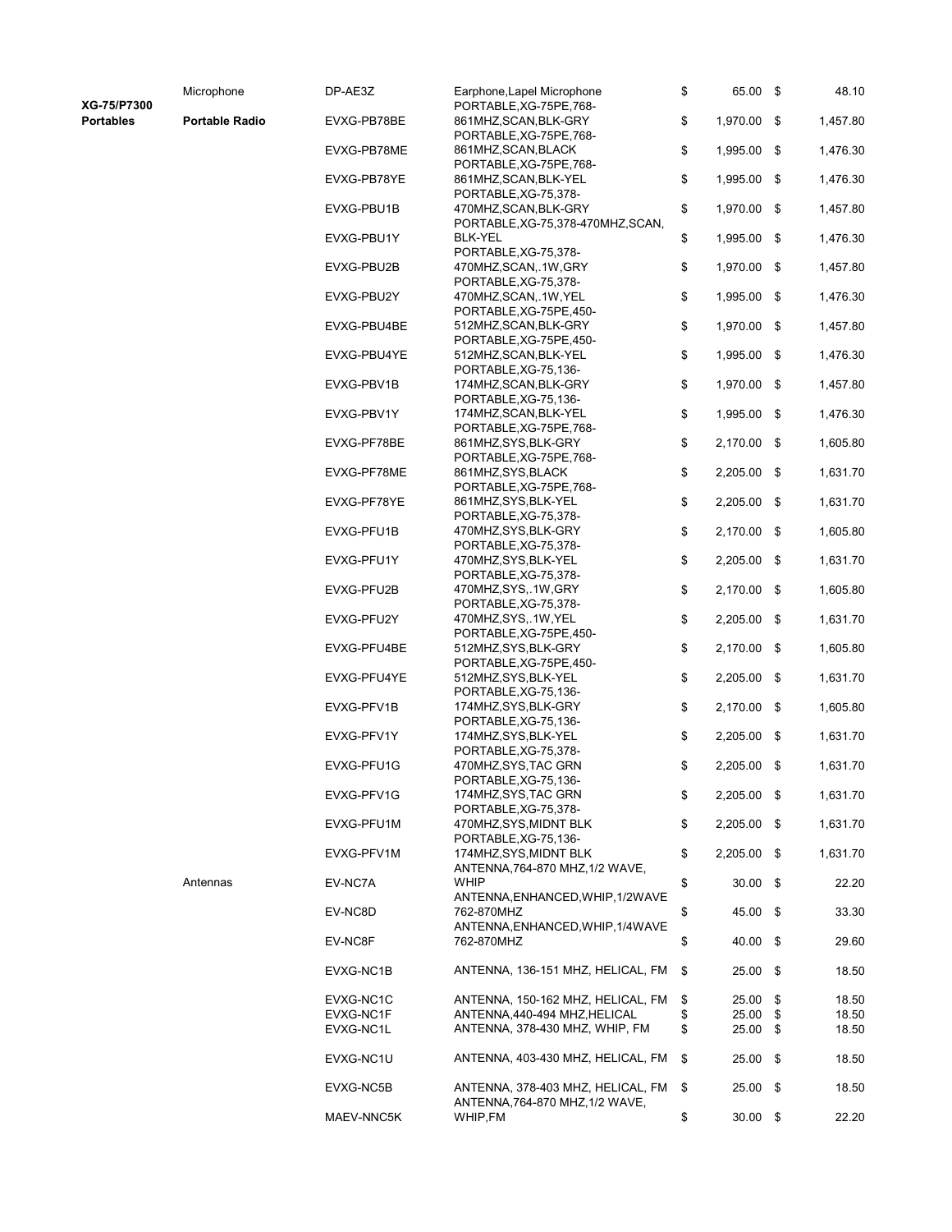| | | | | | |
|---|---|---|---|---|---|
| | Microphone | DP-AE3Z | Earphone,Lapel Microphone | $ 65.00 | $ 48.10 |
| **XG-75/P7300 Portables** | **Portable Radio** | EVXG-PB78BE | PORTABLE,XG-75PE,768-861MHZ,SCAN,BLK-GRY | $ 1,970.00 | $ 1,457.80 |
| | | EVXG-PB78ME | PORTABLE,XG-75PE,768-861MHZ,SCAN,BLACK | $ 1,995.00 | $ 1,476.30 |
| | | EVXG-PB78YE | PORTABLE,XG-75PE,768-861MHZ,SCAN,BLK-YEL | $ 1,995.00 | $ 1,476.30 |
| | | EVXG-PBU1B | PORTABLE,XG-75,378-470MHZ,SCAN,BLK-GRY | $ 1,970.00 | $ 1,457.80 |
| | | EVXG-PBU1Y | PORTABLE,XG-75,378-470MHZ,SCAN, BLK-YEL | $ 1,995.00 | $ 1,476.30 |
| | | EVXG-PBU2B | PORTABLE,XG-75,378-470MHZ,SCAN,.1W,GRY | $ 1,970.00 | $ 1,457.80 |
| | | EVXG-PBU2Y | PORTABLE,XG-75,378-470MHZ,SCAN,.1W,YEL | $ 1,995.00 | $ 1,476.30 |
| | | EVXG-PBU4BE | PORTABLE,XG-75PE,450-512MHZ,SCAN,BLK-GRY | $ 1,970.00 | $ 1,457.80 |
| | | EVXG-PBU4YE | PORTABLE,XG-75PE,450-512MHZ,SCAN,BLK-YEL | $ 1,995.00 | $ 1,476.30 |
| | | EVXG-PBV1B | PORTABLE,XG-75,136-174MHZ,SCAN,BLK-GRY | $ 1,970.00 | $ 1,457.80 |
| | | EVXG-PBV1Y | PORTABLE,XG-75,136-174MHZ,SCAN,BLK-YEL | $ 1,995.00 | $ 1,476.30 |
| | | EVXG-PF78BE | PORTABLE,XG-75PE,768-861MHZ,SYS,BLK-GRY | $ 2,170.00 | $ 1,605.80 |
| | | EVXG-PF78ME | PORTABLE,XG-75PE,768-861MHZ,SYS,BLACK | $ 2,205.00 | $ 1,631.70 |
| | | EVXG-PF78YE | PORTABLE,XG-75PE,768-861MHZ,SYS,BLK-YEL | $ 2,205.00 | $ 1,631.70 |
| | | EVXG-PFU1B | PORTABLE,XG-75,378-470MHZ,SYS,BLK-GRY | $ 2,170.00 | $ 1,605.80 |
| | | EVXG-PFU1Y | PORTABLE,XG-75,378-470MHZ,SYS,BLK-YEL | $ 2,205.00 | $ 1,631.70 |
| | | EVXG-PFU2B | PORTABLE,XG-75,378-470MHZ,SYS,.1W,GRY | $ 2,170.00 | $ 1,605.80 |
| | | EVXG-PFU2Y | PORTABLE,XG-75,378-470MHZ,SYS,.1W,YEL | $ 2,205.00 | $ 1,631.70 |
| | | EVXG-PFU4BE | PORTABLE,XG-75PE,450-512MHZ,SYS,BLK-GRY | $ 2,170.00 | $ 1,605.80 |
| | | EVXG-PFU4YE | PORTABLE,XG-75PE,450-512MHZ,SYS,BLK-YEL | $ 2,205.00 | $ 1,631.70 |
| | | EVXG-PFV1B | PORTABLE,XG-75,136-174MHZ,SYS,BLK-GRY | $ 2,170.00 | $ 1,605.80 |
| | | EVXG-PFV1Y | PORTABLE,XG-75,136-174MHZ,SYS,BLK-YEL | $ 2,205.00 | $ 1,631.70 |
| | | EVXG-PFU1G | PORTABLE,XG-75,378-470MHZ,SYS,TAC GRN | $ 2,205.00 | $ 1,631.70 |
| | | EVXG-PFV1G | PORTABLE,XG-75,136-174MHZ,SYS,TAC GRN | $ 2,205.00 | $ 1,631.70 |
| | | EVXG-PFU1M | PORTABLE,XG-75,378-470MHZ,SYS,MIDNT BLK | $ 2,205.00 | $ 1,631.70 |
| | | EVXG-PFV1M | PORTABLE,XG-75,136-174MHZ,SYS,MIDNT BLK | $ 2,205.00 | $ 1,631.70 |
| | Antennas | EV-NC7A | ANTENNA,764-870 MHZ,1/2 WAVE, WHIP | $ 30.00 | $ 22.20 |
| | | EV-NC8D | ANTENNA,ENHANCED,WHIP,1/2WAVE 762-870MHZ | $ 45.00 | $ 33.30 |
| | | EV-NC8F | ANTENNA,ENHANCED,WHIP,1/4WAVE 762-870MHZ | $ 40.00 | $ 29.60 |
| | | EVXG-NC1B | ANTENNA, 136-151 MHZ, HELICAL, FM | $ 25.00 | $ 18.50 |
| | | EVXG-NC1C | ANTENNA, 150-162 MHZ, HELICAL, FM | $ 25.00 | $ 18.50 |
| | | EVXG-NC1F | ANTENNA,440-494 MHZ,HELICAL | $ 25.00 | $ 18.50 |
| | | EVXG-NC1L | ANTENNA, 378-430 MHZ, WHIP, FM | $ 25.00 | $ 18.50 |
| | | EVXG-NC1U | ANTENNA, 403-430 MHZ, HELICAL, FM | $ 25.00 | $ 18.50 |
| | | EVXG-NC5B | ANTENNA, 378-403 MHZ, HELICAL, FM | $ 25.00 | $ 18.50 |
| | | MAEV-NNC5K | ANTENNA,764-870 MHZ,1/2 WAVE, WHIP,FM | $ 30.00 | $ 22.20 |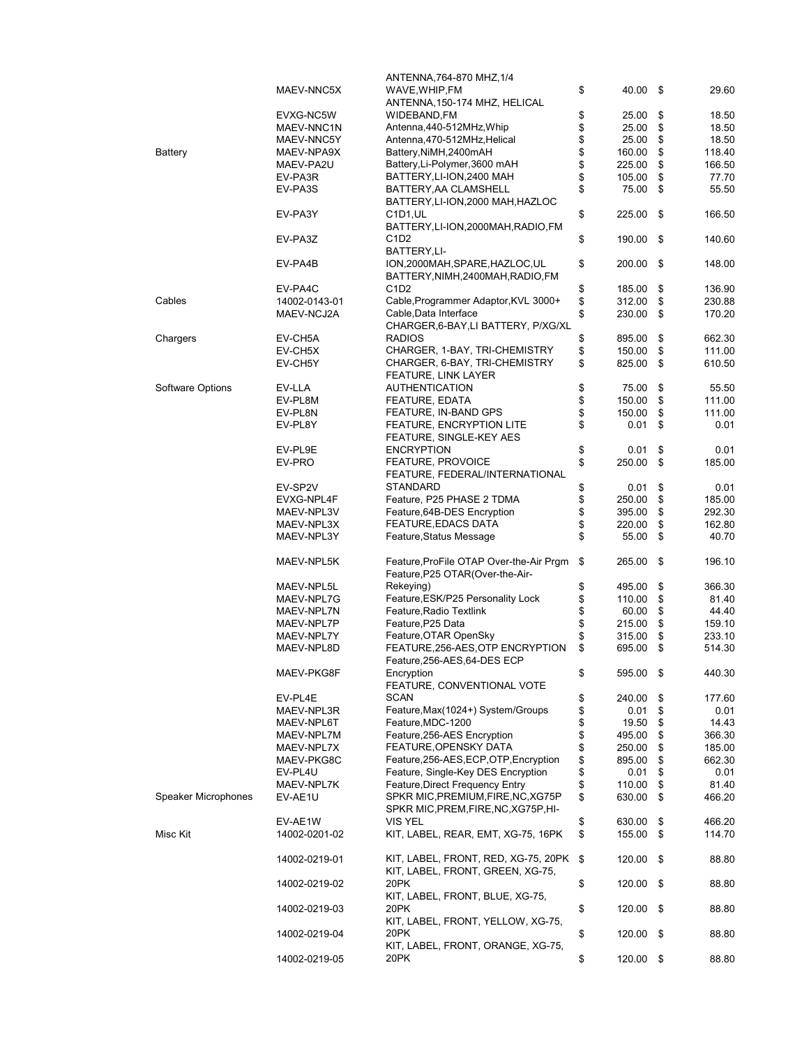| | | | | |
|---|---|---|---|---|
| | MAEV-NNC5X | ANTENNA,764-870 MHZ,1/4 WAVE,WHIP,FM | $ 40.00 | $ 29.60 |
| | EVXG-NC5W | ANTENNA,150-174 MHZ, HELICAL WIDEBAND,FM | $ 25.00 | $ 18.50 |
| | MAEV-NNC1N | Antenna,440-512MHz,Whip | $ 25.00 | $ 18.50 |
| | MAEV-NNC5Y | Antenna,470-512MHz,Helical | $ 25.00 | $ 18.50 |
| Battery | MAEV-NPA9X | Battery,NiMH,2400mAH | $ 160.00 | $ 118.40 |
| | MAEV-PA2U | Battery,Li-Polymer,3600 mAH | $ 225.00 | $ 166.50 |
| | EV-PA3R | BATTERY,LI-ION,2400 MAH | $ 105.00 | $ 77.70 |
| | EV-PA3S | BATTERY,AA CLAMSHELL | $ 75.00 | $ 55.50 |
| | EV-PA3Y | BATTERY,LI-ION,2000 MAH,HAZLOC C1D1,UL | $ 225.00 | $ 166.50 |
| | EV-PA3Z | BATTERY,LI-ION,2000MAH,RADIO,FM C1D2 | $ 190.00 | $ 140.60 |
| | EV-PA4B | BATTERY,LI-ION,2000MAH,SPARE,HAZLOC,UL | $ 200.00 | $ 148.00 |
| | EV-PA4C | BATTERY,NIMH,2400MAH,RADIO,FM C1D2 | $ 185.00 | $ 136.90 |
| Cables | 14002-0143-01 | Cable,Programmer Adaptor,KVL 3000+ | $ 312.00 | $ 230.88 |
| | MAEV-NCJ2A | Cable,Data Interface | $ 230.00 | $ 170.20 |
| Chargers | EV-CH5A | CHARGER,6-BAY,LI BATTERY, P/XG/XL RADIOS | $ 895.00 | $ 662.30 |
| | EV-CH5X | CHARGER, 1-BAY, TRI-CHEMISTRY | $ 150.00 | $ 111.00 |
| | EV-CH5Y | CHARGER, 6-BAY, TRI-CHEMISTRY | $ 825.00 | $ 610.50 |
| Software Options | EV-LLA | FEATURE, LINK LAYER AUTHENTICATION | $ 75.00 | $ 55.50 |
| | EV-PL8M | FEATURE, EDATA | $ 150.00 | $ 111.00 |
| | EV-PL8N | FEATURE, IN-BAND GPS | $ 150.00 | $ 111.00 |
| | EV-PL8Y | FEATURE, ENCRYPTION LITE | $ 0.01 | $ 0.01 |
| | EV-PL9E | FEATURE, SINGLE-KEY AES ENCRYPTION | $ 0.01 | $ 0.01 |
| | EV-PRO | FEATURE, PROVOICE | $ 250.00 | $ 185.00 |
| | EV-SP2V | FEATURE, FEDERAL/INTERNATIONAL STANDARD | $ 0.01 | $ 0.01 |
| | EVXG-NPL4F | Feature, P25 PHASE 2 TDMA | $ 250.00 | $ 185.00 |
| | MAEV-NPL3V | Feature,64B-DES Encryption | $ 395.00 | $ 292.30 |
| | MAEV-NPL3X | FEATURE,EDACS DATA | $ 220.00 | $ 162.80 |
| | MAEV-NPL3Y | Feature,Status Message | $ 55.00 | $ 40.70 |
| | MAEV-NPL5K | Feature,ProFile OTAP Over-the-Air Prgm | $ 265.00 | $ 196.10 |
| | MAEV-NPL5L | Feature,P25 OTAR(Over-the-Air-Rekeying) | $ 495.00 | $ 366.30 |
| | MAEV-NPL7G | Feature,ESK/P25 Personality Lock | $ 110.00 | $ 81.40 |
| | MAEV-NPL7N | Feature,Radio Textlink | $ 60.00 | $ 44.40 |
| | MAEV-NPL7P | Feature,P25 Data | $ 215.00 | $ 159.10 |
| | MAEV-NPL7Y | Feature,OTAR OpenSky | $ 315.00 | $ 233.10 |
| | MAEV-NPL8D | FEATURE,256-AES,OTP ENCRYPTION | $ 695.00 | $ 514.30 |
| | MAEV-PKG8F | Feature,256-AES,64-DES ECP Encryption | $ 595.00 | $ 440.30 |
| | EV-PL4E | FEATURE, CONVENTIONAL VOTE SCAN | $ 240.00 | $ 177.60 |
| | MAEV-NPL3R | Feature,Max(1024+) System/Groups | $ 0.01 | $ 0.01 |
| | MAEV-NPL6T | Feature,MDC-1200 | $ 19.50 | $ 14.43 |
| | MAEV-NPL7M | Feature,256-AES Encryption | $ 495.00 | $ 366.30 |
| | MAEV-NPL7X | FEATURE,OPENSKY DATA | $ 250.00 | $ 185.00 |
| | MAEV-PKG8C | Feature,256-AES,ECP,OTP,Encryption | $ 895.00 | $ 662.30 |
| | EV-PL4U | Feature, Single-Key DES Encryption | $ 0.01 | $ 0.01 |
| | MAEV-NPL7K | Feature,Direct Frequency Entry | $ 110.00 | $ 81.40 |
| Speaker Microphones | EV-AE1U | SPKR MIC,PREMIUM,FIRE,NC,XG75P | $ 630.00 | $ 466.20 |
| | EV-AE1W | SPKR MIC,PREM,FIRE,NC,XG75P,HI-VIS YEL | $ 630.00 | $ 466.20 |
| Misc Kit | 14002-0201-02 | KIT, LABEL, REAR, EMT, XG-75, 16PK | $ 155.00 | $ 114.70 |
| | 14002-0219-01 | KIT, LABEL, FRONT, RED, XG-75, 20PK | $ 120.00 | $ 88.80 |
| | 14002-0219-02 | KIT, LABEL, FRONT, GREEN, XG-75, 20PK | $ 120.00 | $ 88.80 |
| | 14002-0219-03 | KIT, LABEL, FRONT, BLUE, XG-75, 20PK | $ 120.00 | $ 88.80 |
| | 14002-0219-04 | KIT, LABEL, FRONT, YELLOW, XG-75, 20PK | $ 120.00 | $ 88.80 |
| | 14002-0219-05 | KIT, LABEL, FRONT, ORANGE, XG-75, 20PK | $ 120.00 | $ 88.80 |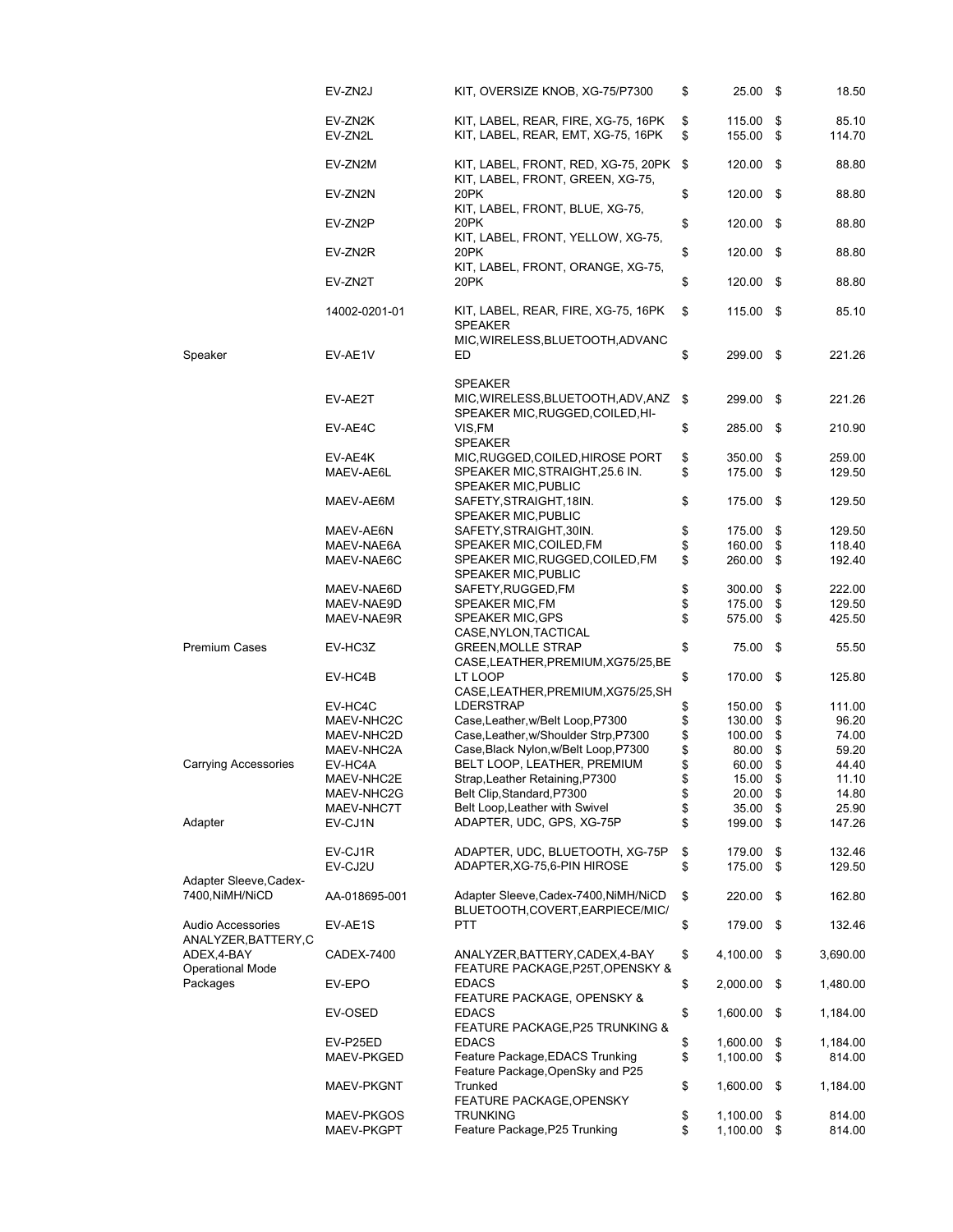| Category | Part Number | Description | List Price | Net Price |
|---|---|---|---|---|
| | EV-ZN2J | KIT, OVERSIZE KNOB, XG-75/P7300 | $ 25.00 | $ 18.50 |
| | EV-ZN2K | KIT, LABEL, REAR, FIRE, XG-75, 16PK | $ 115.00 | $ 85.10 |
| | EV-ZN2L | KIT, LABEL, REAR, EMT, XG-75, 16PK | $ 155.00 | $ 114.70 |
| | EV-ZN2M | KIT, LABEL, FRONT, RED, XG-75, 20PK | $ 120.00 | $ 88.80 |
| | EV-ZN2N | KIT, LABEL, FRONT, GREEN, XG-75, 20PK | $ 120.00 | $ 88.80 |
| | EV-ZN2P | KIT, LABEL, FRONT, BLUE, XG-75, 20PK | $ 120.00 | $ 88.80 |
| | EV-ZN2R | KIT, LABEL, FRONT, YELLOW, XG-75, 20PK | $ 120.00 | $ 88.80 |
| | EV-ZN2T | KIT, LABEL, FRONT, ORANGE, XG-75, 20PK | $ 120.00 | $ 88.80 |
| | 14002-0201-01 | KIT, LABEL, REAR, FIRE, XG-75, 16PK | $ 115.00 | $ 85.10 |
| Speaker | EV-AE1V | SPEAKER MIC,WIRELESS,BLUETOOTH,ADVANCED | $ 299.00 | $ 221.26 |
| | EV-AE2T | SPEAKER MIC,WIRELESS,BLUETOOTH,ADV,ANZ | $ 299.00 | $ 221.26 |
| | EV-AE4C | SPEAKER MIC,RUGGED,COILED,HI-VIS,FM | $ 285.00 | $ 210.90 |
| | EV-AE4K | SPEAKER MIC,RUGGED,COILED,HIROSE PORT | $ 350.00 | $ 259.00 |
| | MAEV-AE6L | SPEAKER MIC,STRAIGHT,25.6 IN. | $ 175.00 | $ 129.50 |
| | MAEV-AE6M | SPEAKER MIC,PUBLIC SAFETY,STRAIGHT,18IN. | $ 175.00 | $ 129.50 |
| | MAEV-AE6N | SPEAKER MIC,PUBLIC SAFETY,STRAIGHT,30IN. | $ 175.00 | $ 129.50 |
| | MAEV-NAE6A | SPEAKER MIC,COILED,FM | $ 160.00 | $ 118.40 |
| | MAEV-NAE6C | SPEAKER MIC,RUGGED,COILED,FM | $ 260.00 | $ 192.40 |
| | MAEV-NAE6D | SPEAKER MIC,PUBLIC SAFETY,RUGGED,FM | $ 300.00 | $ 222.00 |
| | MAEV-NAE9D | SPEAKER MIC,FM | $ 175.00 | $ 129.50 |
| | MAEV-NAE9R | SPEAKER MIC,GPS | $ 575.00 | $ 425.50 |
| Premium Cases | EV-HC3Z | CASE,NYLON,TACTICAL GREEN,MOLLE STRAP | $ 75.00 | $ 55.50 |
| | EV-HC4B | CASE,LEATHER,PREMIUM,XG75/25,BELT LOOP | $ 170.00 | $ 125.80 |
| | EV-HC4C | CASE,LEATHER,PREMIUM,XG75/25,SHLDERSTRAP | $ 150.00 | $ 111.00 |
| | MAEV-NHC2C | Case,Leather,w/Belt Loop,P7300 | $ 130.00 | $ 96.20 |
| | MAEV-NHC2D | Case,Leather,w/Shoulder Strp,P7300 | $ 100.00 | $ 74.00 |
| | MAEV-NHC2A | Case,Black Nylon,w/Belt Loop,P7300 | $ 80.00 | $ 59.20 |
| Carrying Accessories | EV-HC4A | BELT LOOP, LEATHER, PREMIUM | $ 60.00 | $ 44.40 |
| | MAEV-NHC2E | Strap,Leather Retaining,P7300 | $ 15.00 | $ 11.10 |
| | MAEV-NHC2G | Belt Clip,Standard,P7300 | $ 20.00 | $ 14.80 |
| | MAEV-NHC7T | Belt Loop,Leather with Swivel | $ 35.00 | $ 25.90 |
| Adapter | EV-CJ1N | ADAPTER, UDC, GPS, XG-75P | $ 199.00 | $ 147.26 |
| | EV-CJ1R | ADAPTER, UDC, BLUETOOTH, XG-75P | $ 179.00 | $ 132.46 |
| | EV-CJ2U | ADAPTER,XG-75,6-PIN HIROSE | $ 175.00 | $ 129.50 |
| Adapter Sleeve,Cadex-7400,NiMH/NiCD | AA-018695-001 | Adapter Sleeve,Cadex-7400,NiMH/NiCD | $ 220.00 | $ 162.80 |
| Audio Accessories | EV-AE1S | BLUETOOTH,COVERT,EARPIECE/MIC/PTT | $ 179.00 | $ 132.46 |
| ANALYZER,BATTERY,CADEX,4-BAY | CADEX-7400 | ANALYZER,BATTERY,CADEX,4-BAY | $ 4,100.00 | $ 3,690.00 |
| Operational Mode Packages | EV-EPO | FEATURE PACKAGE,P25T,OPENSKY & EDACS | $ 2,000.00 | $ 1,480.00 |
| | EV-OSED | FEATURE PACKAGE, OPENSKY & EDACS | $ 1,600.00 | $ 1,184.00 |
| | EV-P25ED | FEATURE PACKAGE,P25 TRUNKING & EDACS | $ 1,600.00 | $ 1,184.00 |
| | MAEV-PKGED | Feature Package,EDACS Trunking | $ 1,100.00 | $ 814.00 |
| | MAEV-PKGNT | Feature Package,OpenSky and P25 Trunked | $ 1,600.00 | $ 1,184.00 |
| | MAEV-PKGOS | FEATURE PACKAGE,OPENSKY TRUNKING | $ 1,100.00 | $ 814.00 |
| | MAEV-PKGPT | Feature Package,P25 Trunking | $ 1,100.00 | $ 814.00 |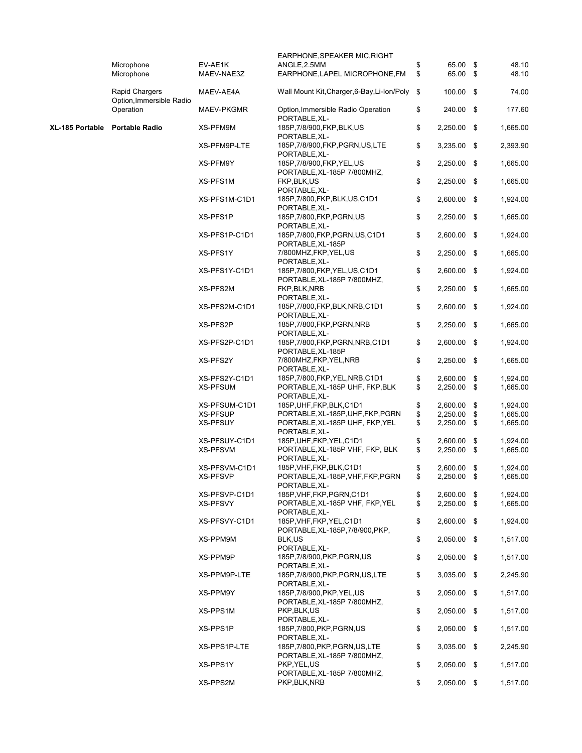| | | | | |
|---|---|---|---|---|
| | Microphone | EV-AE1K | EARPHONE,SPEAKER MIC,RIGHT ANGLE,2.5MM | $ 65.00 | $ 48.10 |
| | Microphone | MAEV-NAE3Z | EARPHONE,LAPEL MICROPHONE,FM | $ 65.00 | $ 48.10 |
| | Rapid Chargers | MAEV-AE4A | Wall Mount Kit,Charger,6-Bay,Li-Ion/Poly | $ 100.00 | $ 74.00 |
| | Option,Immersible Radio Operation | MAEV-PKGMR | Option,Immersible Radio Operation | $ 240.00 | $ 177.60 |
| **XL-185 Portable** | **Portable Radio** | XS-PFM9M | PORTABLE,XL-185P,7/8/900,FKP,BLK,US | $ 2,250.00 | $ 1,665.00 |
| | | XS-PFM9P-LTE | PORTABLE,XL-185P,7/8/900,FKP,PGRN,US,LTE | $ 3,235.00 | $ 2,393.90 |
| | | XS-PFM9Y | PORTABLE,XL-185P,7/8/900,FKP,YEL,US | $ 2,250.00 | $ 1,665.00 |
| | | XS-PFS1M | PORTABLE,XL-185P 7/800MHZ, FKP,BLK,US | $ 2,250.00 | $ 1,665.00 |
| | | XS-PFS1M-C1D1 | PORTABLE,XL-185P,7/800,FKP,BLK,US,C1D1 | $ 2,600.00 | $ 1,924.00 |
| | | XS-PFS1P | PORTABLE,XL-185P,7/800,FKP,PGRN,US | $ 2,250.00 | $ 1,665.00 |
| | | XS-PFS1P-C1D1 | PORTABLE,XL-185P,7/800,FKP,PGRN,US,C1D1 | $ 2,600.00 | $ 1,924.00 |
| | | XS-PFS1Y | PORTABLE,XL-185P 7/800MHZ,FKP,YEL,US | $ 2,250.00 | $ 1,665.00 |
| | | XS-PFS1Y-C1D1 | PORTABLE,XL-185P,7/800,FKP,YEL,US,C1D1 | $ 2,600.00 | $ 1,924.00 |
| | | XS-PFS2M | PORTABLE,XL-185P 7/800MHZ, FKP,BLK,NRB | $ 2,250.00 | $ 1,665.00 |
| | | XS-PFS2M-C1D1 | PORTABLE,XL-185P,7/800,FKP,BLK,NRB,C1D1 | $ 2,600.00 | $ 1,924.00 |
| | | XS-PFS2P | PORTABLE,XL-185P,7/800,FKP,PGRN,NRB | $ 2,250.00 | $ 1,665.00 |
| | | XS-PFS2P-C1D1 | PORTABLE,XL-185P,7/800,FKP,PGRN,NRB,C1D1 | $ 2,600.00 | $ 1,924.00 |
| | | XS-PFS2Y | PORTABLE,XL-185P 7/800MHZ,FKP,YEL,NRB | $ 2,250.00 | $ 1,665.00 |
| | | XS-PFS2Y-C1D1 | PORTABLE,XL-185P,7/800,FKP,YEL,NRB,C1D1 | $ 2,600.00 | $ 1,924.00 |
| | | XS-PFSUM | PORTABLE,XL-185P UHF, FKP,BLK | $ 2,250.00 | $ 1,665.00 |
| | | XS-PFSUM-C1D1 | PORTABLE,XL-185P,UHF,FKP,BLK,C1D1 | $ 2,600.00 | $ 1,924.00 |
| | | XS-PFSUP | PORTABLE,XL-185P,UHF,FKP,PGRN | $ 2,250.00 | $ 1,665.00 |
| | | XS-PFSUY | PORTABLE,XL-185P UHF, FKP,YEL | $ 2,250.00 | $ 1,665.00 |
| | | XS-PFSUY-C1D1 | PORTABLE,XL-185P,UHF,FKP,YEL,C1D1 | $ 2,600.00 | $ 1,924.00 |
| | | XS-PFSVM | PORTABLE,XL-185P VHF, FKP, BLK | $ 2,250.00 | $ 1,665.00 |
| | | XS-PFSVM-C1D1 | PORTABLE,XL-185P,VHF,FKP,BLK,C1D1 | $ 2,600.00 | $ 1,924.00 |
| | | XS-PFSVP | PORTABLE,XL-185P,VHF,FKP,PGRN | $ 2,250.00 | $ 1,665.00 |
| | | XS-PFSVP-C1D1 | PORTABLE,XL-185P,VHF,FKP,PGRN,C1D1 | $ 2,600.00 | $ 1,924.00 |
| | | XS-PFSVY | PORTABLE,XL-185P VHF, FKP,YEL | $ 2,250.00 | $ 1,665.00 |
| | | XS-PFSVY-C1D1 | PORTABLE,XL-185P,VHF,FKP,YEL,C1D1 | $ 2,600.00 | $ 1,924.00 |
| | | XS-PPM9M | PORTABLE,XL-185P,7/8/900,PKP,BLK,US | $ 2,050.00 | $ 1,517.00 |
| | | XS-PPM9P | PORTABLE,XL-185P,7/8/900,PKP,PGRN,US | $ 2,050.00 | $ 1,517.00 |
| | | XS-PPM9P-LTE | PORTABLE,XL-185P,7/8/900,PKP,PGRN,US,LTE | $ 3,035.00 | $ 2,245.90 |
| | | XS-PPM9Y | PORTABLE,XL-185P,7/8/900,PKP,YEL,US | $ 2,050.00 | $ 1,517.00 |
| | | XS-PPS1M | PORTABLE,XL-185P 7/800MHZ, PKP,BLK,US | $ 2,050.00 | $ 1,517.00 |
| | | XS-PPS1P | PORTABLE,XL-185P,7/800,PKP,PGRN,US | $ 2,050.00 | $ 1,517.00 |
| | | XS-PPS1P-LTE | PORTABLE,XL-185P,7/800,PKP,PGRN,US,LTE | $ 3,035.00 | $ 2,245.90 |
| | | XS-PPS1Y | PORTABLE,XL-185P 7/800MHZ, PKP,YEL,US | $ 2,050.00 | $ 1,517.00 |
| | | XS-PPS2M | PORTABLE,XL-185P 7/800MHZ, PKP,BLK,NRB | $ 2,050.00 | $ 1,517.00 |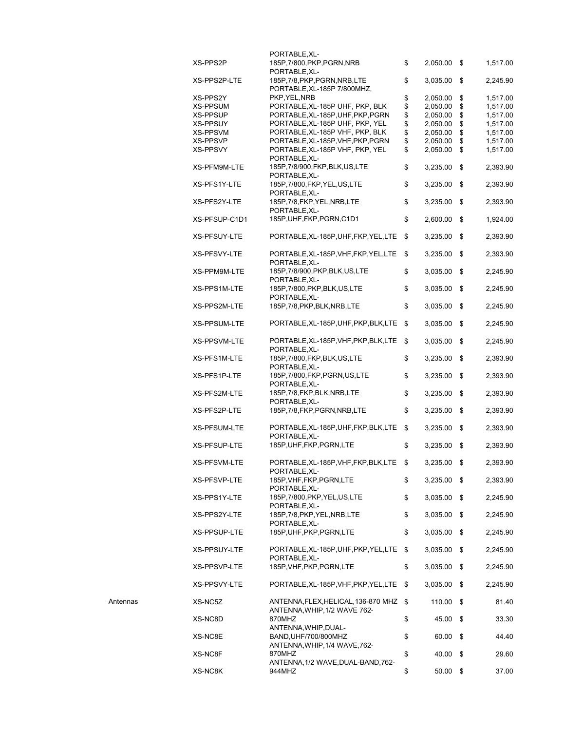| | | | | |
|---|---|---|---|---|
| | XS-PPS2P | PORTABLE,XL-185P,7/800,PKP,PGRN,NRB | $ 2,050.00 | $ 1,517.00 |
| | XS-PPS2P-LTE | PORTABLE,XL-185P,7/8,PKP,PGRN,NRB,LTE | $ 3,035.00 | $ 2,245.90 |
| | XS-PPS2Y | PORTABLE,XL-185P 7/800MHZ, PKP,YEL,NRB | $ 2,050.00 | $ 1,517.00 |
| | XS-PPSUM | PORTABLE,XL-185P UHF, PKP, BLK | $ 2,050.00 | $ 1,517.00 |
| | XS-PPSUP | PORTABLE,XL-185P,UHF,PKP,PGRN | $ 2,050.00 | $ 1,517.00 |
| | XS-PPSUY | PORTABLE,XL-185P UHF, PKP, YEL | $ 2,050.00 | $ 1,517.00 |
| | XS-PPSVM | PORTABLE,XL-185P VHF, PKP, BLK | $ 2,050.00 | $ 1,517.00 |
| | XS-PPSVP | PORTABLE,XL-185P,VHF,PKP,PGRN | $ 2,050.00 | $ 1,517.00 |
| | XS-PPSVY | PORTABLE,XL-185P VHF, PKP, YEL | $ 2,050.00 | $ 1,517.00 |
| | XS-PFM9M-LTE | PORTABLE,XL-185P,7/8/900,FKP,BLK,US,LTE | $ 3,235.00 | $ 2,393.90 |
| | XS-PFS1Y-LTE | PORTABLE,XL-185P,7/800,FKP,YEL,US,LTE | $ 3,235.00 | $ 2,393.90 |
| | XS-PFS2Y-LTE | PORTABLE,XL-185P,7/8,FKP,YEL,NRB,LTE | $ 3,235.00 | $ 2,393.90 |
| | XS-PFSUP-C1D1 | PORTABLE,XL-185P,UHF,FKP,PGRN,C1D1 | $ 2,600.00 | $ 1,924.00 |
| | XS-PFSUY-LTE | PORTABLE,XL-185P,UHF,FKP,YEL,LTE | $ 3,235.00 | $ 2,393.90 |
| | XS-PFSVY-LTE | PORTABLE,XL-185P,VHF,FKP,YEL,LTE | $ 3,235.00 | $ 2,393.90 |
| | XS-PPM9M-LTE | PORTABLE,XL-185P,7/8/900,PKP,BLK,US,LTE | $ 3,035.00 | $ 2,245.90 |
| | XS-PPS1M-LTE | PORTABLE,XL-185P,7/800,PKP,BLK,US,LTE | $ 3,035.00 | $ 2,245.90 |
| | XS-PPS2M-LTE | PORTABLE,XL-185P,7/8,PKP,BLK,NRB,LTE | $ 3,035.00 | $ 2,245.90 |
| | XS-PPSUM-LTE | PORTABLE,XL-185P,UHF,PKP,BLK,LTE | $ 3,035.00 | $ 2,245.90 |
| | XS-PPSVM-LTE | PORTABLE,XL-185P,VHF,PKP,BLK,LTE | $ 3,035.00 | $ 2,245.90 |
| | XS-PFS1M-LTE | PORTABLE,XL-185P,7/800,FKP,BLK,US,LTE | $ 3,235.00 | $ 2,393.90 |
| | XS-PFS1P-LTE | PORTABLE,XL-185P,7/800,FKP,PGRN,US,LTE | $ 3,235.00 | $ 2,393.90 |
| | XS-PFS2M-LTE | PORTABLE,XL-185P,7/8,FKP,BLK,NRB,LTE | $ 3,235.00 | $ 2,393.90 |
| | XS-PFS2P-LTE | PORTABLE,XL-185P,7/8,FKP,PGRN,NRB,LTE | $ 3,235.00 | $ 2,393.90 |
| | XS-PFSUM-LTE | PORTABLE,XL-185P,UHF,FKP,BLK,LTE | $ 3,235.00 | $ 2,393.90 |
| | XS-PFSUP-LTE | PORTABLE,XL-185P,UHF,FKP,PGRN,LTE | $ 3,235.00 | $ 2,393.90 |
| | XS-PFSVM-LTE | PORTABLE,XL-185P,VHF,FKP,BLK,LTE | $ 3,235.00 | $ 2,393.90 |
| | XS-PFSVP-LTE | PORTABLE,XL-185P,VHF,FKP,PGRN,LTE | $ 3,235.00 | $ 2,393.90 |
| | XS-PPS1Y-LTE | PORTABLE,XL-185P,7/800,PKP,YEL,US,LTE | $ 3,035.00 | $ 2,245.90 |
| | XS-PPS2Y-LTE | PORTABLE,XL-185P,7/8,PKP,YEL,NRB,LTE | $ 3,035.00 | $ 2,245.90 |
| | XS-PPSUP-LTE | PORTABLE,XL-185P,UHF,PKP,PGRN,LTE | $ 3,035.00 | $ 2,245.90 |
| | XS-PPSUY-LTE | PORTABLE,XL-185P,UHF,PKP,YEL,LTE | $ 3,035.00 | $ 2,245.90 |
| | XS-PPSVP-LTE | PORTABLE,XL-185P,VHF,PKP,PGRN,LTE | $ 3,035.00 | $ 2,245.90 |
| | XS-PPSVY-LTE | PORTABLE,XL-185P,VHF,PKP,YEL,LTE | $ 3,035.00 | $ 2,245.90 |
| Antennas | XS-NC5Z | ANTENNA,FLEX,HELICAL,136-870 MHZ | $ 110.00 | $ 81.40 |
| | XS-NC8D | ANTENNA,WHIP,1/2 WAVE 762-870MHZ | $ 45.00 | $ 33.30 |
| | XS-NC8E | ANTENNA,WHIP,DUAL-BAND,UHF/700/800MHZ | $ 60.00 | $ 44.40 |
| | XS-NC8F | ANTENNA,WHIP,1/4 WAVE,762-870MHZ | $ 40.00 | $ 29.60 |
| | XS-NC8K | ANTENNA,1/2 WAVE,DUAL-BAND,762-944MHZ | $ 50.00 | $ 37.00 |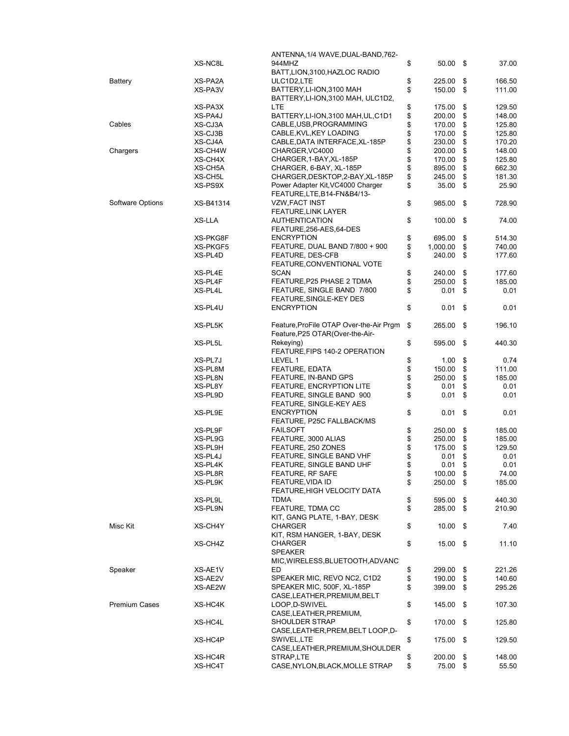| | | | | |
|---|---|---|---|---|
| | XS-NC8L | ANTENNA,1/4 WAVE,DUAL-BAND,762-944MHZ | $ 50.00 | $ 37.00 |
| Battery | XS-PA2A | BATT,LION,3100,HAZLOC RADIO ULC1D2,LTE | $ 225.00 | $ 166.50 |
| | XS-PA3V | BATTERY,LI-ION,3100 MAH | $ 150.00 | $ 111.00 |
| | XS-PA3X | BATTERY,LI-ION,3100 MAH, ULC1D2, LTE | $ 175.00 | $ 129.50 |
| | XS-PA4J | BATTERY,LI-ION,3100 MAH,UL,C1D1 | $ 200.00 | $ 148.00 |
| Cables | XS-CJ3A | CABLE,USB,PROGRAMMING | $ 170.00 | $ 125.80 |
| | XS-CJ3B | CABLE,KVL,KEY LOADING | $ 170.00 | $ 125.80 |
| | XS-CJ4A | CABLE,DATA INTERFACE,XL-185P | $ 230.00 | $ 170.20 |
| Chargers | XS-CH4W | CHARGER,VC4000 | $ 200.00 | $ 148.00 |
| | XS-CH4X | CHARGER,1-BAY,XL-185P | $ 170.00 | $ 125.80 |
| | XS-CH5A | CHARGER, 6-BAY, XL-185P | $ 895.00 | $ 662.30 |
| | XS-CH5L | CHARGER,DESKTOP,2-BAY,XL-185P | $ 245.00 | $ 181.30 |
| | XS-PS9X | Power Adapter Kit,VC4000 Charger | $ 35.00 | $ 25.90 |
| Software Options | XS-B41314 | FEATURE,LTE,B14-FN&B4/13-VZW,FACT INST | $ 985.00 | $ 728.90 |
| | XS-LLA | FEATURE,LINK LAYER AUTHENTICATION | $ 100.00 | $ 74.00 |
| | XS-PKG8F | FEATURE,256-AES,64-DES ENCRYPTION | $ 695.00 | $ 514.30 |
| | XS-PKGF5 | FEATURE, DUAL BAND 7/800 + 900 | $ 1,000.00 | $ 740.00 |
| | XS-PL4D | FEATURE, DES-CFB | $ 240.00 | $ 177.60 |
| | XS-PL4E | FEATURE,CONVENTIONAL VOTE SCAN | $ 240.00 | $ 177.60 |
| | XS-PL4F | FEATURE,P25 PHASE 2 TDMA | $ 250.00 | $ 185.00 |
| | XS-PL4L | FEATURE, SINGLE BAND 7/800 | $ 0.01 | $ 0.01 |
| | XS-PL4U | FEATURE,SINGLE-KEY DES ENCRYPTION | $ 0.01 | $ 0.01 |
| | XS-PL5K | Feature,ProFile OTAP Over-the-Air Prgm | $ 265.00 | $ 196.10 |
| | XS-PL5L | Feature,P25 OTAR(Over-the-Air-Rekeying) | $ 595.00 | $ 440.30 |
| | XS-PL7J | FEATURE,FIPS 140-2 OPERATION LEVEL 1 | $ 1.00 | $ 0.74 |
| | XS-PL8M | FEATURE, EDATA | $ 150.00 | $ 111.00 |
| | XS-PL8N | FEATURE, IN-BAND GPS | $ 250.00 | $ 185.00 |
| | XS-PL8Y | FEATURE, ENCRYPTION LITE | $ 0.01 | $ 0.01 |
| | XS-PL9D | FEATURE, SINGLE BAND 900 | $ 0.01 | $ 0.01 |
| | XS-PL9E | FEATURE, SINGLE-KEY AES ENCRYPTION | $ 0.01 | $ 0.01 |
| | XS-PL9F | FEATURE, P25C FALLBACK/MS FAILSOFT | $ 250.00 | $ 185.00 |
| | XS-PL9G | FEATURE, 3000 ALIAS | $ 250.00 | $ 185.00 |
| | XS-PL9H | FEATURE, 250 ZONES | $ 175.00 | $ 129.50 |
| | XS-PL4J | FEATURE, SINGLE BAND VHF | $ 0.01 | $ 0.01 |
| | XS-PL4K | FEATURE, SINGLE BAND UHF | $ 0.01 | $ 0.01 |
| | XS-PL8R | FEATURE, RF SAFE | $ 100.00 | $ 74.00 |
| | XS-PL9K | FEATURE,VIDA ID | $ 250.00 | $ 185.00 |
| | XS-PL9L | FEATURE,HIGH VELOCITY DATA TDMA | $ 595.00 | $ 440.30 |
| | XS-PL9N | FEATURE, TDMA CC | $ 285.00 | $ 210.90 |
| Misc Kit | XS-CH4Y | KIT, GANG PLATE, 1-BAY, DESK CHARGER | $ 10.00 | $ 7.40 |
| | XS-CH4Z | KIT, RSM HANGER, 1-BAY, DESK CHARGER | $ 15.00 | $ 11.10 |
| Speaker | XS-AE1V | SPEAKER MIC,WIRELESS,BLUETOOTH,ADVANCED | $ 299.00 | $ 221.26 |
| | XS-AE2V | SPEAKER MIC, REVO NC2, C1D2 | $ 190.00 | $ 140.60 |
| | XS-AE2W | SPEAKER MIC, 500F, XL-185P | $ 399.00 | $ 295.26 |
| Premium Cases | XS-HC4K | CASE,LEATHER,PREMIUM,BELT LOOP,D-SWIVEL | $ 145.00 | $ 107.30 |
| | XS-HC4L | CASE,LEATHER,PREMIUM, SHOULDER STRAP | $ 170.00 | $ 125.80 |
| | XS-HC4P | CASE,LEATHER,PREM,BELT LOOP,D-SWIVEL,LTE | $ 175.00 | $ 129.50 |
| | XS-HC4R | CASE,LEATHER,PREMIUM,SHOULDER STRAP,LTE | $ 200.00 | $ 148.00 |
| | XS-HC4T | CASE,NYLON,BLACK,MOLLE STRAP | $ 75.00 | $ 55.50 |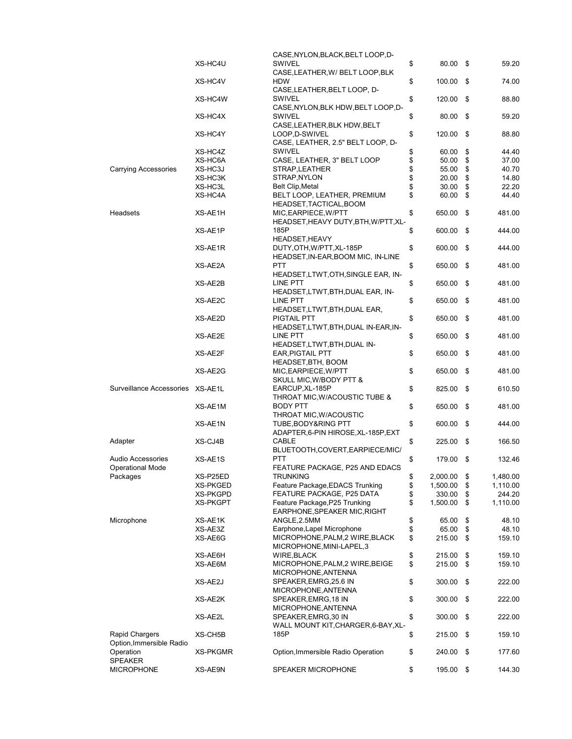| | | | | |
|---|---|---|---|---|
| | XS-HC4U | CASE,NYLON,BLACK,BELT LOOP,D-SWIVEL | $ 80.00 | $ 59.20 |
| | XS-HC4V | CASE,LEATHER,W/ BELT LOOP,BLK HDW | $ 100.00 | $ 74.00 |
| | XS-HC4W | CASE,LEATHER,BELT LOOP, D-SWIVEL | $ 120.00 | $ 88.80 |
| | XS-HC4X | CASE,NYLON,BLK HDW,BELT LOOP,D-SWIVEL | $ 80.00 | $ 59.20 |
| | XS-HC4Y | CASE,LEATHER,BLK HDW,BELT LOOP,D-SWIVEL | $ 120.00 | $ 88.80 |
| | XS-HC4Z | CASE, LEATHER, 2.5" BELT LOOP, D-SWIVEL | $ 60.00 | $ 44.40 |
| | XS-HC6A | CASE, LEATHER, 3" BELT LOOP | $ 50.00 | $ 37.00 |
| Carrying Accessories | XS-HC3J | STRAP,LEATHER | $ 55.00 | $ 40.70 |
| | XS-HC3K | STRAP,NYLON | $ 20.00 | $ 14.80 |
| | XS-HC3L | Belt Clip,Metal | $ 30.00 | $ 22.20 |
| | XS-HC4A | BELT LOOP, LEATHER, PREMIUM | $ 60.00 | $ 44.40 |
| Headsets | XS-AE1H | HEADSET,TACTICAL,BOOM MIC,EARPIECE,W/PTT | $ 650.00 | $ 481.00 |
| | XS-AE1P | HEADSET,HEAVY DUTY,BTH,W/PTT,XL-185P | $ 600.00 | $ 444.00 |
| | XS-AE1R | HEADSET,HEAVY DUTY,OTH,W/PTT,XL-185P | $ 600.00 | $ 444.00 |
| | XS-AE2A | HEADSET,IN-EAR,BOOM MIC, IN-LINE PTT | $ 650.00 | $ 481.00 |
| | XS-AE2B | HEADSET,LTWT,OTH,SINGLE EAR, IN-LINE PTT | $ 650.00 | $ 481.00 |
| | XS-AE2C | HEADSET,LTWT,BTH,DUAL EAR, IN-LINE PTT | $ 650.00 | $ 481.00 |
| | XS-AE2D | HEADSET,LTWT,BTH,DUAL EAR, PIGTAIL PTT | $ 650.00 | $ 481.00 |
| | XS-AE2E | HEADSET,LTWT,BTH,DUAL IN-EAR,IN-LINE PTT | $ 650.00 | $ 481.00 |
| | XS-AE2F | HEADSET,LTWT,BTH,DUAL IN-EAR,PIGTAIL PTT | $ 650.00 | $ 481.00 |
| | XS-AE2G | HEADSET,BTH, BOOM MIC,EARPIECE,W/PTT | $ 650.00 | $ 481.00 |
| Surveillance Accessories | XS-AE1L | SKULL MIC,W/BODY PTT & EARCUP,XL-185P | $ 825.00 | $ 610.50 |
| | XS-AE1M | THROAT MIC,W/ACOUSTIC TUBE & BODY PTT | $ 650.00 | $ 481.00 |
| | XS-AE1N | THROAT MIC,W/ACOUSTIC TUBE,BODY&RING PTT | $ 600.00 | $ 444.00 |
| Adapter | XS-CJ4B | ADAPTER,6-PIN HIROSE,XL-185P,EXT CABLE | $ 225.00 | $ 166.50 |
| Audio Accessories | XS-AE1S | BLUETOOTH,COVERT,EARPIECE/MIC/PTT | $ 179.00 | $ 132.46 |
| Operational Mode Packages | XS-P25ED | FEATURE PACKAGE, P25 AND EDACS TRUNKING | $ 2,000.00 | $ 1,480.00 |
| | XS-PKGED | Feature Package,EDACS Trunking | $ 1,500.00 | $ 1,110.00 |
| | XS-PKGPD | FEATURE PACKAGE, P25 DATA | $ 330.00 | $ 244.20 |
| | XS-PKGPT | Feature Package,P25 Trunking | $ 1,500.00 | $ 1,110.00 |
| Microphone | XS-AE1K | EARPHONE,SPEAKER MIC,RIGHT ANGLE,2.5MM | $ 65.00 | $ 48.10 |
| | XS-AE3Z | Earphone,Lapel Microphone | $ 65.00 | $ 48.10 |
| | XS-AE6G | MICROPHONE,PALM,2 WIRE,BLACK | $ 215.00 | $ 159.10 |
| | XS-AE6H | MICROPHONE,MINI-LAPEL,3 WIRE,BLACK | $ 215.00 | $ 159.10 |
| | XS-AE6M | MICROPHONE,PALM,2 WIRE,BEIGE | $ 215.00 | $ 159.10 |
| | XS-AE2J | MICROPHONE,ANTENNA SPEAKER,EMRG,25.6 IN | $ 300.00 | $ 222.00 |
| | XS-AE2K | MICROPHONE,ANTENNA SPEAKER,EMRG,18 IN | $ 300.00 | $ 222.00 |
| | XS-AE2L | MICROPHONE,ANTENNA SPEAKER,EMRG,30 IN | $ 300.00 | $ 222.00 |
| Rapid Chargers | XS-CH5B | WALL MOUNT KIT,CHARGER,6-BAY,XL-185P | $ 215.00 | $ 159.10 |
| Option,Immersible Radio Operation | XS-PKGMR | Option,Immersible Radio Operation | $ 240.00 | $ 177.60 |
| SPEAKER MICROPHONE | XS-AE9N | SPEAKER MICROPHONE | $ 195.00 | $ 144.30 |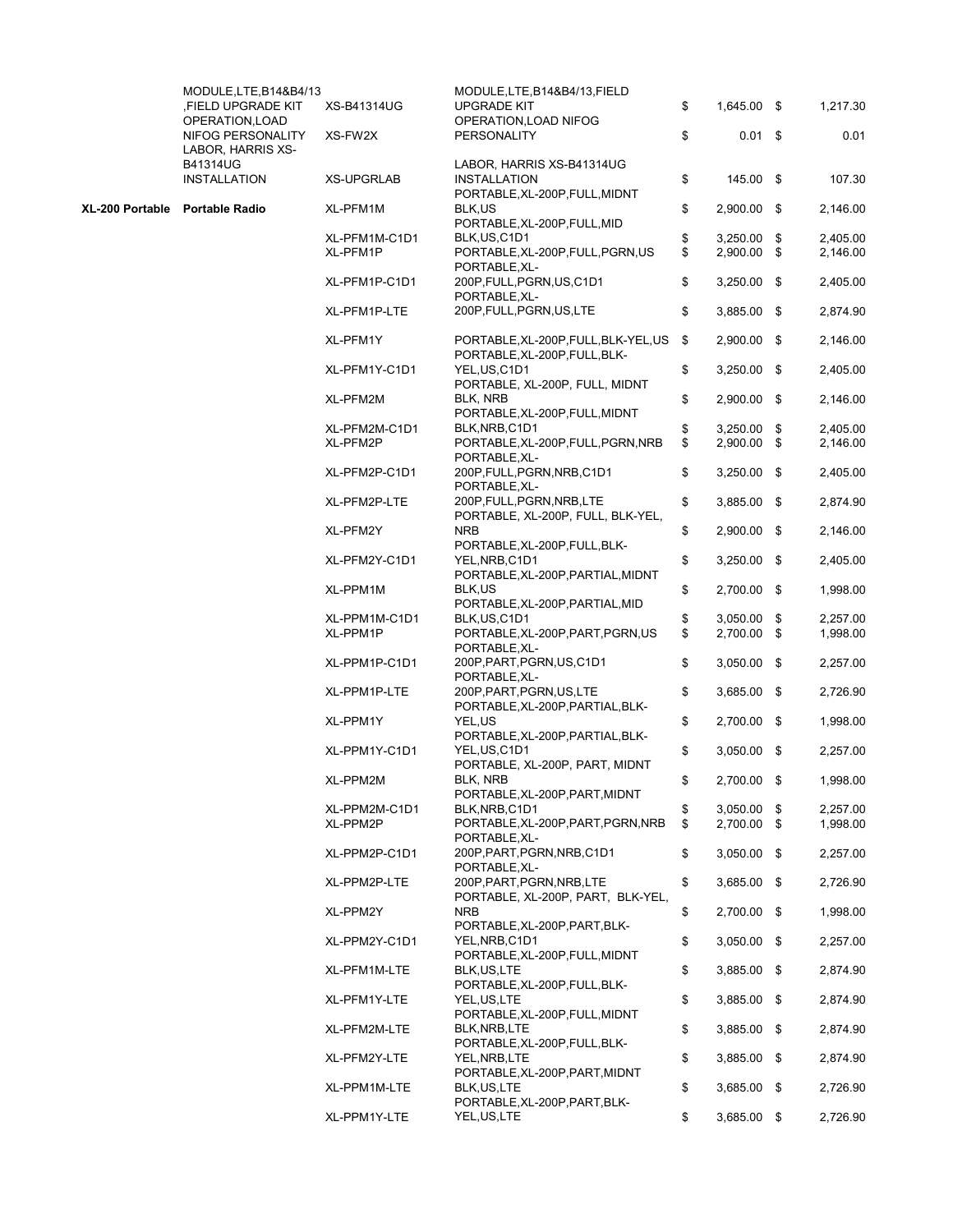| | | | | | |
|---|---|---|---|---|---|
| | MODULE,LTE,B14&B4/13 ,FIELD UPGRADE KIT | XS-B41314UG | MODULE,LTE,B14&B4/13,FIELD UPGRADE KIT | $ 1,645.00 | $ 1,217.30 |
| | OPERATION,LOAD NIFOG PERSONALITY | XS-FW2X | OPERATION,LOAD NIFOG PERSONALITY | $ 0.01 | $ 0.01 |
| | LABOR, HARRIS XS-B41314UG INSTALLATION | XS-UPGRLAB | LABOR, HARRIS XS-B41314UG INSTALLATION | $ 145.00 | $ 107.30 |
| **XL-200 Portable** | **Portable Radio** | XL-PFM1M | PORTABLE,XL-200P,FULL,MIDNT BLK,US | $ 2,900.00 | $ 2,146.00 |
| | | XL-PFM1M-C1D1 | PORTABLE,XL-200P,FULL,MID BLK,US,C1D1 | $ 3,250.00 | $ 2,405.00 |
| | | XL-PFM1P | PORTABLE,XL-200P,FULL,PGRN,US | $ 2,900.00 | $ 2,146.00 |
| | | XL-PFM1P-C1D1 | PORTABLE,XL-200P,FULL,PGRN,US,C1D1 | $ 3,250.00 | $ 2,405.00 |
| | | XL-PFM1P-LTE | PORTABLE,XL-200P,FULL,PGRN,US,LTE | $ 3,885.00 | $ 2,874.90 |
| | | XL-PFM1Y | PORTABLE,XL-200P,FULL,BLK-YEL,US | $ 2,900.00 | $ 2,146.00 |
| | | XL-PFM1Y-C1D1 | PORTABLE,XL-200P,FULL,BLK-YEL,US,C1D1 | $ 3,250.00 | $ 2,405.00 |
| | | XL-PFM2M | PORTABLE, XL-200P, FULL, MIDNT BLK, NRB | $ 2,900.00 | $ 2,146.00 |
| | | XL-PFM2M-C1D1 | PORTABLE,XL-200P,FULL,MIDNT BLK,NRB,C1D1 | $ 3,250.00 | $ 2,405.00 |
| | | XL-PFM2P | PORTABLE,XL-200P,FULL,PGRN,NRB | $ 2,900.00 | $ 2,146.00 |
| | | XL-PFM2P-C1D1 | PORTABLE,XL-200P,FULL,PGRN,NRB,C1D1 | $ 3,250.00 | $ 2,405.00 |
| | | XL-PFM2P-LTE | PORTABLE,XL-200P,FULL,PGRN,NRB,LTE | $ 3,885.00 | $ 2,874.90 |
| | | XL-PFM2Y | PORTABLE, XL-200P, FULL, BLK-YEL, NRB | $ 2,900.00 | $ 2,146.00 |
| | | XL-PFM2Y-C1D1 | PORTABLE,XL-200P,FULL,BLK-YEL,NRB,C1D1 | $ 3,250.00 | $ 2,405.00 |
| | | XL-PPM1M | PORTABLE,XL-200P,PARTIAL,MIDNT BLK,US | $ 2,700.00 | $ 1,998.00 |
| | | XL-PPM1M-C1D1 | PORTABLE,XL-200P,PARTIAL,MID BLK,US,C1D1 | $ 3,050.00 | $ 2,257.00 |
| | | XL-PPM1P | PORTABLE,XL-200P,PART,PGRN,US | $ 2,700.00 | $ 1,998.00 |
| | | XL-PPM1P-C1D1 | PORTABLE,XL-200P,PART,PGRN,US,C1D1 | $ 3,050.00 | $ 2,257.00 |
| | | XL-PPM1P-LTE | PORTABLE,XL-200P,PART,PGRN,US,LTE | $ 3,685.00 | $ 2,726.90 |
| | | XL-PPM1Y | PORTABLE,XL-200P,PARTIAL,BLK-YEL,US | $ 2,700.00 | $ 1,998.00 |
| | | XL-PPM1Y-C1D1 | PORTABLE,XL-200P,PARTIAL,BLK-YEL,US,C1D1 | $ 3,050.00 | $ 2,257.00 |
| | | XL-PPM2M | PORTABLE, XL-200P, PART, MIDNT BLK, NRB | $ 2,700.00 | $ 1,998.00 |
| | | XL-PPM2M-C1D1 | PORTABLE,XL-200P,PART,MIDNT BLK,NRB,C1D1 | $ 3,050.00 | $ 2,257.00 |
| | | XL-PPM2P | PORTABLE,XL-200P,PART,PGRN,NRB | $ 2,700.00 | $ 1,998.00 |
| | | XL-PPM2P-C1D1 | PORTABLE,XL-200P,PART,PGRN,NRB,C1D1 | $ 3,050.00 | $ 2,257.00 |
| | | XL-PPM2P-LTE | PORTABLE,XL-200P,PART,PGRN,NRB,LTE | $ 3,685.00 | $ 2,726.90 |
| | | XL-PPM2Y | PORTABLE, XL-200P, PART, BLK-YEL, NRB | $ 2,700.00 | $ 1,998.00 |
| | | XL-PPM2Y-C1D1 | PORTABLE,XL-200P,PART,BLK-YEL,NRB,C1D1 | $ 3,050.00 | $ 2,257.00 |
| | | XL-PFM1M-LTE | PORTABLE,XL-200P,FULL,MIDNT BLK,US,LTE | $ 3,885.00 | $ 2,874.90 |
| | | XL-PFM1Y-LTE | PORTABLE,XL-200P,FULL,BLK-YEL,US,LTE | $ 3,885.00 | $ 2,874.90 |
| | | XL-PFM2M-LTE | PORTABLE,XL-200P,FULL,MIDNT BLK,NRB,LTE | $ 3,885.00 | $ 2,874.90 |
| | | XL-PFM2Y-LTE | PORTABLE,XL-200P,FULL,BLK-YEL,NRB,LTE | $ 3,885.00 | $ 2,874.90 |
| | | XL-PPM1M-LTE | PORTABLE,XL-200P,PART,MIDNT BLK,US,LTE | $ 3,685.00 | $ 2,726.90 |
| | | XL-PPM1Y-LTE | PORTABLE,XL-200P,PART,BLK-YEL,US,LTE | $ 3,685.00 | $ 2,726.90 |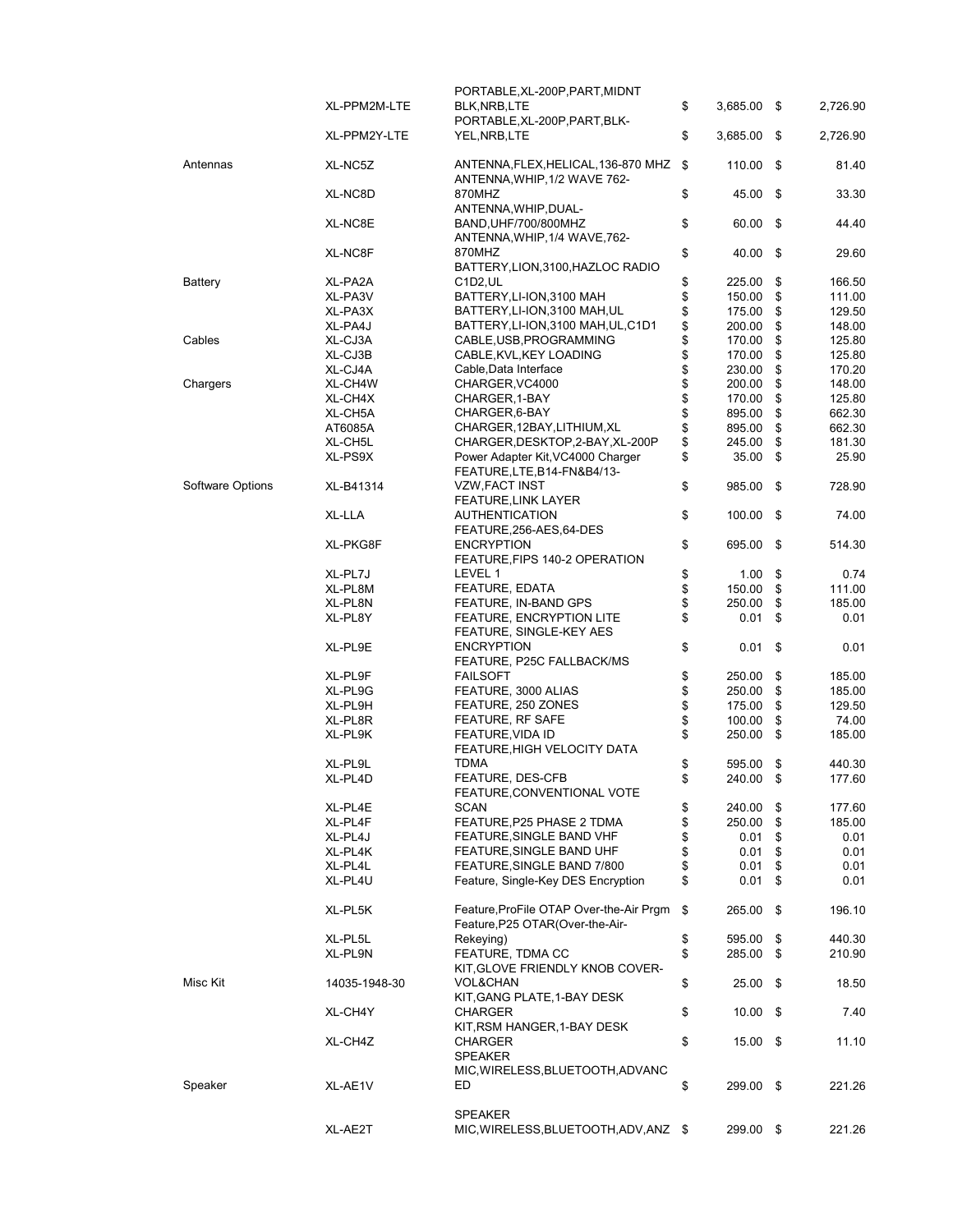| Category | Part Number | Description | List Price | Discounted Price |
|---|---|---|---|---|
| | XL-PPM2M-LTE | PORTABLE,XL-200P,PART,MIDNT BLK,NRB,LTE | $ 3,685.00 | $ 2,726.90 |
| | XL-PPM2Y-LTE | PORTABLE,XL-200P,PART,BLK-YEL,NRB,LTE | $ 3,685.00 | $ 2,726.90 |
| Antennas | XL-NC5Z | ANTENNA,FLEX,HELICAL,136-870 MHZ | $ 110.00 | $ 81.40 |
| | XL-NC8D | ANTENNA,WHIP,1/2 WAVE 762-870MHZ | $ 45.00 | $ 33.30 |
| | XL-NC8E | ANTENNA,WHIP,DUAL-BAND,UHF/700/800MHZ | $ 60.00 | $ 44.40 |
| | XL-NC8F | ANTENNA,WHIP,1/4 WAVE,762-870MHZ | $ 40.00 | $ 29.60 |
| Battery | XL-PA2A | BATTERY,LION,3100,HAZLOC RADIO C1D2,UL | $ 225.00 | $ 166.50 |
| | XL-PA3V | BATTERY,LI-ION,3100 MAH | $ 150.00 | $ 111.00 |
| | XL-PA3X | BATTERY,LI-ION,3100 MAH,UL | $ 175.00 | $ 129.50 |
| | XL-PA4J | BATTERY,LI-ION,3100 MAH,UL,C1D1 | $ 200.00 | $ 148.00 |
| Cables | XL-CJ3A | CABLE,USB,PROGRAMMING | $ 170.00 | $ 125.80 |
| | XL-CJ3B | CABLE,KVL,KEY LOADING | $ 170.00 | $ 125.80 |
| | XL-CJ4A | Cable,Data Interface | $ 230.00 | $ 170.20 |
| Chargers | XL-CH4W | CHARGER,VC4000 | $ 200.00 | $ 148.00 |
| | XL-CH4X | CHARGER,1-BAY | $ 170.00 | $ 125.80 |
| | XL-CH5A | CHARGER,6-BAY | $ 895.00 | $ 662.30 |
| | AT6085A | CHARGER,12BAY,LITHIUM,XL | $ 895.00 | $ 662.30 |
| | XL-CH5L | CHARGER,DESKTOP,2-BAY,XL-200P | $ 245.00 | $ 181.30 |
| | XL-PS9X | Power Adapter Kit,VC4000 Charger | $ 35.00 | $ 25.90 |
| Software Options | XL-B41314 | FEATURE,LTE,B14-FN&B4/13-VZW,FACT INST | $ 985.00 | $ 728.90 |
| | XL-LLA | FEATURE,LINK LAYER AUTHENTICATION | $ 100.00 | $ 74.00 |
| | XL-PKG8F | FEATURE,256-AES,64-DES ENCRYPTION | $ 695.00 | $ 514.30 |
| | XL-PL7J | FEATURE,FIPS 140-2 OPERATION LEVEL 1 | $ 1.00 | $ 0.74 |
| | XL-PL8M | FEATURE, EDATA | $ 150.00 | $ 111.00 |
| | XL-PL8N | FEATURE, IN-BAND GPS | $ 250.00 | $ 185.00 |
| | XL-PL8Y | FEATURE, ENCRYPTION LITE | $ 0.01 | $ 0.01 |
| | XL-PL9E | FEATURE, SINGLE-KEY AES ENCRYPTION | $ 0.01 | $ 0.01 |
| | XL-PL9F | FEATURE, P25C FALLBACK/MS FAILSOFT | $ 250.00 | $ 185.00 |
| | XL-PL9G | FEATURE, 3000 ALIAS | $ 250.00 | $ 185.00 |
| | XL-PL9H | FEATURE, 250 ZONES | $ 175.00 | $ 129.50 |
| | XL-PL8R | FEATURE, RF SAFE | $ 100.00 | $ 74.00 |
| | XL-PL9K | FEATURE,VIDA ID | $ 250.00 | $ 185.00 |
| | XL-PL9L | FEATURE,HIGH VELOCITY DATA TDMA | $ 595.00 | $ 440.30 |
| | XL-PL4D | FEATURE, DES-CFB | $ 240.00 | $ 177.60 |
| | XL-PL4E | FEATURE,CONVENTIONAL VOTE SCAN | $ 240.00 | $ 177.60 |
| | XL-PL4F | FEATURE,P25 PHASE 2 TDMA | $ 250.00 | $ 185.00 |
| | XL-PL4J | FEATURE,SINGLE BAND VHF | $ 0.01 | $ 0.01 |
| | XL-PL4K | FEATURE,SINGLE BAND UHF | $ 0.01 | $ 0.01 |
| | XL-PL4L | FEATURE,SINGLE BAND 7/800 | $ 0.01 | $ 0.01 |
| | XL-PL4U | Feature, Single-Key DES Encryption | $ 0.01 | $ 0.01 |
| | XL-PL5K | Feature,ProFile OTAP Over-the-Air Prgm | $ 265.00 | $ 196.10 |
| | XL-PL5L | Feature,P25 OTAR(Over-the-Air-Rekeying) | $ 595.00 | $ 440.30 |
| | XL-PL9N | FEATURE, TDMA CC | $ 285.00 | $ 210.90 |
| Misc Kit | 14035-1948-30 | KIT,GLOVE FRIENDLY KNOB COVER-VOL&CHAN | $ 25.00 | $ 18.50 |
| | XL-CH4Y | KIT,GANG PLATE,1-BAY DESK CHARGER | $ 10.00 | $ 7.40 |
| | XL-CH4Z | KIT,RSM HANGER,1-BAY DESK CHARGER | $ 15.00 | $ 11.10 |
| Speaker | XL-AE1V | SPEAKER MIC,WIRELESS,BLUETOOTH,ADVANCED | $ 299.00 | $ 221.26 |
| | XL-AE2T | SPEAKER MIC,WIRELESS,BLUETOOTH,ADV,ANZ | $ 299.00 | $ 221.26 |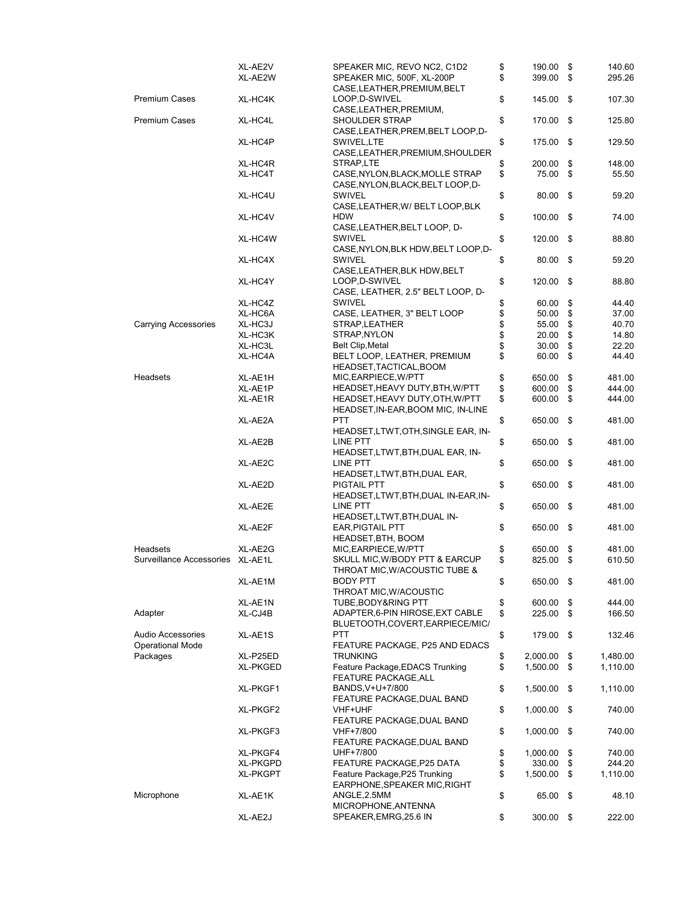| | | | | |
|---|---|---|---|---|
| | XL-AE2V | SPEAKER MIC, REVO NC2, C1D2 | $ 190.00 | $ 140.60 |
| | XL-AE2W | SPEAKER MIC, 500F, XL-200P | $ 399.00 | $ 295.26 |
| Premium Cases | XL-HC4K | CASE,LEATHER,PREMIUM,BELT LOOP,D-SWIVEL | $ 145.00 | $ 107.30 |
| Premium Cases | XL-HC4L | CASE,LEATHER,PREMIUM, SHOULDER STRAP | $ 170.00 | $ 125.80 |
| | XL-HC4P | CASE,LEATHER,PREM,BELT LOOP,D-SWIVEL,LTE | $ 175.00 | $ 129.50 |
| | XL-HC4R | CASE,LEATHER,PREMIUM,SHOULDER STRAP,LTE | $ 200.00 | $ 148.00 |
| | XL-HC4T | CASE,NYLON,BLACK,MOLLE STRAP | $ 75.00 | $ 55.50 |
| | XL-HC4U | CASE,NYLON,BLACK,BELT LOOP,D-SWIVEL | $ 80.00 | $ 59.20 |
| | XL-HC4V | CASE,LEATHER,W/ BELT LOOP,BLK HDW | $ 100.00 | $ 74.00 |
| | XL-HC4W | CASE,LEATHER,BELT LOOP, D-SWIVEL | $ 120.00 | $ 88.80 |
| | XL-HC4X | CASE,NYLON,BLK HDW,BELT LOOP,D-SWIVEL | $ 80.00 | $ 59.20 |
| | XL-HC4Y | CASE,LEATHER,BLK HDW,BELT LOOP,D-SWIVEL | $ 120.00 | $ 88.80 |
| | XL-HC4Z | CASE, LEATHER, 2.5" BELT LOOP, D-SWIVEL | $ 60.00 | $ 44.40 |
| | XL-HC6A | CASE, LEATHER, 3" BELT LOOP | $ 50.00 | $ 37.00 |
| Carrying Accessories | XL-HC3J | STRAP,LEATHER | $ 55.00 | $ 40.70 |
| | XL-HC3K | STRAP,NYLON | $ 20.00 | $ 14.80 |
| | XL-HC3L | Belt Clip,Metal | $ 30.00 | $ 22.20 |
| | XL-HC4A | BELT LOOP, LEATHER, PREMIUM | $ 60.00 | $ 44.40 |
| Headsets | XL-AE1H | HEADSET,TACTICAL,BOOM MIC,EARPIECE,W/PTT | $ 650.00 | $ 481.00 |
| | XL-AE1P | HEADSET,HEAVY DUTY,BTH,W/PTT | $ 600.00 | $ 444.00 |
| | XL-AE1R | HEADSET,HEAVY DUTY,OTH,W/PTT | $ 600.00 | $ 444.00 |
| | XL-AE2A | HEADSET,IN-EAR,BOOM MIC, IN-LINE PTT | $ 650.00 | $ 481.00 |
| | XL-AE2B | HEADSET,LTWT,OTH,SINGLE EAR, IN-LINE PTT | $ 650.00 | $ 481.00 |
| | XL-AE2C | HEADSET,LTWT,BTH,DUAL EAR, IN-LINE PTT | $ 650.00 | $ 481.00 |
| | XL-AE2D | HEADSET,LTWT,BTH,DUAL EAR, PIGTAIL PTT | $ 650.00 | $ 481.00 |
| | XL-AE2E | HEADSET,LTWT,BTH,DUAL IN-EAR,IN-LINE PTT | $ 650.00 | $ 481.00 |
| | XL-AE2F | HEADSET,LTWT,BTH,DUAL IN-EAR,PIGTAIL PTT | $ 650.00 | $ 481.00 |
| Headsets | XL-AE2G | HEADSET,BTH, BOOM MIC,EARPIECE,W/PTT | $ 650.00 | $ 481.00 |
| Surveillance Accessories | XL-AE1L | SKULL MIC,W/BODY PTT & EARCUP | $ 825.00 | $ 610.50 |
| | XL-AE1M | THROAT MIC,W/ACOUSTIC TUBE & BODY PTT | $ 650.00 | $ 481.00 |
| | XL-AE1N | THROAT MIC,W/ACOUSTIC TUBE,BODY&RING PTT | $ 600.00 | $ 444.00 |
| Adapter | XL-CJ4B | ADAPTER,6-PIN HIROSE,EXT CABLE | $ 225.00 | $ 166.50 |
| Audio Accessories | XL-AE1S | BLUETOOTH,COVERT,EARPIECE/MIC/PTT | $ 179.00 | $ 132.46 |
| Operational Mode Packages | XL-P25ED | FEATURE PACKAGE, P25 AND EDACS TRUNKING | $ 2,000.00 | $ 1,480.00 |
| | XL-PKGED | Feature Package,EDACS Trunking | $ 1,500.00 | $ 1,110.00 |
| | XL-PKGF1 | FEATURE PACKAGE,ALL BANDS,V+U+7/800 | $ 1,500.00 | $ 1,110.00 |
| | XL-PKGF2 | FEATURE PACKAGE,DUAL BAND VHF+UHF | $ 1,000.00 | $ 740.00 |
| | XL-PKGF3 | FEATURE PACKAGE,DUAL BAND VHF+7/800 | $ 1,000.00 | $ 740.00 |
| | XL-PKGF4 | FEATURE PACKAGE,DUAL BAND UHF+7/800 | $ 1,000.00 | $ 740.00 |
| | XL-PKGPD | FEATURE PACKAGE,P25 DATA | $ 330.00 | $ 244.20 |
| | XL-PKGPT | Feature Package,P25 Trunking | $ 1,500.00 | $ 1,110.00 |
| Microphone | XL-AE1K | EARPHONE,SPEAKER MIC,RIGHT ANGLE,2.5MM | $ 65.00 | $ 48.10 |
| | XL-AE2J | MICROPHONE,ANTENNA SPEAKER,EMRG,25.6 IN | $ 300.00 | $ 222.00 |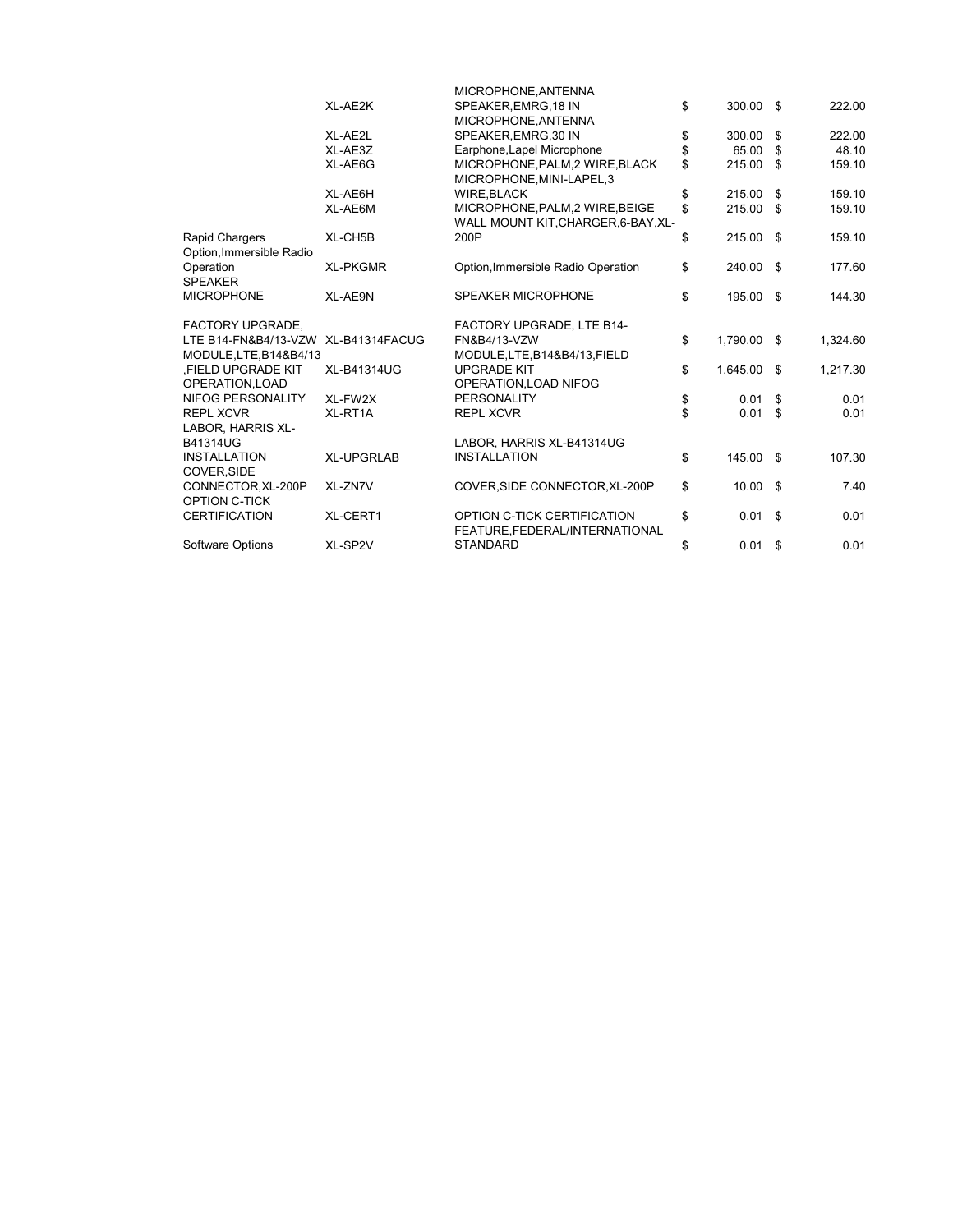| | | | | |
|---|---|---|---|---|
| | | MICROPHONE,ANTENNA | | |
| | XL-AE2K | SPEAKER,EMRG,18 IN | $ 300.00 | $ 222.00 |
| | | MICROPHONE,ANTENNA | | |
| | XL-AE2L | SPEAKER,EMRG,30 IN | $ 300.00 | $ 222.00 |
| | XL-AE3Z | Earphone,Lapel Microphone | $ 65.00 | $ 48.10 |
| | XL-AE6G | MICROPHONE,PALM,2 WIRE,BLACK | $ 215.00 | $ 159.10 |
| | XL-AE6H | MICROPHONE,MINI-LAPEL,3 WIRE,BLACK | $ 215.00 | $ 159.10 |
| | XL-AE6M | MICROPHONE,PALM,2 WIRE,BEIGE | $ 215.00 | $ 159.10 |
| Rapid Chargers | XL-CH5B | WALL MOUNT KIT,CHARGER,6-BAY,XL-200P | $ 215.00 | $ 159.10 |
| Option,Immersible Radio Operation | XL-PKGMR | Option,Immersible Radio Operation | $ 240.00 | $ 177.60 |
| SPEAKER MICROPHONE | XL-AE9N | SPEAKER MICROPHONE | $ 195.00 | $ 144.30 |
| FACTORY UPGRADE, LTE B14-FN&B4/13-VZW | XL-B41314FACUG | FACTORY UPGRADE, LTE B14-FN&B4/13-VZW | $ 1,790.00 | $ 1,324.60 |
| MODULE,LTE,B14&B4/13 ,FIELD UPGRADE KIT | XL-B41314UG | MODULE,LTE,B14&B4/13,FIELD UPGRADE KIT | $ 1,645.00 | $ 1,217.30 |
| OPERATION,LOAD NIFOG PERSONALITY | XL-FW2X | OPERATION,LOAD NIFOG PERSONALITY | $ 0.01 | $ 0.01 |
| REPL XCVR | XL-RT1A | REPL XCVR | $ 0.01 | $ 0.01 |
| LABOR, HARRIS XL-B41314UG INSTALLATION | XL-UPGRLAB | LABOR, HARRIS XL-B41314UG INSTALLATION | $ 145.00 | $ 107.30 |
| COVER,SIDE CONNECTOR,XL-200P | XL-ZN7V | COVER,SIDE CONNECTOR,XL-200P | $ 10.00 | $ 7.40 |
| OPTION C-TICK CERTIFICATION | XL-CERT1 | OPTION C-TICK CERTIFICATION | $ 0.01 | $ 0.01 |
| Software Options | XL-SP2V | FEATURE,FEDERAL/INTERNATIONAL STANDARD | $ 0.01 | $ 0.01 |